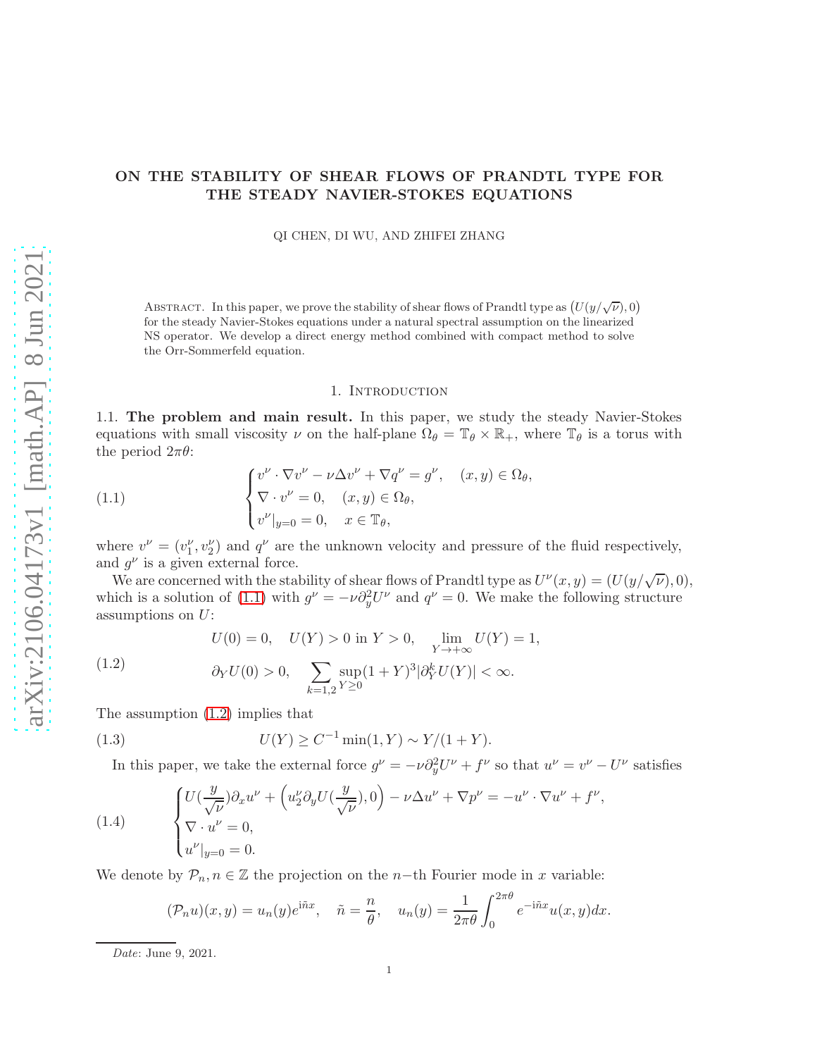# ON THE STABILITY OF SHEAR FLOWS OF PRANDTL TYPE FOR THE STEADY NAVIER-STOKES EQUATIONS

QI CHEN, DI WU, AND ZHIFEI ZHANG

Abstract. In this paper, we prove the stability of shear flows of Prandtl type as $\big(U(y/\sqrt{\nu}),0\big)$ for the steady Navier-Stokes equations under a natural spectral assumption on the linearized NS operator. We develop a direct energy method combined with compact method to solve the Orr-Sommerfeld equation.

## 1. Introduction

**1.1. The problem and main result.** In this paper, we study the steady Navier-Stokes equations with small viscosity $\nu$ on the half-plane $\Omega_\theta = \mathbb{T}_\theta \times \mathbb{R}_+$, where $\mathbb{T}_\theta$ is a torus with the period $2\pi\theta$:

$$
\begin{cases}
v^\nu \cdot \nabla v^\nu - \nu \Delta v^\nu + \nabla q^\nu = g^\nu, \quad (x,y)\in \Omega_\theta,\\
\nabla \cdot v^\nu = 0, \quad (x,y)\in\Omega_\theta,\\
v^\nu|_{y=0} = 0, \quad x\in \mathbb{T}_\theta,
\end{cases}
\tag{1.1}
$$

where $v^\nu = (v_1^\nu, v_2^\nu)$ and $q^\nu$ are the unknown velocity and pressure of the fluid respectively, and $g^\nu$ is a given external force.

We are concerned with the stability of shear flows of Prandtl type as $U^\nu(x,y) = (U(y/\sqrt{\nu}),0)$, which is a solution of (1.1) with $g^\nu = -\nu\partial_y^2 U^\nu$ and $q^\nu = 0$. We make the following structure assumptions on $U$:

$$
\begin{aligned}
&U(0)=0, \quad U(Y)>0 \text{ in } Y>0, \quad \lim_{Y\to+\infty} U(Y) = 1,\\
&\partial_Y U(0) > 0, \quad \sum_{k=1,2}\sup_{Y\geq 0}(1+Y)^3|\partial_Y^k U(Y)| < \infty.
\end{aligned}
\tag{1.2}
$$

The assumption (1.2) implies that

$$
U(Y) \geq C^{-1}\min(1,Y) \sim Y/(1+Y). \tag{1.3}
$$

In this paper, we take the external force $g^\nu = -\nu\partial_y^2 U^\nu + f^\nu$ so that $u^\nu = v^\nu - U^\nu$ satisfies

$$
\begin{cases}
U(\frac{y}{\sqrt{\nu}})\partial_x u^\nu + \Big(u_2^\nu \partial_y U(\frac{y}{\sqrt{\nu}}),0\Big) - \nu\Delta u^\nu + \nabla p^\nu = -u^\nu\cdot\nabla u^\nu + f^\nu,\\
\nabla\cdot u^\nu = 0,\\
u^\nu|_{y=0} = 0.
\end{cases}
\tag{1.4}
$$

We denote by $\mathcal{P}_n, n\in\mathbb{Z}$ the projection on the $n-$th Fourier mode in $x$ variable:

$$
(\mathcal{P}_n u)(x,y) = u_n(y)e^{\mathrm{i}\tilde{n}x}, \quad \tilde{n} = \frac{n}{\theta}, \quad u_n(y) = \frac{1}{2\pi\theta}\int_0^{2\pi\theta} e^{-\mathrm{i}\tilde{n}x}u(x,y)dx.
$$

*Date*: June 9, 2021.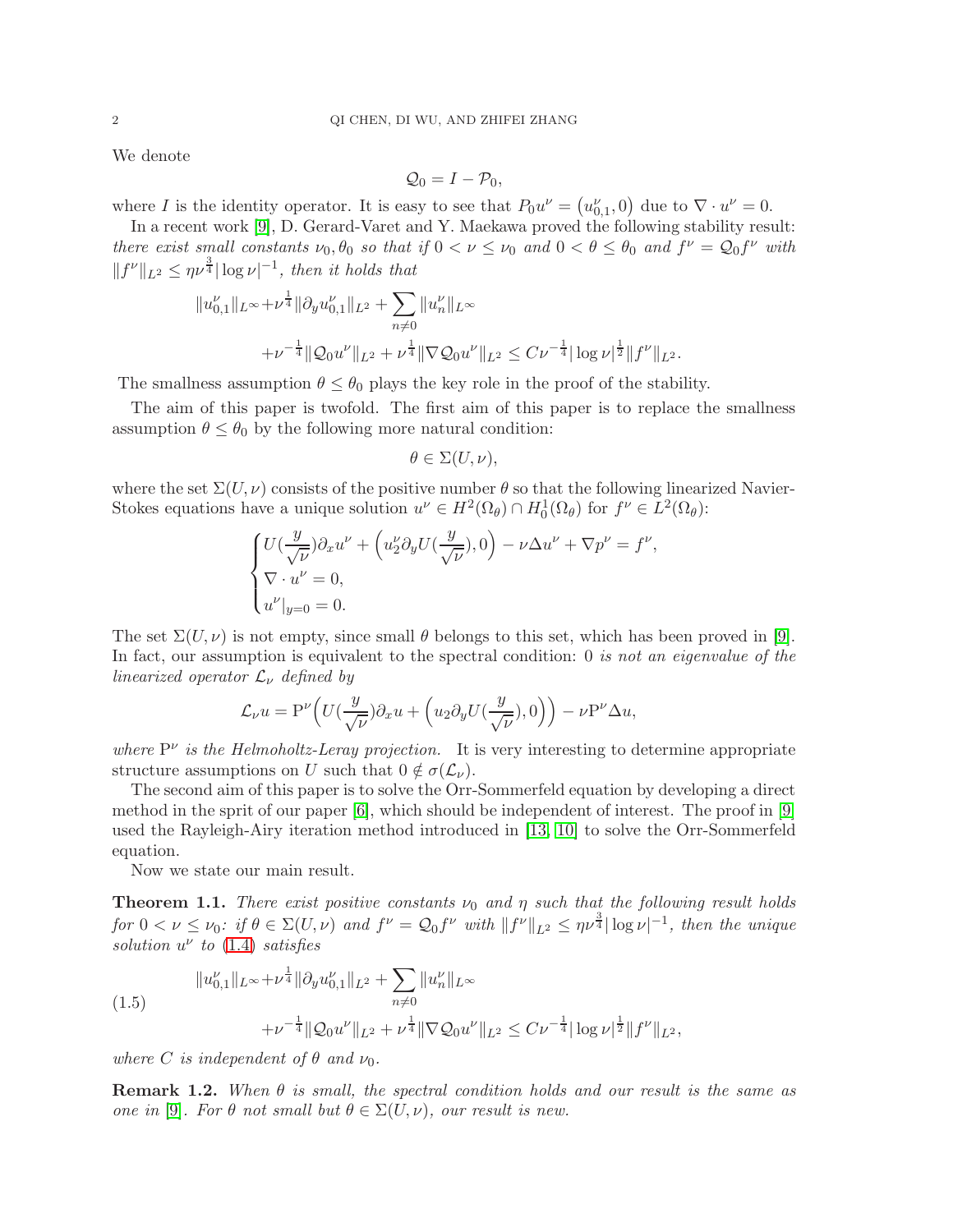We denote

$$\mathcal{Q}_0 = I - \mathcal{P}_0,$$

where $I$ is the identity operator. It is easy to see that $P_0 u^\nu = \big(u^\nu_{0,1}, 0\big)$ due to $\nabla\cdot u^\nu = 0$.

In a recent work [9], D. Gerard-Varet and Y. Maekawa proved the following stability result: *there exist small constants $\nu_0, \theta_0$ so that if $0<\nu\le\nu_0$ and $0<\theta\le\theta_0$ and $f^\nu = \mathcal{Q}_0 f^\nu$ with $\|f^\nu\|_{L^2}\le \eta\nu^{\frac34}|\log\nu|^{-1}$, then it holds that*

$$\begin{aligned}\|u^\nu_{0,1}\|_{L^\infty} &+ \nu^{\frac14}\|\partial_y u^\nu_{0,1}\|_{L^2} + \sum_{n\neq 0}\|u^\nu_n\|_{L^\infty}\\ &+\nu^{-\frac14}\|\mathcal{Q}_0 u^\nu\|_{L^2} + \nu^{\frac14}\|\nabla\mathcal{Q}_0 u^\nu\|_{L^2}\le C\nu^{-\frac14}|\log\nu|^{\frac12}\|f^\nu\|_{L^2}.\end{aligned}$$

The smallness assumption $\theta\le\theta_0$ plays the key role in the proof of the stability.

The aim of this paper is twofold. The first aim of this paper is to replace the smallness assumption $\theta\le\theta_0$ by the following more natural condition:

$$\theta\in\Sigma(U,\nu),$$

where the set $\Sigma(U,\nu)$ consists of the positive number $\theta$ so that the following linearized Navier-Stokes equations have a unique solution $u^\nu\in H^2(\Omega_\theta)\cap H^1_0(\Omega_\theta)$ for $f^\nu\in L^2(\Omega_\theta)$:

$$\begin{cases} U(\frac{y}{\sqrt{\nu}})\partial_x u^\nu + \Big(u^\nu_2\partial_y U(\frac{y}{\sqrt{\nu}}), 0\Big) - \nu\Delta u^\nu + \nabla p^\nu = f^\nu,\\ \nabla\cdot u^\nu = 0,\\ u^\nu|_{y=0} = 0.\end{cases}$$

The set $\Sigma(U,\nu)$ is not empty, since small $\theta$ belongs to this set, which has been proved in [9]. In fact, our assumption is equivalent to the spectral condition: *0 is not an eigenvalue of the linearized operator $\mathcal{L}_\nu$ defined by*

$$\mathcal{L}_\nu u = \mathrm{P}^\nu\Big(U(\frac{y}{\sqrt{\nu}})\partial_x u + \Big(u_2\partial_y U(\frac{y}{\sqrt{\nu}}), 0\Big)\Big) - \nu\mathrm{P}^\nu\Delta u,$$

*where $\mathrm{P}^\nu$ is the Helmoholtz-Leray projection.* It is very interesting to determine appropriate structure assumptions on $U$ such that $0\notin\sigma(\mathcal{L}_\nu)$.

The second aim of this paper is to solve the Orr-Sommerfeld equation by developing a direct method in the sprit of our paper [6], which should be independent of interest. The proof in [9] used the Rayleigh-Airy iteration method introduced in [13, 10] to solve the Orr-Sommerfeld equation.

Now we state our main result.

**Theorem 1.1.** *There exist positive constants $\nu_0$ and $\eta$ such that the following result holds for $0<\nu\le\nu_0$: if $\theta\in\Sigma(U,\nu)$ and $f^\nu = \mathcal{Q}_0 f^\nu$ with $\|f^\nu\|_{L^2}\le\eta\nu^{\frac34}|\log\nu|^{-1}$, then the unique solution $u^\nu$ to (1.4) satisfies*

$$\begin{aligned}\|u^\nu_{0,1}\|_{L^\infty} &+ \nu^{\frac14}\|\partial_y u^\nu_{0,1}\|_{L^2} + \sum_{n\neq 0}\|u^\nu_n\|_{L^\infty}\\ &+\nu^{-\frac14}\|\mathcal{Q}_0 u^\nu\|_{L^2} + \nu^{\frac14}\|\nabla\mathcal{Q}_0 u^\nu\|_{L^2}\le C\nu^{-\frac14}|\log\nu|^{\frac12}\|f^\nu\|_{L^2},\end{aligned}\tag{1.5}$$

*where $C$ is independent of $\theta$ and $\nu_0$.*

**Remark 1.2.** *When $\theta$ is small, the spectral condition holds and our result is the same as one in [9]. For $\theta$ not small but $\theta\in\Sigma(U,\nu)$, our result is new.*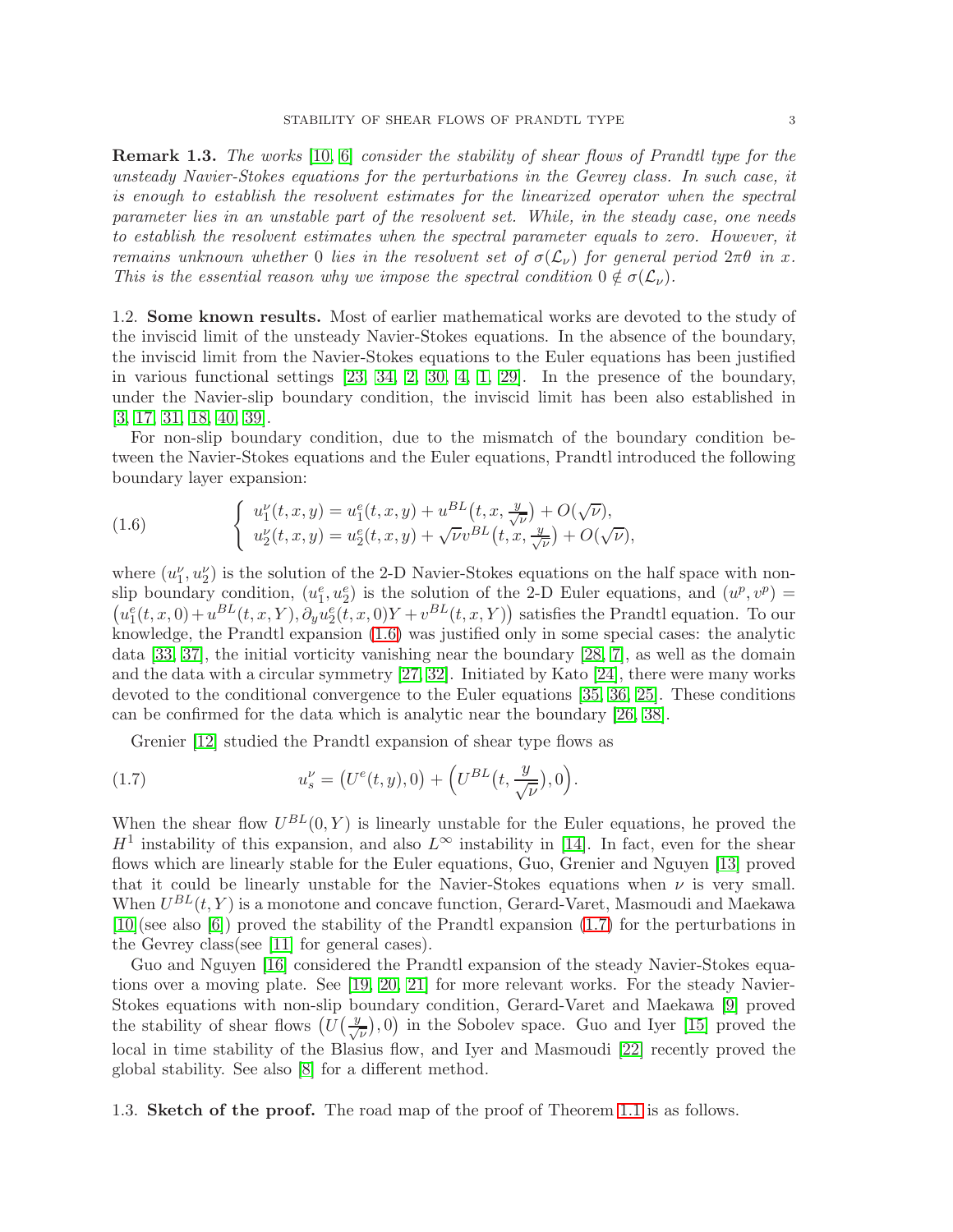**Remark 1.3.** *The works [10, 6] consider the stability of shear flows of Prandtl type for the unsteady Navier-Stokes equations for the perturbations in the Gevrey class. In such case, it is enough to establish the resolvent estimates for the linearized operator when the spectral parameter lies in an unstable part of the resolvent set. While, in the steady case, one needs to establish the resolvent estimates when the spectral parameter equals to zero. However, it remains unknown whether 0 lies in the resolvent set of $\sigma(\mathcal{L}_\nu)$ for general period $2\pi\theta$ in $x$. This is the essential reason why we impose the spectral condition $0 \notin \sigma(\mathcal{L}_\nu)$.*

1.2. **Some known results.** Most of earlier mathematical works are devoted to the study of the inviscid limit of the unsteady Navier-Stokes equations. In the absence of the boundary, the inviscid limit from the Navier-Stokes equations to the Euler equations has been justified in various functional settings [23, 34, 2, 30, 4, 1, 29]. In the presence of the boundary, under the Navier-slip boundary condition, the inviscid limit has been also established in [3, 17, 31, 18, 40, 39].

For non-slip boundary condition, due to the mismatch of the boundary condition between the Navier-Stokes equations and the Euler equations, Prandtl introduced the following boundary layer expansion:

$$
\begin{cases} u_1^\nu(t,x,y) = u_1^e(t,x,y) + u^{BL}\big(t,x,\frac{y}{\sqrt{\nu}}\big) + O(\sqrt{\nu}), \\ u_2^\nu(t,x,y) = u_2^e(t,x,y) + \sqrt{\nu}v^{BL}\big(t,x,\frac{y}{\sqrt{\nu}}\big) + O(\sqrt{\nu}), \end{cases} \tag{1.6}
$$

where $(u_1^\nu, u_2^\nu)$ is the solution of the 2-D Navier-Stokes equations on the half space with non-slip boundary condition, $(u_1^e, u_2^e)$ is the solution of the 2-D Euler equations, and $(u^p, v^p) = \big(u_1^e(t,x,0) + u^{BL}(t,x,Y), \partial_y u_2^e(t,x,0)Y + v^{BL}(t,x,Y)\big)$ satisfies the Prandtl equation. To our knowledge, the Prandtl expansion (1.6) was justified only in some special cases: the analytic data [33, 37], the initial vorticity vanishing near the boundary [28, 7], as well as the domain and the data with a circular symmetry [27, 32]. Initiated by Kato [24], there were many works devoted to the conditional convergence to the Euler equations [35, 36, 25]. These conditions can be confirmed for the data which is analytic near the boundary [26, 38].

Grenier [12] studied the Prandtl expansion of shear type flows as

$$
u_s^\nu = \big(U^e(t,y), 0\big) + \Big(U^{BL}\big(t, \frac{y}{\sqrt{\nu}}\big), 0\Big). \tag{1.7}
$$

When the shear flow $U^{BL}(0,Y)$ is linearly unstable for the Euler equations, he proved the $H^1$ instability of this expansion, and also $L^\infty$ instability in [14]. In fact, even for the shear flows which are linearly stable for the Euler equations, Guo, Grenier and Nguyen [13] proved that it could be linearly unstable for the Navier-Stokes equations when $\nu$ is very small. When $U^{BL}(t,Y)$ is a monotone and concave function, Gerard-Varet, Masmoudi and Maekawa [10](see also [6]) proved the stability of the Prandtl expansion (1.7) for the perturbations in the Gevrey class(see [11] for general cases).

Guo and Nguyen [16] considered the Prandtl expansion of the steady Navier-Stokes equations over a moving plate. See [19, 20, 21] for more relevant works. For the steady Navier-Stokes equations with non-slip boundary condition, Gerard-Varet and Maekawa [9] proved the stability of shear flows $\big(U\big(\frac{y}{\sqrt{\nu}}\big), 0\big)$ in the Sobolev space. Guo and Iyer [15] proved the local in time stability of the Blasius flow, and Iyer and Masmoudi [22] recently proved the global stability. See also [8] for a different method.

1.3. **Sketch of the proof.** The road map of the proof of Theorem 1.1 is as follows.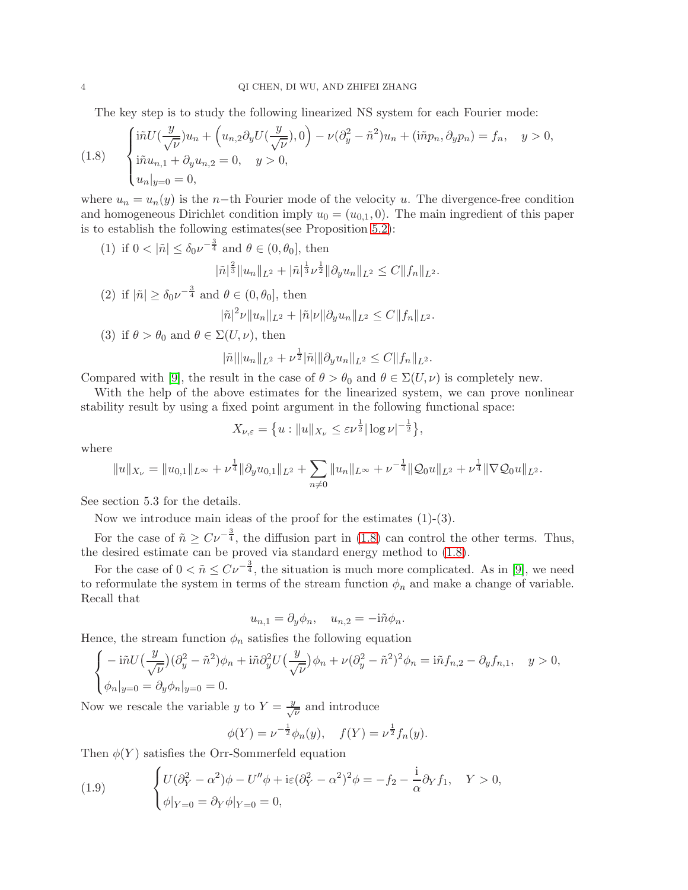The key step is to study the following linearized NS system for each Fourier mode:

$$
\begin{cases}
\mathrm{i}\tilde{n}U(\frac{y}{\sqrt{\nu}})u_n + \Big(u_{n,2}\partial_y U(\frac{y}{\sqrt{\nu}}), 0\Big) - \nu(\partial_y^2 - \tilde{n}^2)u_n + (\mathrm{i}\tilde{n}p_n, \partial_y p_n) = f_n, \quad y > 0,\\
\mathrm{i}\tilde{n}u_{n,1} + \partial_y u_{n,2} = 0, \quad y > 0,\\
u_n|_{y=0} = 0,
\end{cases}
\tag{1.8}
$$

where $u_n = u_n(y)$ is the $n-$th Fourier mode of the velocity $u$. The divergence-free condition and homogeneous Dirichlet condition imply $u_0 = (u_{0,1}, 0)$. The main ingredient of this paper is to establish the following estimates(see Proposition 5.2):

(1) if $0 < |\tilde{n}| \le \delta_0 \nu^{-\frac{3}{4}}$ and $\theta \in (0, \theta_0]$, then

$$
|\tilde{n}|^{\frac{2}{3}}\|u_n\|_{L^2} + |\tilde{n}|^{\frac{1}{3}}\nu^{\frac{1}{2}}\|\partial_y u_n\|_{L^2} \le C\|f_n\|_{L^2}.
$$

(2) if $|\tilde{n}| \ge \delta_0 \nu^{-\frac{3}{4}}$ and $\theta \in (0, \theta_0]$, then

$$
|\tilde{n}|^2\nu\|u_n\|_{L^2} + |\tilde{n}|\nu\|\partial_y u_n\|_{L^2} \le C\|f_n\|_{L^2}.
$$

(3) if $\theta > \theta_0$ and $\theta \in \Sigma(U, \nu)$, then

$$
|\tilde{n}|\|u_n\|_{L^2} + \nu^{\frac{1}{2}}|\tilde{n}|\|\partial_y u_n\|_{L^2} \le C\|f_n\|_{L^2}.
$$

Compared with [9], the result in the case of $\theta > \theta_0$ and $\theta \in \Sigma(U, \nu)$ is completely new.

With the help of the above estimates for the linearized system, we can prove nonlinear stability result by using a fixed point argument in the following functional space:

$$
X_{\nu,\varepsilon} = \big\{u : \|u\|_{X_\nu} \le \varepsilon\nu^{\frac{1}{2}}|\log\nu|^{-\frac{1}{2}}\big\},
$$

where

$$
\|u\|_{X_\nu} = \|u_{0,1}\|_{L^\infty} + \nu^{\frac{1}{4}}\|\partial_y u_{0,1}\|_{L^2} + \sum_{n\neq 0}\|u_n\|_{L^\infty} + \nu^{-\frac{1}{4}}\|\mathcal{Q}_0 u\|_{L^2} + \nu^{\frac{1}{4}}\|\nabla\mathcal{Q}_0 u\|_{L^2}.
$$

See section 5.3 for the details.

Now we introduce main ideas of the proof for the estimates (1)-(3).

For the case of $\tilde{n} \ge C\nu^{-\frac{3}{4}}$, the diffusion part in (1.8) can control the other terms. Thus, the desired estimate can be proved via standard energy method to (1.8).

For the case of $0 < \tilde{n} \le C\nu^{-\frac{3}{4}}$, the situation is much more complicated. As in [9], we need to reformulate the system in terms of the stream function $\phi_n$ and make a change of variable. Recall that

$$
u_{n,1} = \partial_y\phi_n, \quad u_{n,2} = -\mathrm{i}\tilde{n}\phi_n.
$$

Hence, the stream function $\phi_n$ satisfies the following equation

$$
\begin{cases}
-\mathrm{i}\tilde{n}U\big(\frac{y}{\sqrt{\nu}}\big)(\partial_y^2 - \tilde{n}^2)\phi_n + \mathrm{i}\tilde{n}\partial_y^2 U\big(\frac{y}{\sqrt{\nu}}\big)\phi_n + \nu(\partial_y^2 - \tilde{n}^2)^2\phi_n = \mathrm{i}\tilde{n}f_{n,2} - \partial_y f_{n,1}, \quad y > 0,\\
\phi_n|_{y=0} = \partial_y\phi_n|_{y=0} = 0.
\end{cases}
$$

Now we rescale the variable $y$ to $Y = \frac{y}{\sqrt{\nu}}$ and introduce

$$
\phi(Y) = \nu^{-\frac{1}{2}}\phi_n(y), \quad f(Y) = \nu^{\frac{1}{2}}f_n(y).
$$

Then $\phi(Y)$ satisfies the Orr-Sommerfeld equation

$$
\begin{cases}
U(\partial_Y^2 - \alpha^2)\phi - U''\phi + \mathrm{i}\varepsilon(\partial_Y^2 - \alpha^2)^2\phi = -f_2 - \frac{\mathrm{i}}{\alpha}\partial_Y f_1, \quad Y > 0,\\
\phi|_{Y=0} = \partial_Y\phi|_{Y=0} = 0,
\end{cases}
\tag{1.9}
$$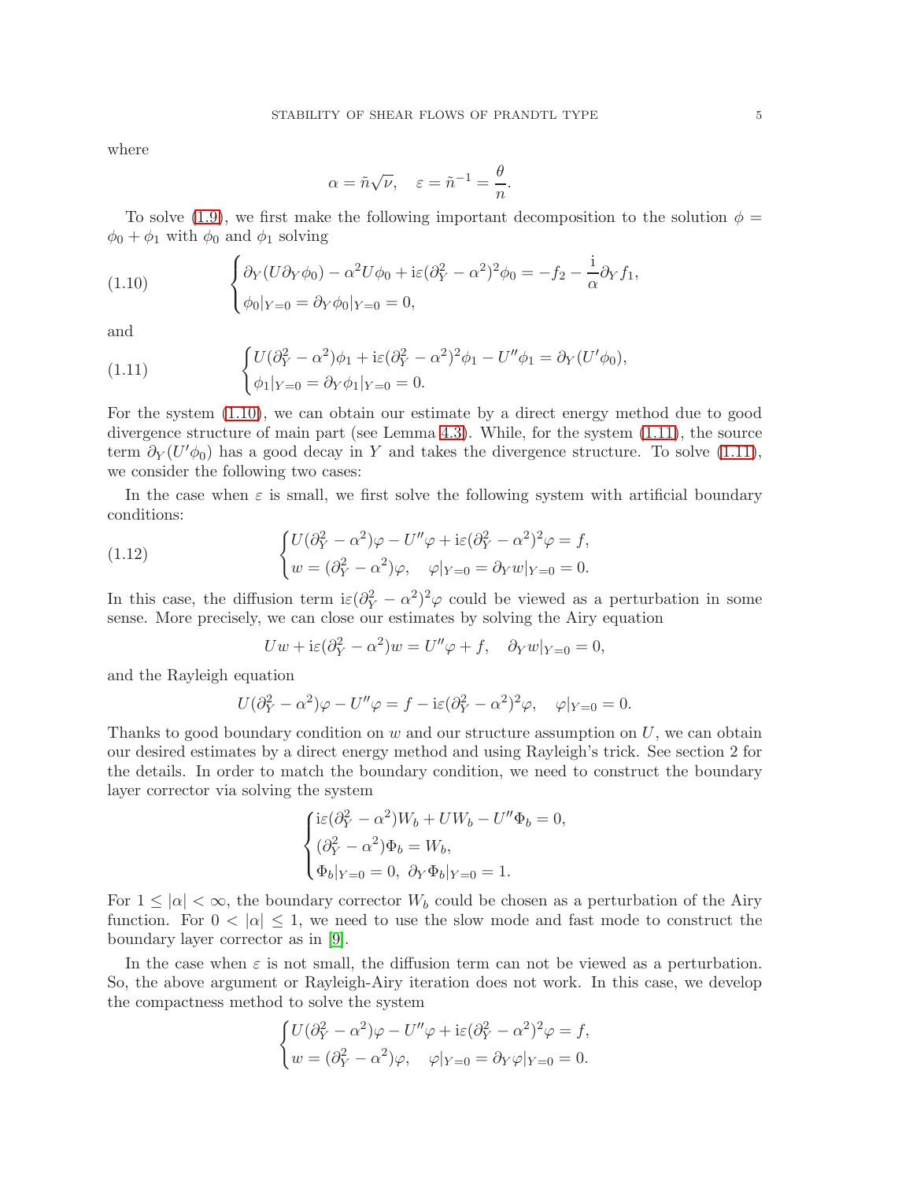where

$$\alpha = \tilde{n}\sqrt{\nu}, \quad \varepsilon = \tilde{n}^{-1} = \frac{\theta}{n}.$$

To solve (1.9), we first make the following important decomposition to the solution $\phi = \phi_0 + \phi_1$ with $\phi_0$ and $\phi_1$ solving

$$\begin{cases} \partial_Y(U\partial_Y\phi_0) - \alpha^2 U\phi_0 + \mathrm{i}\varepsilon(\partial_Y^2 - \alpha^2)^2\phi_0 = -f_2 - \dfrac{\mathrm{i}}{\alpha}\partial_Y f_1, \\ \phi_0|_{Y=0} = \partial_Y\phi_0|_{Y=0} = 0, \end{cases} \tag{1.10}$$

and

$$\begin{cases} U(\partial_Y^2 - \alpha^2)\phi_1 + \mathrm{i}\varepsilon(\partial_Y^2 - \alpha^2)^2\phi_1 - U''\phi_1 = \partial_Y(U'\phi_0), \\ \phi_1|_{Y=0} = \partial_Y\phi_1|_{Y=0} = 0. \end{cases} \tag{1.11}$$

For the system (1.10), we can obtain our estimate by a direct energy method due to good divergence structure of main part (see Lemma 4.3). While, for the system (1.11), the source term $\partial_Y(U'\phi_0)$ has a good decay in $Y$ and takes the divergence structure. To solve (1.11), we consider the following two cases:

In the case when $\varepsilon$ is small, we first solve the following system with artificial boundary conditions:

$$\begin{cases} U(\partial_Y^2 - \alpha^2)\varphi - U''\varphi + \mathrm{i}\varepsilon(\partial_Y^2 - \alpha^2)^2\varphi = f, \\ w = (\partial_Y^2 - \alpha^2)\varphi, \quad \varphi|_{Y=0} = \partial_Y w|_{Y=0} = 0. \end{cases} \tag{1.12}$$

In this case, the diffusion term $\mathrm{i}\varepsilon(\partial_Y^2 - \alpha^2)^2\varphi$ could be viewed as a perturbation in some sense. More precisely, we can close our estimates by solving the Airy equation

$$Uw + \mathrm{i}\varepsilon(\partial_Y^2 - \alpha^2)w = U''\varphi + f, \quad \partial_Y w|_{Y=0} = 0,$$

and the Rayleigh equation

$$U(\partial_Y^2 - \alpha^2)\varphi - U''\varphi = f - \mathrm{i}\varepsilon(\partial_Y^2 - \alpha^2)^2\varphi, \quad \varphi|_{Y=0} = 0.$$

Thanks to good boundary condition on $w$ and our structure assumption on $U$, we can obtain our desired estimates by a direct energy method and using Rayleigh's trick. See section 2 for the details. In order to match the boundary condition, we need to construct the boundary layer corrector via solving the system

$$\begin{cases} \mathrm{i}\varepsilon(\partial_Y^2 - \alpha^2)W_b + UW_b - U''\Phi_b = 0, \\ (\partial_Y^2 - \alpha^2)\Phi_b = W_b, \\ \Phi_b|_{Y=0} = 0, \ \partial_Y\Phi_b|_{Y=0} = 1. \end{cases}$$

For $1 \le |\alpha| < \infty$, the boundary corrector $W_b$ could be chosen as a perturbation of the Airy function. For $0 < |\alpha| \le 1$, we need to use the slow mode and fast mode to construct the boundary layer corrector as in [9].

In the case when $\varepsilon$ is not small, the diffusion term can not be viewed as a perturbation. So, the above argument or Rayleigh-Airy iteration does not work. In this case, we develop the compactness method to solve the system

$$\begin{cases} U(\partial_Y^2 - \alpha^2)\varphi - U''\varphi + \mathrm{i}\varepsilon(\partial_Y^2 - \alpha^2)^2\varphi = f, \\ w = (\partial_Y^2 - \alpha^2)\varphi, \quad \varphi|_{Y=0} = \partial_Y\varphi|_{Y=0} = 0. \end{cases}$$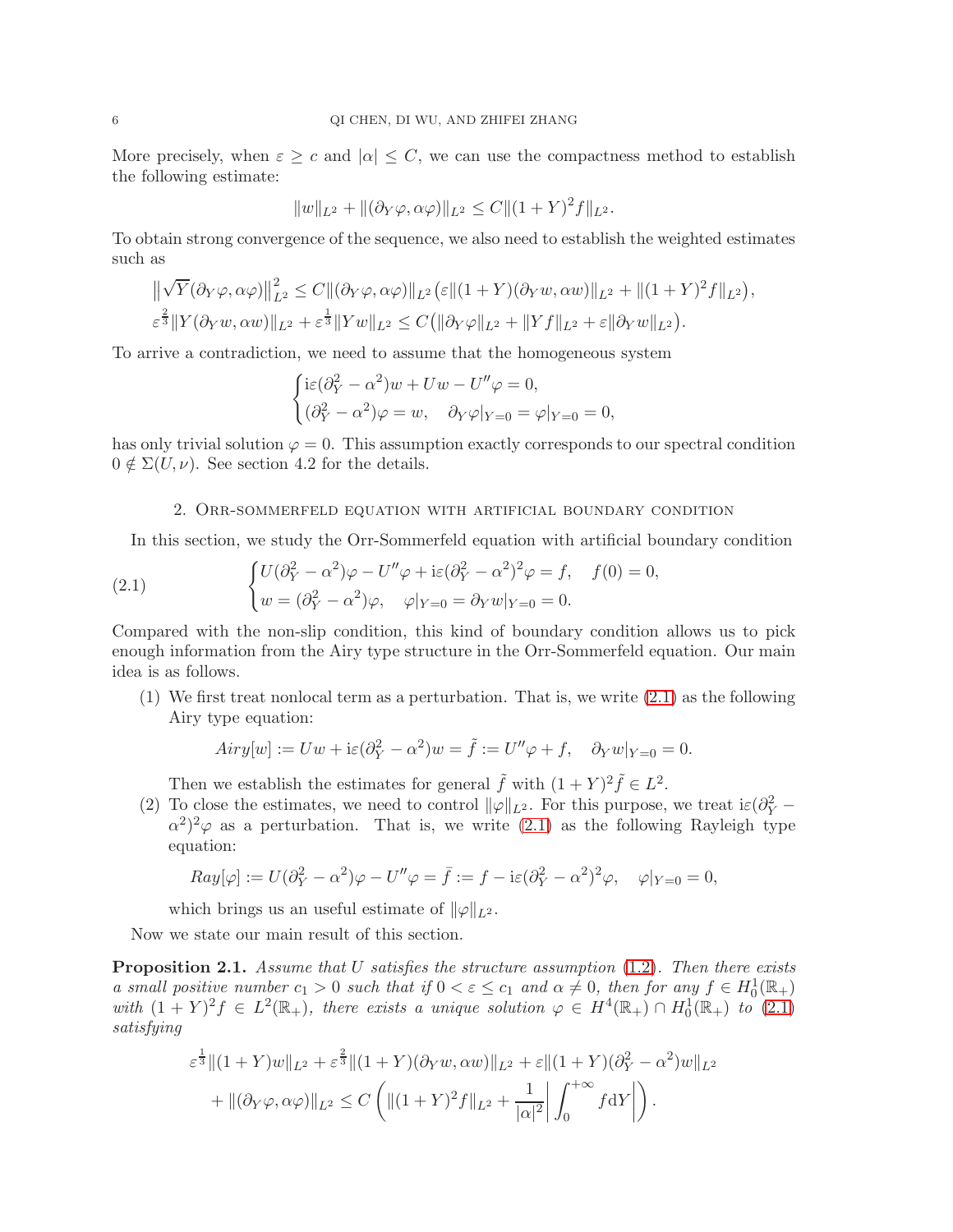More precisely, when $\varepsilon \geq c$ and $|\alpha| \leq C$, we can use the compactness method to establish the following estimate:

$$\|w\|_{L^2} + \|(\partial_Y \varphi, \alpha\varphi)\|_{L^2} \leq C\|(1+Y)^2 f\|_{L^2}.$$

To obtain strong convergence of the sequence, we also need to establish the weighted estimates such as

$$\big\|\sqrt{Y}(\partial_Y \varphi, \alpha\varphi)\big\|_{L^2}^2 \leq C\|(\partial_Y \varphi, \alpha\varphi)\|_{L^2}\big(\varepsilon\|(1+Y)(\partial_Y w, \alpha w)\|_{L^2} + \|(1+Y)^2 f\|_{L^2}\big),$$

$$\varepsilon^{\frac{2}{3}}\|Y(\partial_Y w, \alpha w)\|_{L^2} + \varepsilon^{\frac{1}{3}}\|Y w\|_{L^2} \leq C\big(\|\partial_Y \varphi\|_{L^2} + \|Y f\|_{L^2} + \varepsilon\|\partial_Y w\|_{L^2}\big).$$

To arrive a contradiction, we need to assume that the homogeneous system

$$\begin{cases} \mathrm{i}\varepsilon(\partial_Y^2 - \alpha^2)w + Uw - U''\varphi = 0, \\ (\partial_Y^2 - \alpha^2)\varphi = w, \quad \partial_Y \varphi|_{Y=0} = \varphi|_{Y=0} = 0, \end{cases}$$

has only trivial solution $\varphi = 0$. This assumption exactly corresponds to our spectral condition $0 \notin \Sigma(U, \nu)$. See section 4.2 for the details.

## 2. Orr-sommerfeld equation with artificial boundary condition

In this section, we study the Orr-Sommerfeld equation with artificial boundary condition

$$\begin{cases} U(\partial_Y^2 - \alpha^2)\varphi - U''\varphi + \mathrm{i}\varepsilon(\partial_Y^2 - \alpha^2)^2\varphi = f, \quad f(0) = 0, \\ w = (\partial_Y^2 - \alpha^2)\varphi, \quad \varphi|_{Y=0} = \partial_Y w|_{Y=0} = 0. \end{cases} \tag{2.1}$$

Compared with the non-slip condition, this kind of boundary condition allows us to pick enough information from the Airy type structure in the Orr-Sommerfeld equation. Our main idea is as follows.

1. We first treat nonlocal term as a perturbation. That is, we write (2.1) as the following Airy type equation:

   $$Airy[w] := Uw + \mathrm{i}\varepsilon(\partial_Y^2 - \alpha^2)w = \tilde{f} := U''\varphi + f, \quad \partial_Y w|_{Y=0} = 0.$$

   Then we establish the estimates for general $\tilde{f}$ with $(1+Y)^2\tilde{f} \in L^2$.

2. To close the estimates, we need to control $\|\varphi\|_{L^2}$. For this purpose, we treat $\mathrm{i}\varepsilon(\partial_Y^2 - \alpha^2)^2\varphi$ as a perturbation. That is, we write (2.1) as the following Rayleigh type equation:

   $$Ray[\varphi] := U(\partial_Y^2 - \alpha^2)\varphi - U''\varphi = \bar{f} := f - \mathrm{i}\varepsilon(\partial_Y^2 - \alpha^2)^2\varphi, \quad \varphi|_{Y=0} = 0,$$

   which brings us an useful estimate of $\|\varphi\|_{L^2}$.

Now we state our main result of this section.

**Proposition 2.1.** *Assume that $U$ satisfies the structure assumption (1.2). Then there exists a small positive number $c_1 > 0$ such that if $0 < \varepsilon \leq c_1$ and $\alpha \neq 0$, then for any $f \in H_0^1(\mathbb{R}_+)$ with $(1+Y)^2 f \in L^2(\mathbb{R}_+)$, there exists a unique solution $\varphi \in H^4(\mathbb{R}_+) \cap H_0^1(\mathbb{R}_+)$ to (2.1) satisfying*

$$\begin{aligned} &\varepsilon^{\frac{1}{3}}\|(1+Y)w\|_{L^2} + \varepsilon^{\frac{2}{3}}\|(1+Y)(\partial_Y w, \alpha w)\|_{L^2} + \varepsilon\|(1+Y)(\partial_Y^2 - \alpha^2)w\|_{L^2} \\ &\quad + \|(\partial_Y \varphi, \alpha\varphi)\|_{L^2} \leq C\left(\|(1+Y)^2 f\|_{L^2} + \frac{1}{|\alpha|^2}\left|\int_0^{+\infty} f \mathrm{d}Y\right|\right). \end{aligned}$$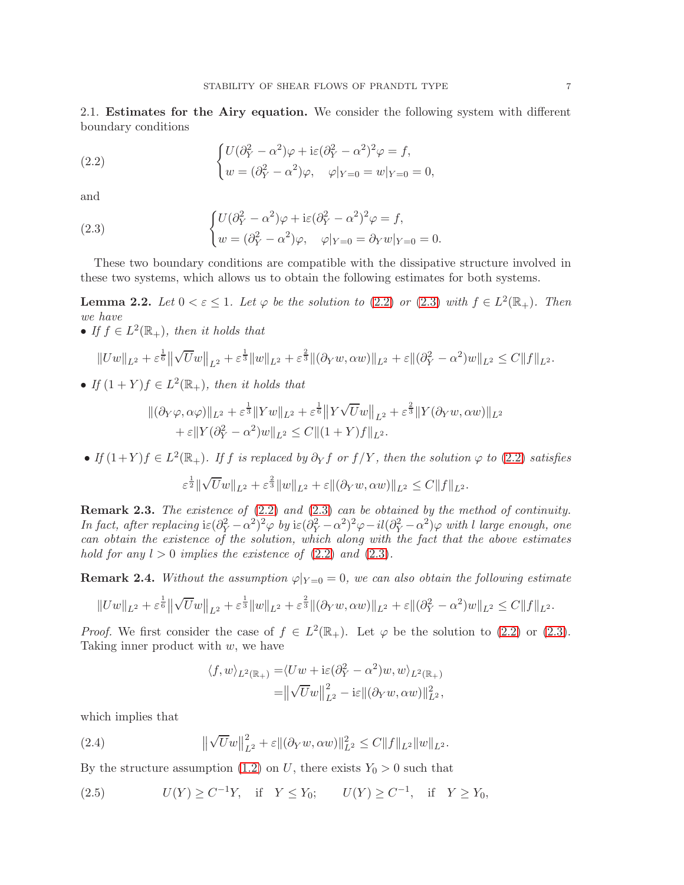2.1. **Estimates for the Airy equation.** We consider the following system with different boundary conditions

$$
\begin{cases}
U(\partial_Y^2-\alpha^2)\varphi+\mathrm{i}\varepsilon(\partial_Y^2-\alpha^2)^2\varphi=f,\\
w=(\partial_Y^2-\alpha^2)\varphi, \quad \varphi|_{Y=0}=w|_{Y=0}=0,
\end{cases}
\tag{2.2}
$$

and

$$
\begin{cases}
U(\partial_Y^2-\alpha^2)\varphi+\mathrm{i}\varepsilon(\partial_Y^2-\alpha^2)^2\varphi=f,\\
w=(\partial_Y^2-\alpha^2)\varphi, \quad \varphi|_{Y=0}=\partial_Y w|_{Y=0}=0.
\end{cases}
\tag{2.3}
$$

These two boundary conditions are compatible with the dissipative structure involved in these two systems, which allows us to obtain the following estimates for both systems.

**Lemma 2.2.** *Let $0<\varepsilon\le 1$. Let $\varphi$ be the solution to (2.2) or (2.3) with $f\in L^2(\mathbb{R}_+)$. Then we have*

- *If $f\in L^2(\mathbb{R}_+)$, then it holds that*

$$
\|Uw\|_{L^2}+\varepsilon^{\frac16}\big\|\sqrt{U}w\big\|_{L^2}+\varepsilon^{\frac13}\|w\|_{L^2}+\varepsilon^{\frac23}\|(\partial_Y w,\alpha w)\|_{L^2}+\varepsilon\|(\partial_Y^2-\alpha^2)w\|_{L^2}\le C\|f\|_{L^2}.
$$

- *If $(1+Y)f\in L^2(\mathbb{R}_+)$, then it holds that*

$$
\begin{aligned}
\|(\partial_Y\varphi,\alpha\varphi)\|_{L^2}&+\varepsilon^{\frac13}\|Yw\|_{L^2}+\varepsilon^{\frac16}\big\|Y\sqrt{U}w\big\|_{L^2}+\varepsilon^{\frac23}\|Y(\partial_Y w,\alpha w)\|_{L^2}\\
&+\varepsilon\|Y(\partial_Y^2-\alpha^2)w\|_{L^2}\le C\|(1+Y)f\|_{L^2}.
\end{aligned}
$$

- *If $(1+Y)f\in L^2(\mathbb{R}_+)$. If $f$ is replaced by $\partial_Y f$ or $f/Y$, then the solution $\varphi$ to (2.2) satisfies*

$$
\varepsilon^{\frac12}\|\sqrt{U}w\|_{L^2}+\varepsilon^{\frac23}\|w\|_{L^2}+\varepsilon\|(\partial_Y w,\alpha w)\|_{L^2}\le C\|f\|_{L^2}.
$$

**Remark 2.3.** *The existence of (2.2) and (2.3) can be obtained by the method of continuity. In fact, after replacing $\mathrm{i}\varepsilon(\partial_Y^2-\alpha^2)^2\varphi$ by $\mathrm{i}\varepsilon(\partial_Y^2-\alpha^2)^2\varphi-il(\partial_Y^2-\alpha^2)\varphi$ with $l$ large enough, one can obtain the existence of the solution, which along with the fact that the above estimates hold for any $l>0$ implies the existence of (2.2) and (2.3).*

**Remark 2.4.** *Without the assumption $\varphi|_{Y=0}=0$, we can also obtain the following estimate*

$$
\|Uw\|_{L^2}+\varepsilon^{\frac16}\big\|\sqrt{U}w\big\|_{L^2}+\varepsilon^{\frac13}\|w\|_{L^2}+\varepsilon^{\frac23}\|(\partial_Y w,\alpha w)\|_{L^2}+\varepsilon\|(\partial_Y^2-\alpha^2)w\|_{L^2}\le C\|f\|_{L^2}.
$$

*Proof.* We first consider the case of $f\in L^2(\mathbb{R}_+)$. Let $\varphi$ be the solution to (2.2) or (2.3). Taking inner product with $w$, we have

$$
\begin{aligned}
\langle f,w\rangle_{L^2(\mathbb{R}_+)}=&\langle Uw+\mathrm{i}\varepsilon(\partial_Y^2-\alpha^2)w,w\rangle_{L^2(\mathbb{R}_+)}\\
=&\big\|\sqrt{U}w\big\|_{L^2}^2-\mathrm{i}\varepsilon\|(\partial_Y w,\alpha w)\|_{L^2}^2,
\end{aligned}
$$

which implies that

$$
\big\|\sqrt{U}w\big\|_{L^2}^2+\varepsilon\|(\partial_Y w,\alpha w)\|_{L^2}^2\le C\|f\|_{L^2}\|w\|_{L^2}.
\tag{2.4}
$$

By the structure assumption (1.2) on $U$, there exists $Y_0>0$ such that

$$
U(Y)\ge C^{-1}Y,\quad \text{if}\quad Y\le Y_0;\qquad U(Y)\ge C^{-1},\quad \text{if}\quad Y\ge Y_0,
\tag{2.5}
$$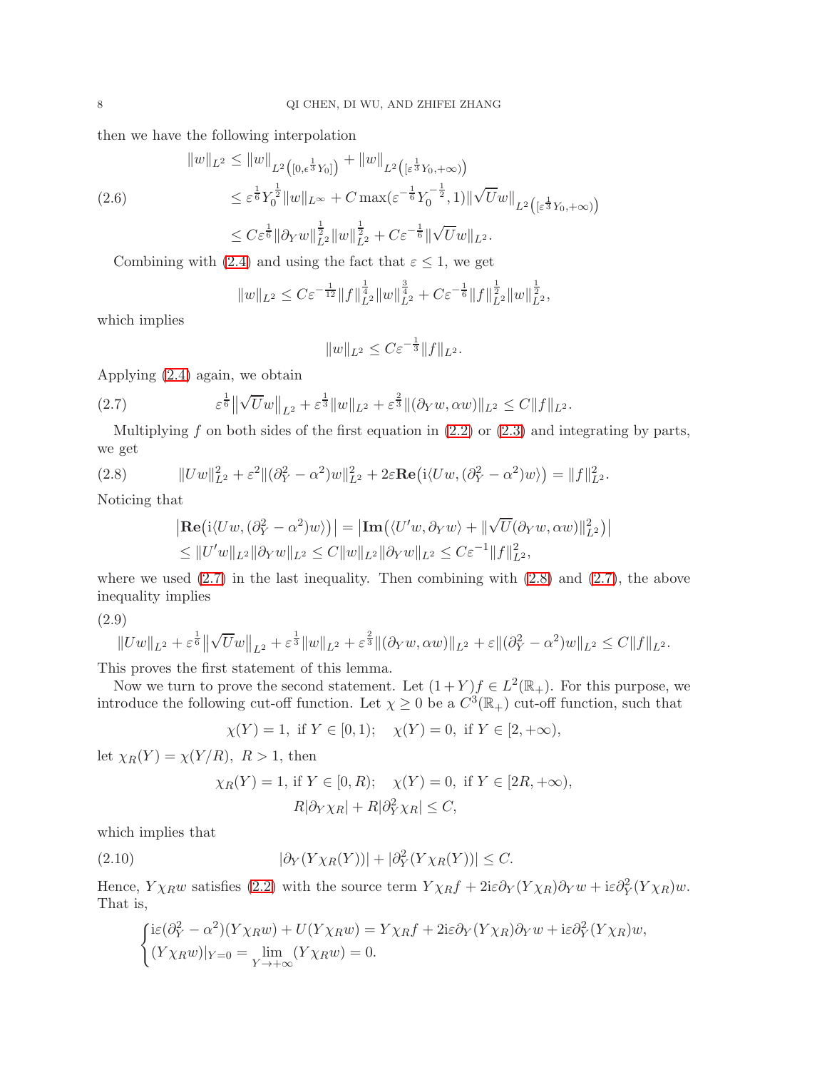then we have the following interpolation

$$
\begin{aligned}
\|w\|_{L^2} &\le \|w\|_{L^2\left([0,\epsilon^{\frac13}Y_0]\right)} + \|w\|_{L^2\left([\varepsilon^{\frac13}Y_0,+\infty)\right)} \\
&\le \varepsilon^{\frac16}Y_0^{\frac12}\|w\|_{L^\infty} + C\max(\varepsilon^{-\frac16}Y_0^{-\frac12},1)\|\sqrt{U}w\|_{L^2\left([\varepsilon^{\frac13}Y_0,+\infty)\right)} \\
&\le C\varepsilon^{\frac16}\|\partial_Y w\|_{L^2}^{\frac12}\|w\|_{L^2}^{\frac12} + C\varepsilon^{-\frac16}\|\sqrt{U}w\|_{L^2}.
\end{aligned}
\tag{2.6}
$$

Combining with (2.4) and using the fact that $\varepsilon \le 1$, we get

$$
\|w\|_{L^2} \le C\varepsilon^{-\frac{1}{12}}\|f\|_{L^2}^{\frac14}\|w\|_{L^2}^{\frac34} + C\varepsilon^{-\frac16}\|f\|_{L^2}^{\frac12}\|w\|_{L^2}^{\frac12},
$$

which implies

$$
\|w\|_{L^2} \le C\varepsilon^{-\frac13}\|f\|_{L^2}.
$$

Applying (2.4) again, we obtain

$$
\varepsilon^{\frac16}\left\|\sqrt{U}w\right\|_{L^2} + \varepsilon^{\frac13}\|w\|_{L^2} + \varepsilon^{\frac23}\|(\partial_Y w, \alpha w)\|_{L^2} \le C\|f\|_{L^2}. \tag{2.7}
$$

Multiplying $f$ on both sides of the first equation in (2.2) or (2.3) and integrating by parts, we get

$$
\|Uw\|_{L^2}^2 + \varepsilon^2\|(\partial_Y^2 - \alpha^2)w\|_{L^2}^2 + 2\varepsilon\mathbf{Re}\big(\mathrm{i}\langle Uw, (\partial_Y^2-\alpha^2)w\rangle\big) = \|f\|_{L^2}^2. \tag{2.8}
$$

Noticing that

$$
\begin{aligned}
&\left|\mathbf{Re}\big(\mathrm{i}\langle Uw, (\partial_Y^2-\alpha^2)w\rangle\big)\right| = \left|\mathbf{Im}\big(\langle U'w, \partial_Y w\rangle + \|\sqrt{U}(\partial_Y w, \alpha w)\|_{L^2}^2\big)\right| \\
&\le \|U'w\|_{L^2}\|\partial_Y w\|_{L^2} \le C\|w\|_{L^2}\|\partial_Y w\|_{L^2} \le C\varepsilon^{-1}\|f\|_{L^2}^2,
\end{aligned}
$$

where we used (2.7) in the last inequality. Then combining with (2.8) and (2.7), the above inequality implies

$$
\|Uw\|_{L^2} + \varepsilon^{\frac16}\left\|\sqrt{U}w\right\|_{L^2} + \varepsilon^{\frac13}\|w\|_{L^2} + \varepsilon^{\frac23}\|(\partial_Y w, \alpha w)\|_{L^2} + \varepsilon\|(\partial_Y^2-\alpha^2)w\|_{L^2} \le C\|f\|_{L^2}. \tag{2.9}
$$

This proves the first statement of this lemma.

Now we turn to prove the second statement. Let $(1+Y)f \in L^2(\mathbb{R}_+)$. For this purpose, we introduce the following cut-off function. Let $\chi \ge 0$ be a $C^3(\mathbb{R}_+)$ cut-off function, such that

$$
\chi(Y) = 1, \text{ if } Y \in [0,1); \quad \chi(Y) = 0, \text{ if } Y \in [2,+\infty),
$$

let $\chi_R(Y) = \chi(Y/R)$, $R > 1$, then

$$
\chi_R(Y) = 1, \text{ if } Y \in [0,R); \quad \chi(Y) = 0, \text{ if } Y \in [2R,+\infty),
$$

$$
R|\partial_Y \chi_R| + R|\partial_Y^2 \chi_R| \le C,
$$

which implies that

$$
|\partial_Y(Y\chi_R(Y))| + |\partial_Y^2(Y\chi_R(Y))| \le C. \tag{2.10}
$$

Hence, $Y\chi_R w$ satisfies (2.2) with the source term $Y\chi_R f + 2\mathrm{i}\varepsilon\partial_Y(Y\chi_R)\partial_Y w + \mathrm{i}\varepsilon\partial_Y^2(Y\chi_R)w$. That is,

$$
\begin{cases}
\mathrm{i}\varepsilon(\partial_Y^2-\alpha^2)(Y\chi_R w) + U(Y\chi_R w) = Y\chi_R f + 2\mathrm{i}\varepsilon\partial_Y(Y\chi_R)\partial_Y w + \mathrm{i}\varepsilon\partial_Y^2(Y\chi_R)w, \\
(Y\chi_R w)|_{Y=0} = \lim\limits_{Y\to+\infty}(Y\chi_R w) = 0.
\end{cases}
$$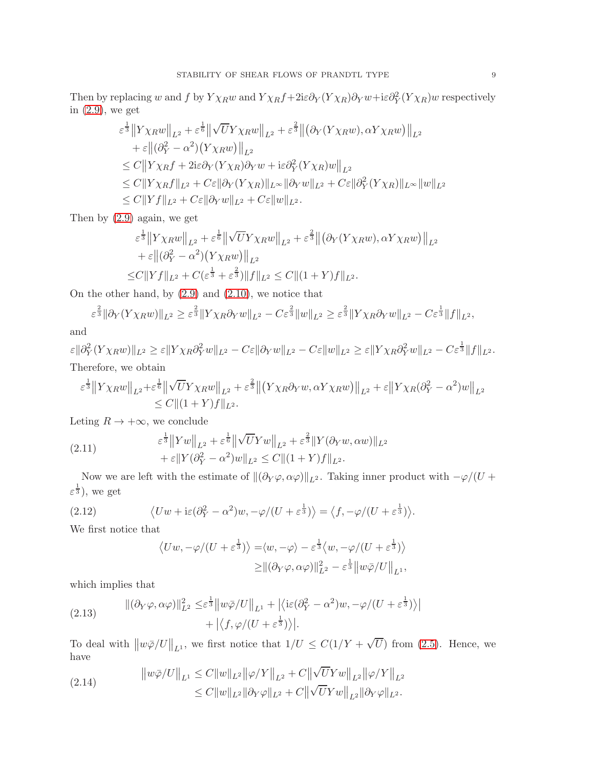Then by replacing $w$ and $f$ by $Y\chi_R w$ and $Y\chi_R f+2\mathrm{i}\varepsilon\partial_Y(Y\chi_R)\partial_Y w+\mathrm{i}\varepsilon\partial_Y^2(Y\chi_R)w$ respectively in (2.9), we get

$$
\begin{aligned}
&\varepsilon^{\frac13}\big\|Y\chi_R w\big\|_{L^2}+\varepsilon^{\frac16}\big\|\sqrt{U}Y\chi_R w\big\|_{L^2}+\varepsilon^{\frac23}\big\|\big(\partial_Y(Y\chi_R w),\alpha Y\chi_R w\big)\big\|_{L^2}\\
&\quad+\varepsilon\big\|(\partial_Y^2-\alpha^2)\big(Y\chi_R w\big)\big\|_{L^2}\\
&\le C\big\|Y\chi_R f+2\mathrm{i}\varepsilon\partial_Y(Y\chi_R)\partial_Y w+\mathrm{i}\varepsilon\partial_Y^2(Y\chi_R)w\big\|_{L^2}\\
&\le C\|Y\chi_R f\|_{L^2}+C\varepsilon\|\partial_Y(Y\chi_R)\|_{L^\infty}\|\partial_Y w\|_{L^2}+C\varepsilon\|\partial_Y^2(Y\chi_R)\|_{L^\infty}\|w\|_{L^2}\\
&\le C\|Yf\|_{L^2}+C\varepsilon\|\partial_Y w\|_{L^2}+C\varepsilon\|w\|_{L^2}.
\end{aligned}
$$

Then by (2.9) again, we get

$$
\begin{aligned}
&\varepsilon^{\frac13}\big\|Y\chi_R w\big\|_{L^2}+\varepsilon^{\frac16}\big\|\sqrt{U}Y\chi_R w\big\|_{L^2}+\varepsilon^{\frac23}\big\|\big(\partial_Y(Y\chi_R w),\alpha Y\chi_R w\big)\big\|_{L^2}\\
&\quad+\varepsilon\big\|(\partial_Y^2-\alpha^2)\big(Y\chi_R w\big)\big\|_{L^2}\\
\le{}&C\|Yf\|_{L^2}+C(\varepsilon^{\frac13}+\varepsilon^{\frac23})\|f\|_{L^2}\le C\|(1+Y)f\|_{L^2}.
\end{aligned}
$$

On the other hand, by (2.9) and (2.10), we notice that

$$
\varepsilon^{\frac23}\|\partial_Y(Y\chi_R w)\|_{L^2}\ge\varepsilon^{\frac23}\|Y\chi_R\partial_Y w\|_{L^2}-C\varepsilon^{\frac23}\|w\|_{L^2}\ge\varepsilon^{\frac23}\|Y\chi_R\partial_Y w\|_{L^2}-C\varepsilon^{\frac13}\|f\|_{L^2},
$$

and

$$
\varepsilon\|\partial_Y^2(Y\chi_R w)\|_{L^2}\ge\varepsilon\|Y\chi_R\partial_Y^2 w\|_{L^2}-C\varepsilon\|\partial_Y w\|_{L^2}-C\varepsilon\|w\|_{L^2}\ge\varepsilon\|Y\chi_R\partial_Y^2 w\|_{L^2}-C\varepsilon^{\frac13}\|f\|_{L^2}.
$$

Therefore, we obtain

$$
\begin{aligned}
\varepsilon^{\frac13}\big\|Y\chi_R w\big\|_{L^2}+&\varepsilon^{\frac16}\big\|\sqrt{U}Y\chi_R w\big\|_{L^2}+\varepsilon^{\frac23}\big\|\big(Y\chi_R\partial_Y w,\alpha Y\chi_R w\big)\big\|_{L^2}+\varepsilon\big\|Y\chi_R(\partial_Y^2-\alpha^2)w\big\|_{L^2}\\
&\le C\|(1+Y)f\|_{L^2}.
\end{aligned}
$$

Leting $R\to+\infty$, we conclude

$$
\begin{aligned}
&\varepsilon^{\frac13}\big\|Yw\big\|_{L^2}+\varepsilon^{\frac16}\big\|\sqrt{U}Yw\big\|_{L^2}+\varepsilon^{\frac23}\|Y(\partial_Y w,\alpha w)\|_{L^2}\\
&\quad+\varepsilon\|Y(\partial_Y^2-\alpha^2)w\|_{L^2}\le C\|(1+Y)f\|_{L^2}.
\end{aligned}\tag{2.11}
$$

Now we are left with the estimate of $\|(\partial_Y\varphi,\alpha\varphi)\|_{L^2}$. Taking inner product with $-\varphi/(U+\varepsilon^{\frac13})$, we get

$$
\big\langle Uw+\mathrm{i}\varepsilon(\partial_Y^2-\alpha^2)w,-\varphi/(U+\varepsilon^{\frac13})\big\rangle=\big\langle f,-\varphi/(U+\varepsilon^{\frac13})\big\rangle.\tag{2.12}
$$

We first notice that

$$
\begin{aligned}
\big\langle Uw,-\varphi/(U+\varepsilon^{\frac13})\big\rangle=&\langle w,-\varphi\rangle-\varepsilon^{\frac13}\big\langle w,-\varphi/(U+\varepsilon^{\frac13})\big\rangle\\
\ge&\|(\partial_Y\varphi,\alpha\varphi)\|_{L^2}^2-\varepsilon^{\frac13}\big\|w\bar\varphi/U\big\|_{L^1},
\end{aligned}
$$

which implies that

$$
\begin{aligned}
\|(\partial_Y\varphi,\alpha\varphi)\|_{L^2}^2\le&\varepsilon^{\frac13}\big\|w\bar\varphi/U\big\|_{L^1}+\big|\big\langle\mathrm{i}\varepsilon(\partial_Y^2-\alpha^2)w,-\varphi/(U+\varepsilon^{\frac13})\big\rangle\big|\\
&+\big|\big\langle f,\varphi/(U+\varepsilon^{\frac13})\big\rangle\big|.
\end{aligned}\tag{2.13}
$$

To deal with $\big\|w\bar\varphi/U\big\|_{L^1}$, we first notice that $1/U\le C(1/Y+\sqrt{U})$ from (2.5). Hence, we have

$$
\begin{aligned}
\big\|w\bar\varphi/U\big\|_{L^1}\le&C\|w\|_{L^2}\big\|\varphi/Y\big\|_{L^2}+C\big\|\sqrt{U}Yw\big\|_{L^2}\big\|\varphi/Y\big\|_{L^2}\\
\le&C\|w\|_{L^2}\|\partial_Y\varphi\|_{L^2}+C\big\|\sqrt{U}Yw\big\|_{L^2}\|\partial_Y\varphi\|_{L^2}.
\end{aligned}\tag{2.14}
$$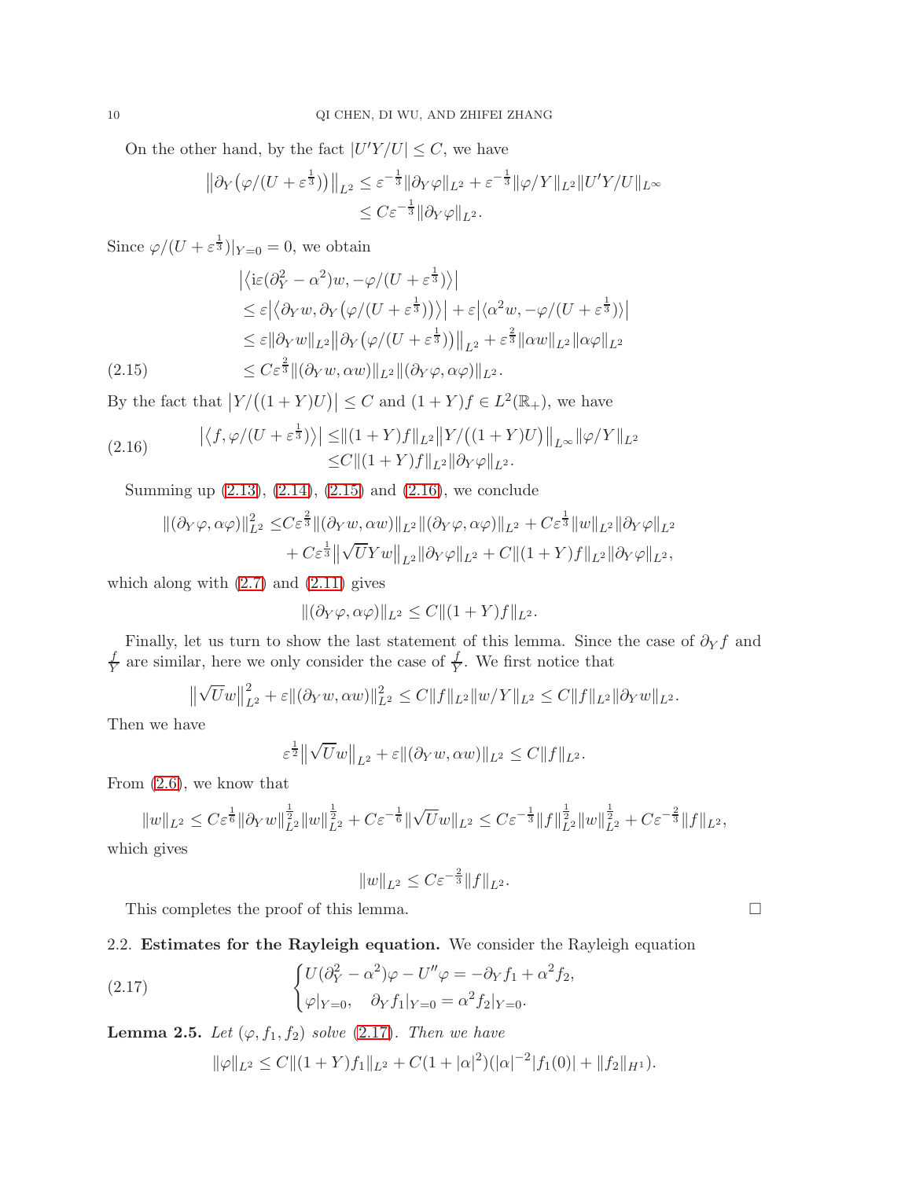On the other hand, by the fact $|U'Y/U| \le C$, we have

$$
\begin{aligned}
\big\|\partial_Y\big(\varphi/(U+\varepsilon^{\frac13})\big)\big\|_{L^2} &\le \varepsilon^{-\frac13}\|\partial_Y\varphi\|_{L^2} + \varepsilon^{-\frac13}\|\varphi/Y\|_{L^2}\|U'Y/U\|_{L^\infty}\\
&\le C\varepsilon^{-\frac13}\|\partial_Y\varphi\|_{L^2}.
\end{aligned}
$$

Since $\varphi/(U+\varepsilon^{\frac13})|_{Y=0}=0$, we obtain

$$
\begin{aligned}
&\big|\big\langle \mathrm{i}\varepsilon(\partial_Y^2-\alpha^2)w, -\varphi/(U+\varepsilon^{\frac13})\big\rangle\big|\\
&\le \varepsilon\big|\big\langle \partial_Y w, \partial_Y\big(\varphi/(U+\varepsilon^{\frac13})\big)\big\rangle\big| + \varepsilon\big|\langle \alpha^2 w, -\varphi/(U+\varepsilon^{\frac13})\rangle\big|\\
&\le \varepsilon\|\partial_Y w\|_{L^2}\big\|\partial_Y\big(\varphi/(U+\varepsilon^{\frac13})\big)\big\|_{L^2} + \varepsilon^{\frac23}\|\alpha w\|_{L^2}\|\alpha\varphi\|_{L^2}\\
&\le C\varepsilon^{\frac23}\|(\partial_Y w,\alpha w)\|_{L^2}\|(\partial_Y\varphi,\alpha\varphi)\|_{L^2}. \qquad (2.15)
\end{aligned}
$$

By the fact that $\big|Y/\big((1+Y)U\big)\big|\le C$ and $(1+Y)f\in L^2(\mathbb{R}_+)$, we have

$$
\begin{aligned}
\big|\big\langle f, \varphi/(U+\varepsilon^{\frac13})\big\rangle\big| &\le \|(1+Y)f\|_{L^2}\big\|Y/\big((1+Y)U\big)\big\|_{L^\infty}\|\varphi/Y\|_{L^2}\\
&\le C\|(1+Y)f\|_{L^2}\|\partial_Y\varphi\|_{L^2}. \qquad (2.16)
\end{aligned}
$$

Summing up (2.13), (2.14), (2.15) and (2.16), we conclude

$$
\begin{aligned}
\|(\partial_Y\varphi,\alpha\varphi)\|_{L^2}^2 \le& C\varepsilon^{\frac23}\|(\partial_Y w,\alpha w)\|_{L^2}\|(\partial_Y\varphi,\alpha\varphi)\|_{L^2} + C\varepsilon^{\frac13}\|w\|_{L^2}\|\partial_Y\varphi\|_{L^2}\\
&+ C\varepsilon^{\frac13}\big\|\sqrt{U}Yw\big\|_{L^2}\|\partial_Y\varphi\|_{L^2} + C\|(1+Y)f\|_{L^2}\|\partial_Y\varphi\|_{L^2},
\end{aligned}
$$

which along with (2.7) and (2.11) gives

$$
\|(\partial_Y\varphi,\alpha\varphi)\|_{L^2}\le C\|(1+Y)f\|_{L^2}.
$$

Finally, let us turn to show the last statement of this lemma. Since the case of $\partial_Y f$ and $\frac{f}{Y}$ are similar, here we only consider the case of $\frac{f}{Y}$. We first notice that

$$
\big\|\sqrt{U}w\big\|_{L^2}^2 + \varepsilon\|(\partial_Y w,\alpha w)\|_{L^2}^2 \le C\|f\|_{L^2}\|w/Y\|_{L^2}\le C\|f\|_{L^2}\|\partial_Y w\|_{L^2}.
$$

Then we have

$$
\varepsilon^{\frac12}\big\|\sqrt{U}w\big\|_{L^2} + \varepsilon\|(\partial_Y w,\alpha w)\|_{L^2}\le C\|f\|_{L^2}.
$$

From (2.6), we know that

$$
\|w\|_{L^2}\le C\varepsilon^{\frac16}\|\partial_Y w\|_{L^2}^{\frac12}\|w\|_{L^2}^{\frac12} + C\varepsilon^{-\frac16}\|\sqrt{U}w\|_{L^2}\le C\varepsilon^{-\frac13}\|f\|_{L^2}^{\frac12}\|w\|_{L^2}^{\frac12} + C\varepsilon^{-\frac23}\|f\|_{L^2},
$$

which gives

$$
\|w\|_{L^2}\le C\varepsilon^{-\frac23}\|f\|_{L^2}.
$$

This completes the proof of this lemma. $\square$

### 2.2. Estimates for the Rayleigh equation.

We consider the Rayleigh equation

$$
\begin{cases}
U(\partial_Y^2-\alpha^2)\varphi - U''\varphi = -\partial_Y f_1 + \alpha^2 f_2,\\
\varphi|_{Y=0}, \quad \partial_Y f_1|_{Y=0} = \alpha^2 f_2|_{Y=0}.
\end{cases} \qquad (2.17)
$$

**Lemma 2.5.** *Let $(\varphi, f_1, f_2)$ solve (2.17). Then we have*

$$
\|\varphi\|_{L^2}\le C\|(1+Y)f_1\|_{L^2} + C(1+|\alpha|^2)(|\alpha|^{-2}|f_1(0)| + \|f_2\|_{H^1}).
$$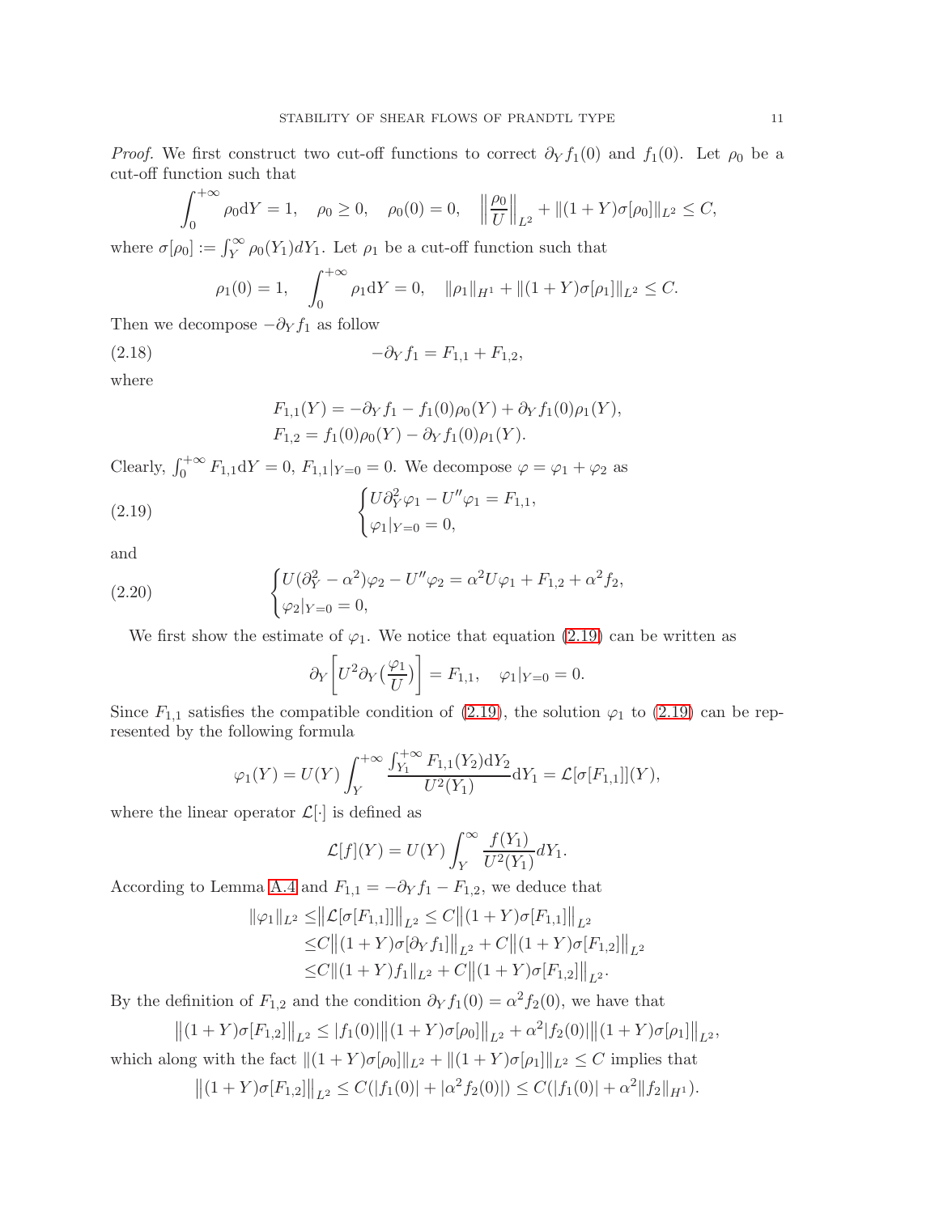*Proof.* We first construct two cut-off functions to correct $\partial_Y f_1(0)$ and $f_1(0)$. Let $\rho_0$ be a cut-off function such that

$$\int_0^{+\infty} \rho_0 \mathrm{d}Y = 1, \quad \rho_0 \geq 0, \quad \rho_0(0) = 0, \quad \Big\|\frac{\rho_0}{U}\Big\|_{L^2} + \|(1+Y)\sigma[\rho_0]\|_{L^2} \leq C,$$

where $\sigma[\rho_0] := \int_Y^\infty \rho_0(Y_1)dY_1$. Let $\rho_1$ be a cut-off function such that

$$\rho_1(0) = 1, \quad \int_0^{+\infty} \rho_1 \mathrm{d}Y = 0, \quad \|\rho_1\|_{H^1} + \|(1+Y)\sigma[\rho_1]\|_{L^2} \leq C.$$

Then we decompose $-\partial_Y f_1$ as follow

$$-\partial_Y f_1 = F_{1,1} + F_{1,2}, \tag{2.18}$$

where

$$\begin{aligned}
&F_{1,1}(Y) = -\partial_Y f_1 - f_1(0)\rho_0(Y) + \partial_Y f_1(0)\rho_1(Y),\\
&F_{1,2} = f_1(0)\rho_0(Y) - \partial_Y f_1(0)\rho_1(Y).
\end{aligned}$$

Clearly, $\int_0^{+\infty} F_{1,1}\mathrm{d}Y = 0$, $F_{1,1}|_{Y=0} = 0$. We decompose $\varphi = \varphi_1 + \varphi_2$ as

$$\begin{cases} U\partial_Y^2\varphi_1 - U''\varphi_1 = F_{1,1},\\ \varphi_1|_{Y=0} = 0, \end{cases} \tag{2.19}$$

and

$$\begin{cases} U(\partial_Y^2 - \alpha^2)\varphi_2 - U''\varphi_2 = \alpha^2 U\varphi_1 + F_{1,2} + \alpha^2 f_2,\\ \varphi_2|_{Y=0} = 0, \end{cases} \tag{2.20}$$

We first show the estimate of $\varphi_1$. We notice that equation (2.19) can be written as

$$\partial_Y\bigg[U^2\partial_Y\big(\frac{\varphi_1}{U}\big)\bigg] = F_{1,1}, \quad \varphi_1|_{Y=0} = 0.$$

Since $F_{1,1}$ satisfies the compatible condition of (2.19), the solution $\varphi_1$ to (2.19) can be represented by the following formula

$$\varphi_1(Y) = U(Y)\int_Y^{+\infty} \frac{\int_{Y_1}^{+\infty} F_{1,1}(Y_2)\mathrm{d}Y_2}{U^2(Y_1)}\mathrm{d}Y_1 = \mathcal{L}[\sigma[F_{1,1}]](Y),$$

where the linear operator $\mathcal{L}[\cdot]$ is defined as

$$\mathcal{L}[f](Y) = U(Y)\int_Y^\infty \frac{f(Y_1)}{U^2(Y_1)}dY_1.$$

According to Lemma A.4 and $F_{1,1} = -\partial_Y f_1 - F_{1,2}$, we deduce that

$$\begin{aligned}
\|\varphi_1\|_{L^2} \leq& \big\|\mathcal{L}[\sigma[F_{1,1}]]\big\|_{L^2} \leq C\big\|(1+Y)\sigma[F_{1,1}]\big\|_{L^2}\\
\leq& C\big\|(1+Y)\sigma[\partial_Y f_1]\big\|_{L^2} + C\big\|(1+Y)\sigma[F_{1,2}]\big\|_{L^2}\\
\leq& C\|(1+Y)f_1\|_{L^2} + C\big\|(1+Y)\sigma[F_{1,2}]\big\|_{L^2}.
\end{aligned}$$

By the definition of $F_{1,2}$ and the condition $\partial_Y f_1(0) = \alpha^2 f_2(0)$, we have that

$$\big\|(1+Y)\sigma[F_{1,2}]\big\|_{L^2} \leq |f_1(0)|\big\|(1+Y)\sigma[\rho_0]\big\|_{L^2} + \alpha^2|f_2(0)|\big\|(1+Y)\sigma[\rho_1]\big\|_{L^2},$$

which along with the fact $\|(1+Y)\sigma[\rho_0]\|_{L^2} + \|(1+Y)\sigma[\rho_1]\|_{L^2} \leq C$ implies that

$$\big\|(1+Y)\sigma[F_{1,2}]\big\|_{L^2} \leq C(|f_1(0)| + |\alpha^2 f_2(0)|) \leq C(|f_1(0)| + \alpha^2\|f_2\|_{H^1}).$$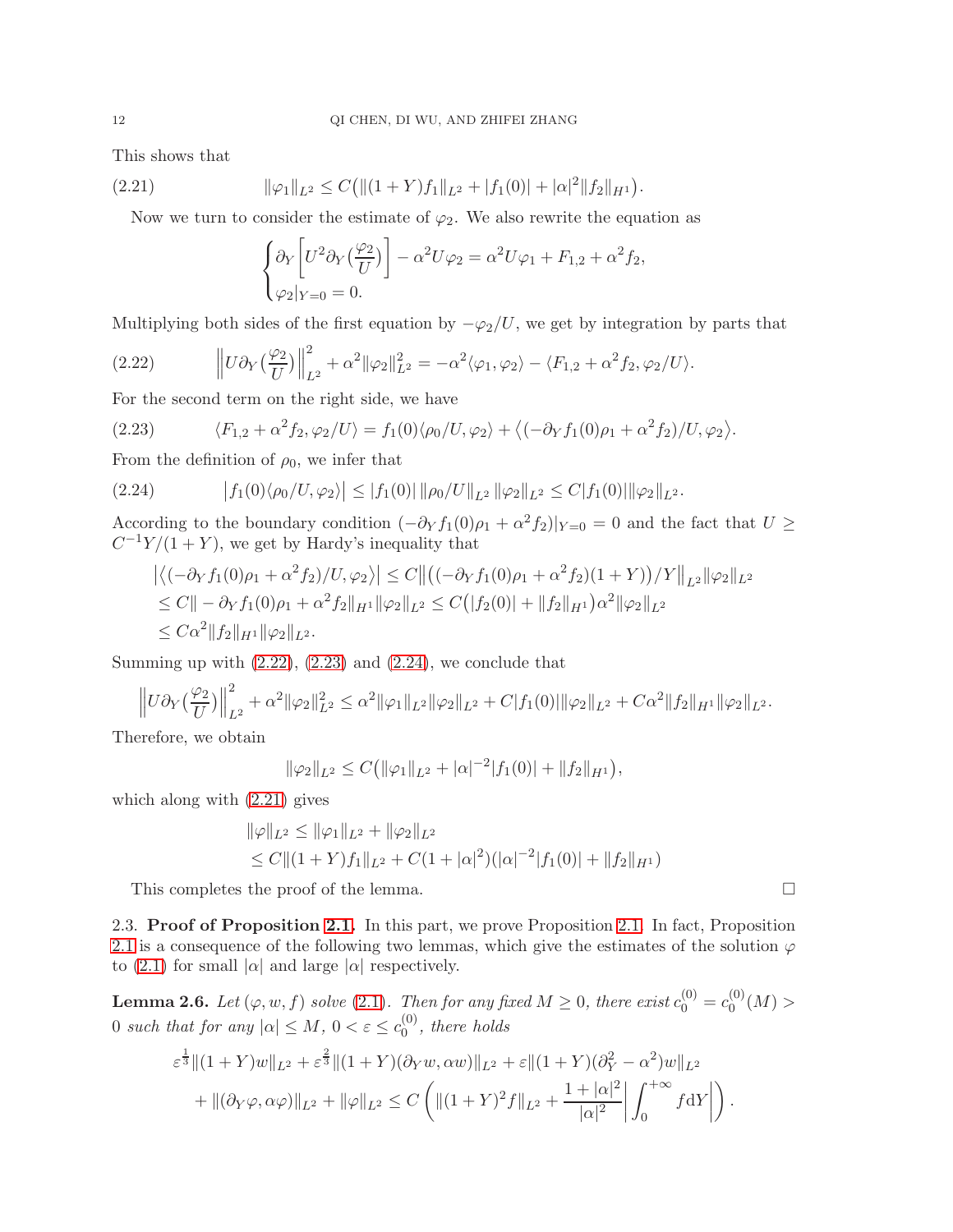This shows that

$$\|\varphi_1\|_{L^2} \le C\big(\|(1+Y)f_1\|_{L^2} + |f_1(0)| + |\alpha|^2\|f_2\|_{H^1}\big). \tag{2.21}$$

Now we turn to consider the estimate of $\varphi_2$. We also rewrite the equation as

$$\begin{cases} \partial_Y\Big[U^2\partial_Y\big(\frac{\varphi_2}{U}\big)\Big] - \alpha^2 U\varphi_2 = \alpha^2 U\varphi_1 + F_{1,2} + \alpha^2 f_2, \\ \varphi_2|_{Y=0} = 0. \end{cases}$$

Multiplying both sides of the first equation by $-\varphi_2/U$, we get by integration by parts that

$$\Big\|U\partial_Y\big(\frac{\varphi_2}{U}\big)\Big\|_{L^2}^2 + \alpha^2\|\varphi_2\|_{L^2}^2 = -\alpha^2\langle\varphi_1,\varphi_2\rangle - \langle F_{1,2}+\alpha^2 f_2, \varphi_2/U\rangle. \tag{2.22}$$

For the second term on the right side, we have

$$\langle F_{1,2}+\alpha^2 f_2, \varphi_2/U\rangle = f_1(0)\langle\rho_0/U,\varphi_2\rangle + \big\langle(-\partial_Y f_1(0)\rho_1 + \alpha^2 f_2)/U, \varphi_2\big\rangle. \tag{2.23}$$

From the definition of $\rho_0$, we infer that

$$\big|f_1(0)\langle\rho_0/U,\varphi_2\rangle\big| \le |f_1(0)|\,\|\rho_0/U\|_{L^2}\,\|\varphi_2\|_{L^2} \le C|f_1(0)|\|\varphi_2\|_{L^2}. \tag{2.24}$$

According to the boundary condition $(-\partial_Y f_1(0)\rho_1 + \alpha^2 f_2)|_{Y=0} = 0$ and the fact that $U \ge C^{-1}Y/(1+Y)$, we get by Hardy's inequality that

$$\begin{aligned}
&\big|\big\langle(-\partial_Y f_1(0)\rho_1 + \alpha^2 f_2)/U, \varphi_2\big\rangle\big| \le C\big\|\big((-\partial_Y f_1(0)\rho_1 + \alpha^2 f_2)(1+Y)\big)/Y\big\|_{L^2}\|\varphi_2\|_{L^2} \\
&\le C\| -\partial_Y f_1(0)\rho_1 + \alpha^2 f_2\|_{H^1}\|\varphi_2\|_{L^2} \le C\big(|f_2(0)| + \|f_2\|_{H^1}\big)\alpha^2\|\varphi_2\|_{L^2} \\
&\le C\alpha^2\|f_2\|_{H^1}\|\varphi_2\|_{L^2}.
\end{aligned}$$

Summing up with (2.22), (2.23) and (2.24), we conclude that

$$\Big\|U\partial_Y\big(\frac{\varphi_2}{U}\big)\Big\|_{L^2}^2 + \alpha^2\|\varphi_2\|_{L^2}^2 \le \alpha^2\|\varphi_1\|_{L^2}\|\varphi_2\|_{L^2} + C|f_1(0)|\|\varphi_2\|_{L^2} + C\alpha^2\|f_2\|_{H^1}\|\varphi_2\|_{L^2}.$$

Therefore, we obtain

$$\|\varphi_2\|_{L^2} \le C\big(\|\varphi_1\|_{L^2} + |\alpha|^{-2}|f_1(0)| + \|f_2\|_{H^1}\big),$$

which along with (2.21) gives

$$\begin{aligned}
\|\varphi\|_{L^2} &\le \|\varphi_1\|_{L^2} + \|\varphi_2\|_{L^2} \\
&\le C\|(1+Y)f_1\|_{L^2} + C(1+|\alpha|^2)(|\alpha|^{-2}|f_1(0)| + \|f_2\|_{H^1})
\end{aligned}$$

This completes the proof of the lemma. □

### 2.3. Proof of Proposition 2.1.

In this part, we prove Proposition 2.1. In fact, Proposition 2.1 is a consequence of the following two lemmas, which give the estimates of the solution $\varphi$ to (2.1) for small $|\alpha|$ and large $|\alpha|$ respectively.

**Lemma 2.6.** *Let $(\varphi, w, f)$ solve (2.1). Then for any fixed $M \ge 0$, there exist $c_0^{(0)} = c_0^{(0)}(M) > 0$ such that for any $|\alpha| \le M$, $0 < \varepsilon \le c_0^{(0)}$, there holds*

$$\begin{aligned}
&\varepsilon^{\frac13}\|(1+Y)w\|_{L^2} + \varepsilon^{\frac23}\|(1+Y)(\partial_Y w, \alpha w)\|_{L^2} + \varepsilon\|(1+Y)(\partial_Y^2 - \alpha^2)w\|_{L^2} \\
&+ \|(\partial_Y\varphi, \alpha\varphi)\|_{L^2} + \|\varphi\|_{L^2} \le C\left(\|(1+Y)^2 f\|_{L^2} + \frac{1+|\alpha|^2}{|\alpha|^2}\Big|\int_0^{+\infty} f\mathrm{d}Y\Big|\right).
\end{aligned}$$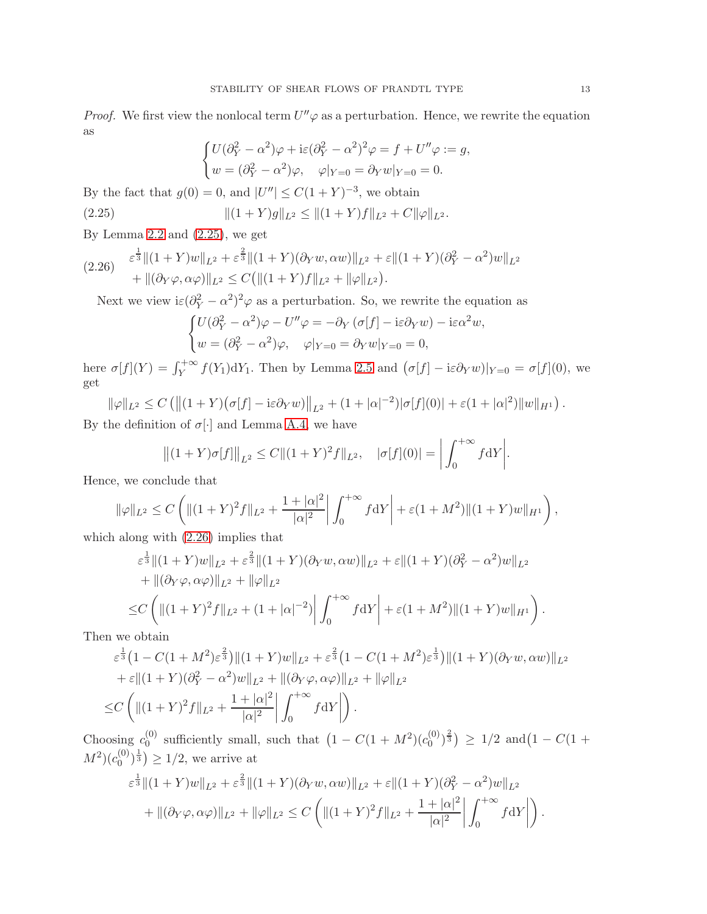*Proof.* We first view the nonlocal term $U''\varphi$ as a perturbation. Hence, we rewrite the equation as

$$\begin{cases} U(\partial_Y^2-\alpha^2)\varphi+\mathrm{i}\varepsilon(\partial_Y^2-\alpha^2)^2\varphi=f+U''\varphi:=g,\\ w=(\partial_Y^2-\alpha^2)\varphi,\quad \varphi|_{Y=0}=\partial_Y w|_{Y=0}=0.\end{cases}$$

By the fact that $g(0)=0$, and $|U''|\le C(1+Y)^{-3}$, we obtain

$$\|(1+Y)g\|_{L^2}\le \|(1+Y)f\|_{L^2}+C\|\varphi\|_{L^2}. \tag{2.25}$$

By Lemma 2.2 and (2.25), we get

$$\begin{aligned}&\varepsilon^{\frac13}\|(1+Y)w\|_{L^2}+\varepsilon^{\frac23}\|(1+Y)(\partial_Y w,\alpha w)\|_{L^2}+\varepsilon\|(1+Y)(\partial_Y^2-\alpha^2)w\|_{L^2}\\ &+\|(\partial_Y\varphi,\alpha\varphi)\|_{L^2}\le C\big(\|(1+Y)f\|_{L^2}+\|\varphi\|_{L^2}\big).\end{aligned}\tag{2.26}$$

Next we view $\mathrm{i}\varepsilon(\partial_Y^2-\alpha^2)^2\varphi$ as a perturbation. So, we rewrite the equation as

$$\begin{cases} U(\partial_Y^2-\alpha^2)\varphi-U''\varphi=-\partial_Y\left(\sigma[f]-\mathrm{i}\varepsilon\partial_Y w\right)-\mathrm{i}\varepsilon\alpha^2 w,\\ w=(\partial_Y^2-\alpha^2)\varphi,\quad \varphi|_{Y=0}=\partial_Y w|_{Y=0}=0,\end{cases}$$

here $\sigma[f](Y)=\int_Y^{+\infty}f(Y_1)\mathrm{d}Y_1$. Then by Lemma 2.5 and $\big(\sigma[f]-\mathrm{i}\varepsilon\partial_Y w\big)|_{Y=0}=\sigma[f](0)$, we get

$$\|\varphi\|_{L^2}\le C\left(\big\|(1+Y)\big(\sigma[f]-\mathrm{i}\varepsilon\partial_Y w\big)\big\|_{L^2}+(1+|\alpha|^{-2})|\sigma[f](0)|+\varepsilon(1+|\alpha|^2)\|w\|_{H^1}\right).$$

By the definition of $\sigma[\cdot]$ and Lemma A.4, we have

$$\big\|(1+Y)\sigma[f]\big\|_{L^2}\le C\|(1+Y)^2f\|_{L^2},\quad |\sigma[f](0)|=\left|\int_0^{+\infty}f\mathrm{d}Y\right|.$$

Hence, we conclude that

$$\|\varphi\|_{L^2}\le C\left(\|(1+Y)^2f\|_{L^2}+\frac{1+|\alpha|^2}{|\alpha|^2}\left|\int_0^{+\infty}f\mathrm{d}Y\right|+\varepsilon(1+M^2)\|(1+Y)w\|_{H^1}\right),$$

which along with (2.26) implies that

$$\begin{aligned}&\varepsilon^{\frac13}\|(1+Y)w\|_{L^2}+\varepsilon^{\frac23}\|(1+Y)(\partial_Y w,\alpha w)\|_{L^2}+\varepsilon\|(1+Y)(\partial_Y^2-\alpha^2)w\|_{L^2}\\ &+\|(\partial_Y\varphi,\alpha\varphi)\|_{L^2}+\|\varphi\|_{L^2}\\ \le& C\left(\|(1+Y)^2f\|_{L^2}+(1+|\alpha|^{-2})\left|\int_0^{+\infty}f\mathrm{d}Y\right|+\varepsilon(1+M^2)\|(1+Y)w\|_{H^1}\right).\end{aligned}$$

Then we obtain

$$\begin{aligned}&\varepsilon^{\frac13}\big(1-C(1+M^2)\varepsilon^{\frac23}\big)\|(1+Y)w\|_{L^2}+\varepsilon^{\frac23}\big(1-C(1+M^2)\varepsilon^{\frac13}\big)\|(1+Y)(\partial_Y w,\alpha w)\|_{L^2}\\ &+\varepsilon\|(1+Y)(\partial_Y^2-\alpha^2)w\|_{L^2}+\|(\partial_Y\varphi,\alpha\varphi)\|_{L^2}+\|\varphi\|_{L^2}\\ \le& C\left(\|(1+Y)^2f\|_{L^2}+\frac{1+|\alpha|^2}{|\alpha|^2}\left|\int_0^{+\infty}f\mathrm{d}Y\right|\right).\end{aligned}$$

Choosing $c_0^{(0)}$ sufficiently small, such that $\big(1-C(1+M^2)(c_0^{(0)})^{\frac23}\big)\ge 1/2$ and $\big(1-C(1+M^2)(c_0^{(0)})^{\frac13}\big)\ge 1/2$, we arrive at

$$\begin{aligned}&\varepsilon^{\frac13}\|(1+Y)w\|_{L^2}+\varepsilon^{\frac23}\|(1+Y)(\partial_Y w,\alpha w)\|_{L^2}+\varepsilon\|(1+Y)(\partial_Y^2-\alpha^2)w\|_{L^2}\\ &+\|(\partial_Y\varphi,\alpha\varphi)\|_{L^2}+\|\varphi\|_{L^2}\le C\left(\|(1+Y)^2f\|_{L^2}+\frac{1+|\alpha|^2}{|\alpha|^2}\left|\int_0^{+\infty}f\mathrm{d}Y\right|\right).\end{aligned}$$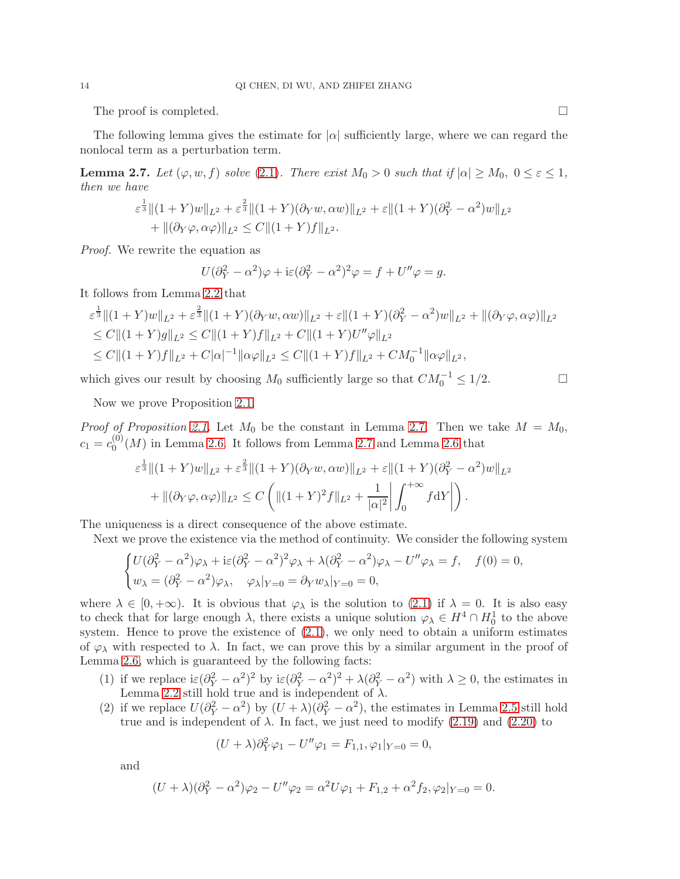The proof is completed. $\square$

The following lemma gives the estimate for $|\alpha|$ sufficiently large, where we can regard the nonlocal term as a perturbation term.

**Lemma 2.7.** *Let $(\varphi, w, f)$ solve (2.1). There exist $M_0 > 0$ such that if $|\alpha| \geq M_0,\ 0 \leq \varepsilon \leq 1$, then we have*

$$
\begin{aligned}
&\varepsilon^{\frac{1}{3}}\|(1+Y)w\|_{L^2} + \varepsilon^{\frac{2}{3}}\|(1+Y)(\partial_Y w, \alpha w)\|_{L^2} + \varepsilon\|(1+Y)(\partial_Y^2 - \alpha^2)w\|_{L^2} \\
&\quad + \|(\partial_Y \varphi, \alpha\varphi)\|_{L^2} \leq C\|(1+Y)f\|_{L^2}.
\end{aligned}
$$

*Proof.* We rewrite the equation as

$$
U(\partial_Y^2 - \alpha^2)\varphi + \mathrm{i}\varepsilon(\partial_Y^2 - \alpha^2)^2\varphi = f + U''\varphi = g.
$$

It follows from Lemma 2.2 that

$$
\begin{aligned}
&\varepsilon^{\frac{1}{3}}\|(1+Y)w\|_{L^2} + \varepsilon^{\frac{2}{3}}\|(1+Y)(\partial_Y w, \alpha w)\|_{L^2} + \varepsilon\|(1+Y)(\partial_Y^2 - \alpha^2)w\|_{L^2} + \|(\partial_Y \varphi, \alpha\varphi)\|_{L^2} \\
&\leq C\|(1+Y)g\|_{L^2} \leq C\|(1+Y)f\|_{L^2} + C\|(1+Y)U''\varphi\|_{L^2} \\
&\leq C\|(1+Y)f\|_{L^2} + C|\alpha|^{-1}\|\alpha\varphi\|_{L^2} \leq C\|(1+Y)f\|_{L^2} + CM_0^{-1}\|\alpha\varphi\|_{L^2},
\end{aligned}
$$

which gives our result by choosing $M_0$ sufficiently large so that $CM_0^{-1} \leq 1/2$. $\square$

Now we prove Proposition 2.1.

*Proof of Proposition 2.1.* Let $M_0$ be the constant in Lemma 2.7. Then we take $M = M_0$, $c_1 = c_0^{(0)}(M)$ in Lemma 2.6. It follows from Lemma 2.7 and Lemma 2.6 that

$$
\begin{aligned}
&\varepsilon^{\frac{1}{3}}\|(1+Y)w\|_{L^2} + \varepsilon^{\frac{2}{3}}\|(1+Y)(\partial_Y w, \alpha w)\|_{L^2} + \varepsilon\|(1+Y)(\partial_Y^2 - \alpha^2)w\|_{L^2} \\
&\quad + \|(\partial_Y \varphi, \alpha\varphi)\|_{L^2} \leq C\left(\|(1+Y)^2 f\|_{L^2} + \frac{1}{|\alpha|^2}\left|\int_0^{+\infty} f \mathrm{d}Y\right|\right).
\end{aligned}
$$

The uniqueness is a direct consequence of the above estimate.

Next we prove the existence via the method of continuity. We consider the following system

$$
\begin{cases}
U(\partial_Y^2 - \alpha^2)\varphi_\lambda + \mathrm{i}\varepsilon(\partial_Y^2 - \alpha^2)^2\varphi_\lambda + \lambda(\partial_Y^2 - \alpha^2)\varphi_\lambda - U''\varphi_\lambda = f, \quad f(0) = 0, \\
w_\lambda = (\partial_Y^2 - \alpha^2)\varphi_\lambda, \quad \varphi_\lambda|_{Y=0} = \partial_Y w_\lambda|_{Y=0} = 0,
\end{cases}
$$

where $\lambda \in [0, +\infty)$. It is obvious that $\varphi_\lambda$ is the solution to (2.1) if $\lambda = 0$. It is also easy to check that for large enough $\lambda$, there exists a unique solution $\varphi_\lambda \in H^4 \cap H_0^1$ to the above system. Hence to prove the existence of (2.1), we only need to obtain a uniform estimates of $\varphi_\lambda$ with respected to $\lambda$. In fact, we can prove this by a similar argument in the proof of Lemma 2.6, which is guaranteed by the following facts:

1. if we replace $\mathrm{i}\varepsilon(\partial_Y^2 - \alpha^2)^2$ by $\mathrm{i}\varepsilon(\partial_Y^2 - \alpha^2)^2 + \lambda(\partial_Y^2 - \alpha^2)$ with $\lambda \geq 0$, the estimates in Lemma 2.2 still hold true and is independent of $\lambda$.
2. if we replace $U(\partial_Y^2 - \alpha^2)$ by $(U + \lambda)(\partial_Y^2 - \alpha^2)$, the estimates in Lemma 2.5 still hold true and is independent of $\lambda$. In fact, we just need to modify (2.19) and (2.20) to

$$
(U + \lambda)\partial_Y^2\varphi_1 - U''\varphi_1 = F_{1,1}, \varphi_1|_{Y=0} = 0,
$$

and

$$
(U + \lambda)(\partial_Y^2 - \alpha^2)\varphi_2 - U''\varphi_2 = \alpha^2 U\varphi_1 + F_{1,2} + \alpha^2 f_2, \varphi_2|_{Y=0} = 0.
$$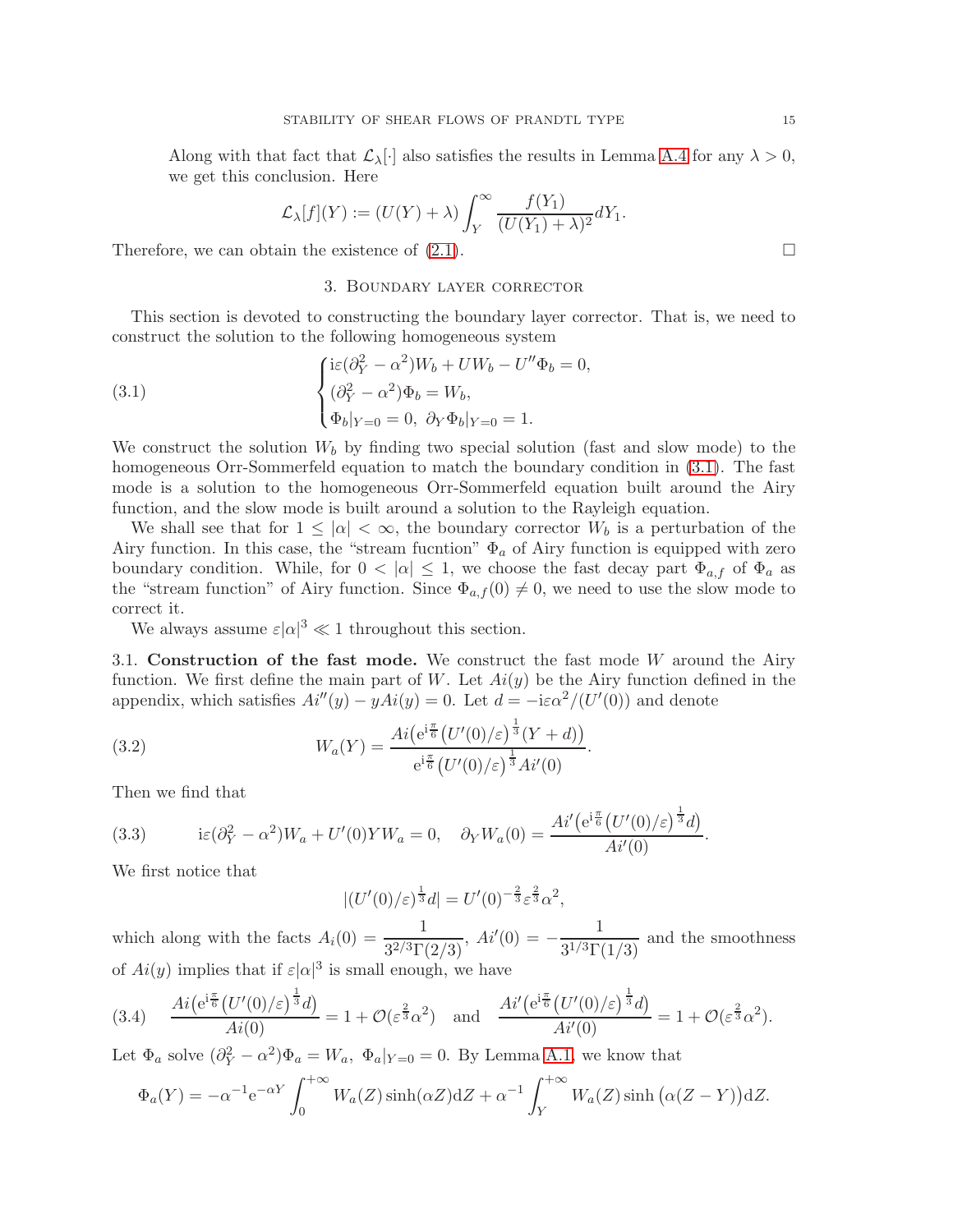Along with that fact that $\mathcal{L}_\lambda[\cdot]$ also satisfies the results in Lemma A.4 for any $\lambda > 0$, we get this conclusion. Here

$$\mathcal{L}_\lambda[f](Y) := (U(Y) + \lambda) \int_Y^\infty \frac{f(Y_1)}{(U(Y_1) + \lambda)^2} dY_1.$$

Therefore, we can obtain the existence of (2.1). $\square$

## 3. Boundary layer corrector

This section is devoted to constructing the boundary layer corrector. That is, we need to construct the solution to the following homogeneous system

$$\begin{cases} \mathrm{i}\varepsilon(\partial_Y^2 - \alpha^2) W_b + U W_b - U'' \Phi_b = 0, \\ (\partial_Y^2 - \alpha^2)\Phi_b = W_b, \\ \Phi_b|_{Y=0} = 0, \ \partial_Y \Phi_b|_{Y=0} = 1. \end{cases} \tag{3.1}$$

We construct the solution $W_b$ by finding two special solution (fast and slow mode) to the homogeneous Orr-Sommerfeld equation to match the boundary condition in (3.1). The fast mode is a solution to the homogeneous Orr-Sommerfeld equation built around the Airy function, and the slow mode is built around a solution to the Rayleigh equation.

We shall see that for $1 \le |\alpha| < \infty$, the boundary corrector $W_b$ is a perturbation of the Airy function. In this case, the "stream fucntion" $\Phi_a$ of Airy function is equipped with zero boundary condition. While, for $0 < |\alpha| \le 1$, we choose the fast decay part $\Phi_{a,f}$ of $\Phi_a$ as the "stream function" of Airy function. Since $\Phi_{a,f}(0) \neq 0$, we need to use the slow mode to correct it.

We always assume $\varepsilon|\alpha|^3 \ll 1$ throughout this section.

### 3.1. Construction of the fast mode.

We construct the fast mode $W$ around the Airy function. We first define the main part of $W$. Let $Ai(y)$ be the Airy function defined in the appendix, which satisfies $Ai''(y) - yAi(y) = 0$. Let $d = -\mathrm{i}\varepsilon\alpha^2/(U'(0))$ and denote

$$W_a(Y) = \frac{Ai\big(\mathrm{e}^{\mathrm{i}\frac{\pi}{6}}\big(U'(0)/\varepsilon\big)^{\frac{1}{3}}(Y+d)\big)}{\mathrm{e}^{\mathrm{i}\frac{\pi}{6}}\big(U'(0)/\varepsilon\big)^{\frac{1}{3}} Ai'(0)}. \tag{3.2}$$

Then we find that

$$\mathrm{i}\varepsilon(\partial_Y^2 - \alpha^2)W_a + U'(0) Y W_a = 0, \quad \partial_Y W_a(0) = \frac{Ai'\big(\mathrm{e}^{\mathrm{i}\frac{\pi}{6}}\big(U'(0)/\varepsilon\big)^{\frac{1}{3}} d\big)}{Ai'(0)}. \tag{3.3}$$

We first notice that

$$|(U'(0)/\varepsilon)^{\frac{1}{3}} d| = U'(0)^{-\frac{2}{3}}\varepsilon^{\frac{2}{3}}\alpha^2,$$

which along with the facts $A_i(0) = \dfrac{1}{3^{2/3}\Gamma(2/3)}$, $Ai'(0) = -\dfrac{1}{3^{1/3}\Gamma(1/3)}$ and the smoothness of $Ai(y)$ implies that if $\varepsilon|\alpha|^3$ is small enough, we have

$$\frac{Ai\big(\mathrm{e}^{\mathrm{i}\frac{\pi}{6}}\big(U'(0)/\varepsilon\big)^{\frac{1}{3}} d\big)}{Ai(0)} = 1 + \mathcal{O}(\varepsilon^{\frac{2}{3}}\alpha^2) \quad \text{and} \quad \frac{Ai'\big(\mathrm{e}^{\mathrm{i}\frac{\pi}{6}}\big(U'(0)/\varepsilon\big)^{\frac{1}{3}} d\big)}{Ai'(0)} = 1 + \mathcal{O}(\varepsilon^{\frac{2}{3}}\alpha^2). \tag{3.4}$$

Let $\Phi_a$ solve $(\partial_Y^2 - \alpha^2)\Phi_a = W_a$, $\Phi_a|_{Y=0} = 0$. By Lemma A.1, we know that

$$\Phi_a(Y) = -\alpha^{-1}\mathrm{e}^{-\alpha Y}\int_0^{+\infty} W_a(Z)\sinh(\alpha Z)\mathrm{d}Z + \alpha^{-1}\int_Y^{+\infty} W_a(Z)\sinh\big(\alpha(Z-Y)\big)\mathrm{d}Z.$$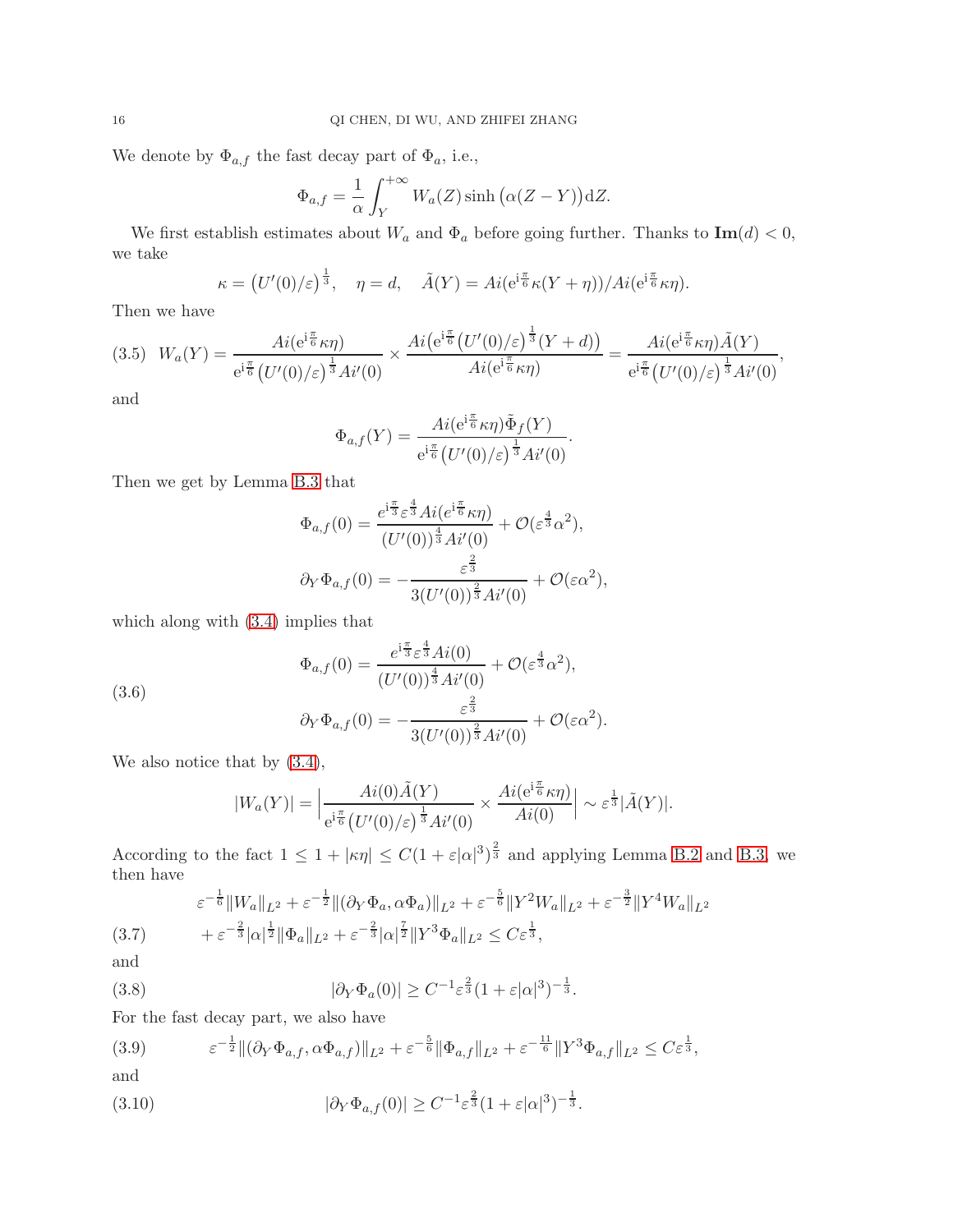We denote by $\Phi_{a,f}$ the fast decay part of $\Phi_a$, i.e.,

$$\Phi_{a,f} = \frac{1}{\alpha}\int_Y^{+\infty} W_a(Z)\sinh\big(\alpha(Z-Y)\big)\mathrm{d}Z.$$

We first establish estimates about $W_a$ and $\Phi_a$ before going further. Thanks to $\mathbf{Im}(d)<0$, we take

$$\kappa = \big(U'(0)/\varepsilon\big)^{\frac{1}{3}}, \quad \eta = d, \quad \tilde{A}(Y) = Ai(\mathrm{e}^{\mathrm{i}\frac{\pi}{6}}\kappa(Y+\eta))/Ai(\mathrm{e}^{\mathrm{i}\frac{\pi}{6}}\kappa\eta).$$

Then we have

$$W_a(Y) = \frac{Ai(\mathrm{e}^{\mathrm{i}\frac{\pi}{6}}\kappa\eta)}{\mathrm{e}^{\mathrm{i}\frac{\pi}{6}}\big(U'(0)/\varepsilon\big)^{\frac{1}{3}}Ai'(0)} \times \frac{Ai\big(\mathrm{e}^{\mathrm{i}\frac{\pi}{6}}\big(U'(0)/\varepsilon\big)^{\frac{1}{3}}(Y+d)\big)}{Ai(\mathrm{e}^{\mathrm{i}\frac{\pi}{6}}\kappa\eta)} = \frac{Ai(\mathrm{e}^{\mathrm{i}\frac{\pi}{6}}\kappa\eta)\tilde{A}(Y)}{\mathrm{e}^{\mathrm{i}\frac{\pi}{6}}\big(U'(0)/\varepsilon\big)^{\frac{1}{3}}Ai'(0)}, \tag{3.5}$$

and

$$\Phi_{a,f}(Y) = \frac{Ai(\mathrm{e}^{\mathrm{i}\frac{\pi}{6}}\kappa\eta)\tilde{\Phi}_f(Y)}{\mathrm{e}^{\mathrm{i}\frac{\pi}{6}}\big(U'(0)/\varepsilon\big)^{\frac{1}{3}}Ai'(0)}.$$

Then we get by Lemma B.3 that

$$\Phi_{a,f}(0) = \frac{e^{\mathrm{i}\frac{\pi}{3}}\varepsilon^{\frac{4}{3}}Ai(e^{\mathrm{i}\frac{\pi}{6}}\kappa\eta)}{(U'(0))^{\frac{4}{3}}Ai'(0)} + \mathcal{O}(\varepsilon^{\frac{4}{3}}\alpha^2),$$

$$\partial_Y\Phi_{a,f}(0) = -\frac{\varepsilon^{\frac{2}{3}}}{3(U'(0))^{\frac{2}{3}}Ai'(0)} + \mathcal{O}(\varepsilon\alpha^2),$$

which along with (3.4) implies that

$$\begin{aligned}
\Phi_{a,f}(0) &= \frac{e^{\mathrm{i}\frac{\pi}{3}}\varepsilon^{\frac{4}{3}}Ai(0)}{(U'(0))^{\frac{4}{3}}Ai'(0)} + \mathcal{O}(\varepsilon^{\frac{4}{3}}\alpha^2),\\
\partial_Y\Phi_{a,f}(0) &= -\frac{\varepsilon^{\frac{2}{3}}}{3(U'(0))^{\frac{2}{3}}Ai'(0)} + \mathcal{O}(\varepsilon\alpha^2).
\end{aligned} \tag{3.6}$$

We also notice that by (3.4),

$$|W_a(Y)| = \Big|\frac{Ai(0)\tilde{A}(Y)}{\mathrm{e}^{\mathrm{i}\frac{\pi}{6}}\big(U'(0)/\varepsilon\big)^{\frac{1}{3}}Ai'(0)} \times \frac{Ai(\mathrm{e}^{\mathrm{i}\frac{\pi}{6}}\kappa\eta)}{Ai(0)}\Big| \sim \varepsilon^{\frac{1}{3}}|\tilde{A}(Y)|.$$

According to the fact $1 \le 1+|\kappa\eta| \le C(1+\varepsilon|\alpha|^3)^{\frac{2}{3}}$ and applying Lemma B.2 and B.3, we then have

$$\begin{aligned}
&\varepsilon^{-\frac{1}{6}}\|W_a\|_{L^2} + \varepsilon^{-\frac{1}{2}}\|(\partial_Y\Phi_a, \alpha\Phi_a)\|_{L^2} + \varepsilon^{-\frac{5}{6}}\|Y^2W_a\|_{L^2} + \varepsilon^{-\frac{3}{2}}\|Y^4W_a\|_{L^2}\\
&+ \varepsilon^{-\frac{2}{3}}|\alpha|^{\frac{1}{2}}\|\Phi_a\|_{L^2} + \varepsilon^{-\frac{2}{3}}|\alpha|^{\frac{7}{2}}\|Y^3\Phi_a\|_{L^2} \le C\varepsilon^{\frac{1}{3}},
\end{aligned} \tag{3.7}$$

and

$$|\partial_Y\Phi_a(0)| \ge C^{-1}\varepsilon^{\frac{2}{3}}(1+\varepsilon|\alpha|^3)^{-\frac{1}{3}}. \tag{3.8}$$

For the fast decay part, we also have

$$\varepsilon^{-\frac{1}{2}}\|(\partial_Y\Phi_{a,f}, \alpha\Phi_{a,f})\|_{L^2} + \varepsilon^{-\frac{5}{6}}\|\Phi_{a,f}\|_{L^2} + \varepsilon^{-\frac{11}{6}}\|Y^3\Phi_{a,f}\|_{L^2} \le C\varepsilon^{\frac{1}{3}}, \tag{3.9}$$

and

$$|\partial_Y\Phi_{a,f}(0)| \ge C^{-1}\varepsilon^{\frac{2}{3}}(1+\varepsilon|\alpha|^3)^{-\frac{1}{3}}. \tag{3.10}$$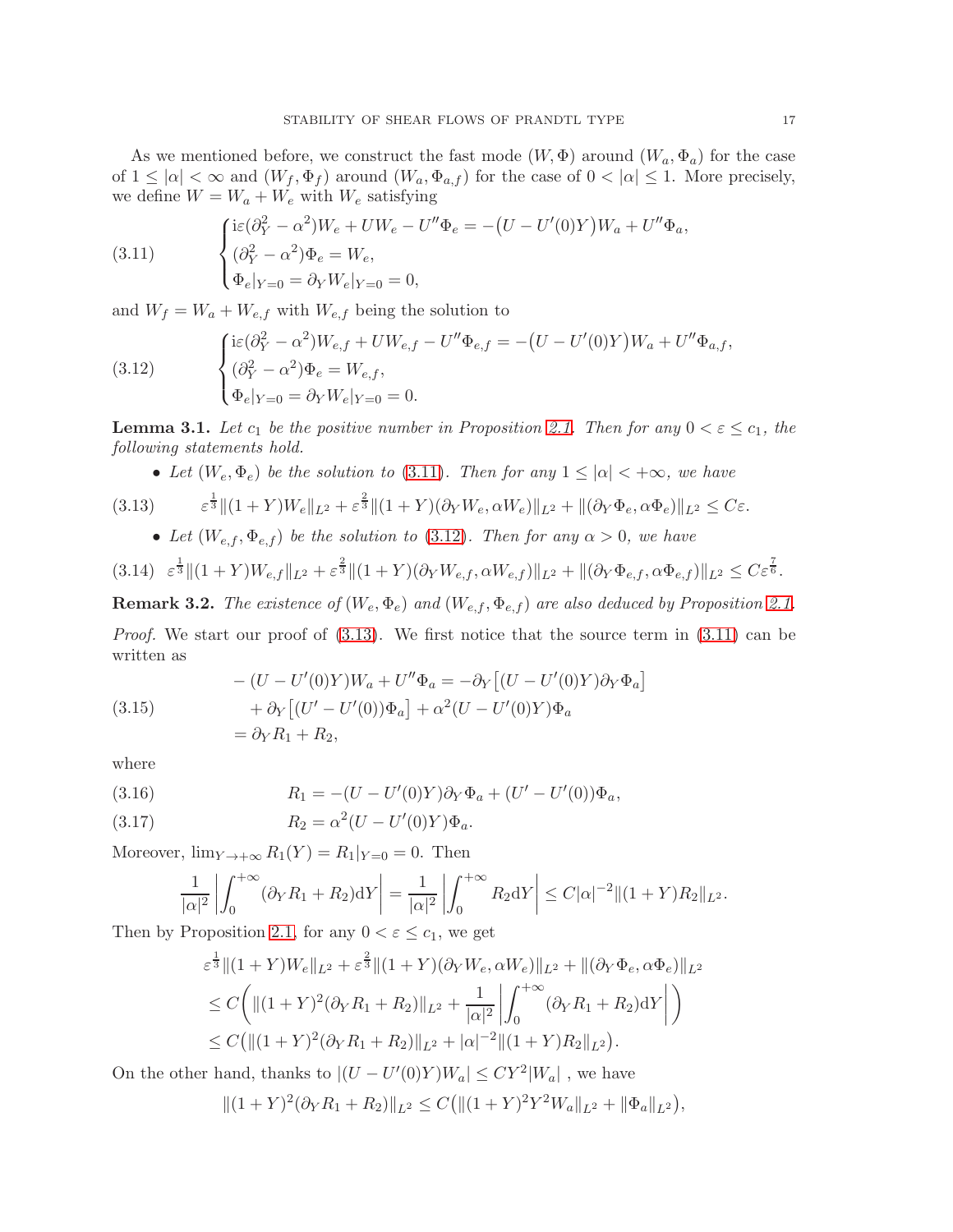As we mentioned before, we construct the fast mode $(W,\Phi)$ around $(W_a,\Phi_a)$ for the case of $1\le|\alpha|<\infty$ and $(W_f,\Phi_f)$ around $(W_a,\Phi_{a,f})$ for the case of $0<|\alpha|\le 1$. More precisely, we define $W=W_a+W_e$ with $W_e$ satisfying

$$
\begin{cases}
\mathrm{i}\varepsilon(\partial_Y^2-\alpha^2)W_e+UW_e-U''\Phi_e=-\big(U-U'(0)Y\big)W_a+U''\Phi_a,\\
(\partial_Y^2-\alpha^2)\Phi_e=W_e,\\
\Phi_e|_{Y=0}=\partial_Y W_e|_{Y=0}=0,
\end{cases}
\tag{3.11}
$$

and $W_f=W_a+W_{e,f}$ with $W_{e,f}$ being the solution to

$$
\begin{cases}
\mathrm{i}\varepsilon(\partial_Y^2-\alpha^2)W_{e,f}+UW_{e,f}-U''\Phi_{e,f}=-\big(U-U'(0)Y\big)W_a+U''\Phi_{a,f},\\
(\partial_Y^2-\alpha^2)\Phi_e=W_{e,f},\\
\Phi_e|_{Y=0}=\partial_Y W_e|_{Y=0}=0.
\end{cases}
\tag{3.12}
$$

**Lemma 3.1.** *Let $c_1$ be the positive number in Proposition 2.1. Then for any $0<\varepsilon\le c_1$, the following statements hold.*

- *Let $(W_e,\Phi_e)$ be the solution to (3.11). Then for any $1\le|\alpha|<+\infty$, we have*

$$
\varepsilon^{\frac13}\|(1+Y)W_e\|_{L^2}+\varepsilon^{\frac23}\|(1+Y)(\partial_Y W_e,\alpha W_e)\|_{L^2}+\|(\partial_Y\Phi_e,\alpha\Phi_e)\|_{L^2}\le C\varepsilon.
\tag{3.13}
$$

- *Let $(W_{e,f},\Phi_{e,f})$ be the solution to (3.12). Then for any $\alpha>0$, we have*

$$
\varepsilon^{\frac13}\|(1+Y)W_{e,f}\|_{L^2}+\varepsilon^{\frac23}\|(1+Y)(\partial_Y W_{e,f},\alpha W_{e,f})\|_{L^2}+\|(\partial_Y\Phi_{e,f},\alpha\Phi_{e,f})\|_{L^2}\le C\varepsilon^{\frac76}.
\tag{3.14}
$$

**Remark 3.2.** *The existence of $(W_e,\Phi_e)$ and $(W_{e,f},\Phi_{e,f})$ are also deduced by Proposition 2.1.*

*Proof.* We start our proof of (3.13). We first notice that the source term in (3.11) can be written as

$$
\begin{aligned}
&-(U-U'(0)Y)W_a+U''\Phi_a=-\partial_Y\big[(U-U'(0)Y)\partial_Y\Phi_a\big]\\
&\quad+\partial_Y\big[(U'-U'(0))\Phi_a\big]+\alpha^2(U-U'(0)Y)\Phi_a\\
&=\partial_Y R_1+R_2,
\end{aligned}
\tag{3.15}
$$

where

$$
R_1=-(U-U'(0)Y)\partial_Y\Phi_a+(U'-U'(0))\Phi_a,
\tag{3.16}
$$

$$
R_2=\alpha^2(U-U'(0)Y)\Phi_a.
\tag{3.17}
$$

Moreover, $\lim_{Y\to+\infty}R_1(Y)=R_1|_{Y=0}=0$. Then

$$
\frac{1}{|\alpha|^2}\left|\int_0^{+\infty}(\partial_Y R_1+R_2)\mathrm{d}Y\right|=\frac{1}{|\alpha|^2}\left|\int_0^{+\infty}R_2\mathrm{d}Y\right|\le C|\alpha|^{-2}\|(1+Y)R_2\|_{L^2}.
$$

Then by Proposition 2.1, for any $0<\varepsilon\le c_1$, we get

$$
\begin{aligned}
&\varepsilon^{\frac13}\|(1+Y)W_e\|_{L^2}+\varepsilon^{\frac23}\|(1+Y)(\partial_Y W_e,\alpha W_e)\|_{L^2}+\|(\partial_Y\Phi_e,\alpha\Phi_e)\|_{L^2}\\
&\le C\bigg(\|(1+Y)^2(\partial_Y R_1+R_2)\|_{L^2}+\frac{1}{|\alpha|^2}\left|\int_0^{+\infty}(\partial_Y R_1+R_2)\mathrm{d}Y\right|\bigg)\\
&\le C\big(\|(1+Y)^2(\partial_Y R_1+R_2)\|_{L^2}+|\alpha|^{-2}\|(1+Y)R_2\|_{L^2}\big).
\end{aligned}
$$

On the other hand, thanks to $|(U-U'(0)Y)W_a|\le CY^2|W_a|$ , we have

$$
\|(1+Y)^2(\partial_Y R_1+R_2)\|_{L^2}\le C\big(\|(1+Y)^2Y^2W_a\|_{L^2}+\|\Phi_a\|_{L^2}\big),
$$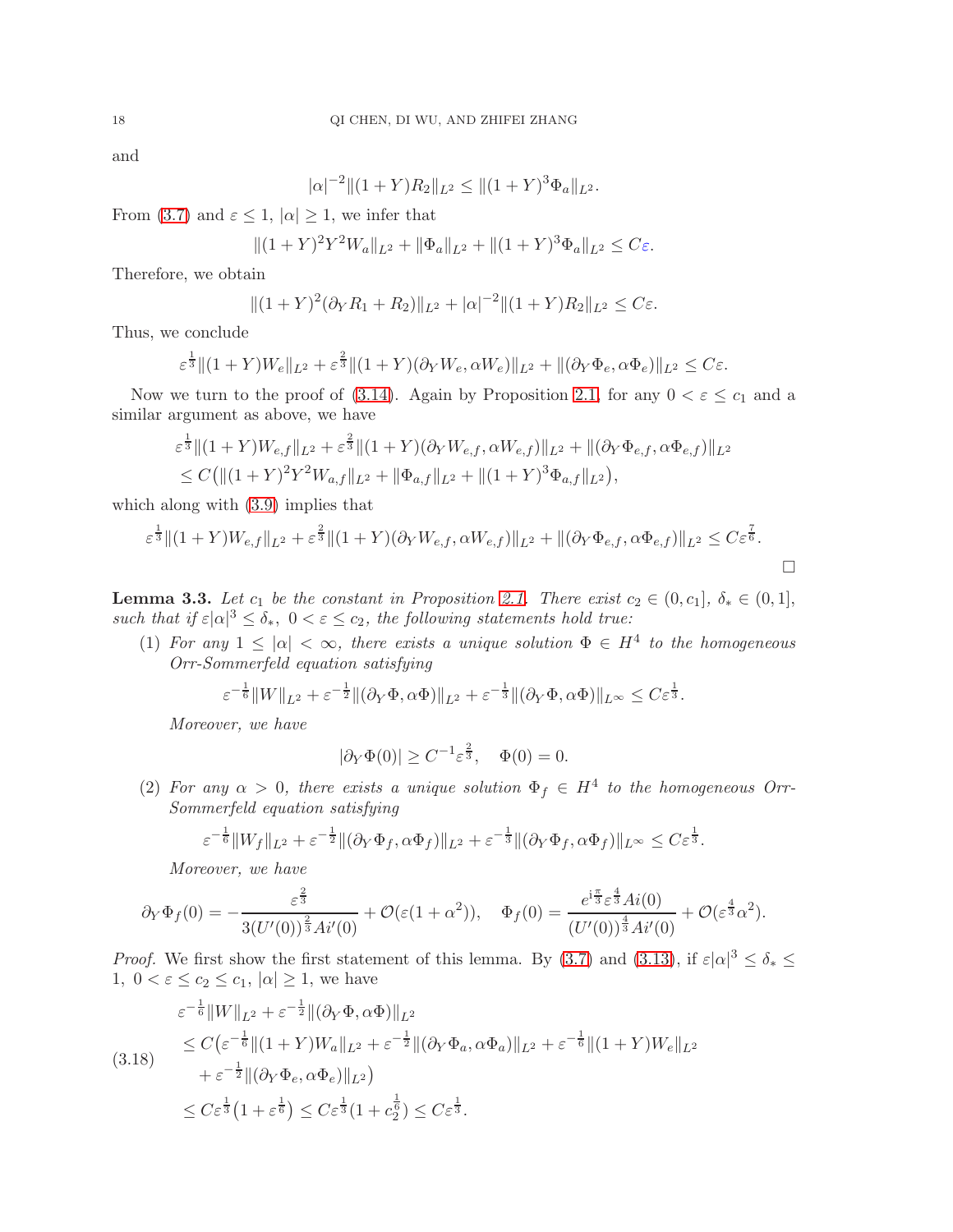and

$$|\alpha|^{-2}\|(1+Y)R_2\|_{L^2} \le \|(1+Y)^3\Phi_a\|_{L^2}.$$

From (3.7) and $\varepsilon \le 1$, $|\alpha| \ge 1$, we infer that

$$\|(1+Y)^2Y^2W_a\|_{L^2} + \|\Phi_a\|_{L^2} + \|(1+Y)^3\Phi_a\|_{L^2} \le C\varepsilon.$$

Therefore, we obtain

$$\|(1+Y)^2(\partial_Y R_1 + R_2)\|_{L^2} + |\alpha|^{-2}\|(1+Y)R_2\|_{L^2} \le C\varepsilon.$$

Thus, we conclude

$$\varepsilon^{\frac13}\|(1+Y)W_e\|_{L^2} + \varepsilon^{\frac23}\|(1+Y)(\partial_Y W_e, \alpha W_e)\|_{L^2} + \|(\partial_Y\Phi_e, \alpha\Phi_e)\|_{L^2} \le C\varepsilon.$$

Now we turn to the proof of (3.14). Again by Proposition 2.1, for any $0<\varepsilon\le c_1$ and a similar argument as above, we have

$$\begin{aligned}
&\varepsilon^{\frac13}\|(1+Y)W_{e,f}\|_{L^2} + \varepsilon^{\frac23}\|(1+Y)(\partial_Y W_{e,f}, \alpha W_{e,f})\|_{L^2} + \|(\partial_Y\Phi_{e,f}, \alpha\Phi_{e,f})\|_{L^2}\\
&\le C\big(\|(1+Y)^2Y^2W_{a,f}\|_{L^2} + \|\Phi_{a,f}\|_{L^2} + \|(1+Y)^3\Phi_{a,f}\|_{L^2}\big),
\end{aligned}$$

which along with (3.9) implies that

$$\varepsilon^{\frac13}\|(1+Y)W_{e,f}\|_{L^2} + \varepsilon^{\frac23}\|(1+Y)(\partial_Y W_{e,f}, \alpha W_{e,f})\|_{L^2} + \|(\partial_Y\Phi_{e,f}, \alpha\Phi_{e,f})\|_{L^2} \le C\varepsilon^{\frac76}.$$

$\square$

**Lemma 3.3.** *Let $c_1$ be the constant in Proposition 2.1. There exist $c_2 \in (0, c_1]$, $\delta_* \in (0,1]$, such that if $\varepsilon|\alpha|^3 \le \delta_*$, $0<\varepsilon\le c_2$, the following statements hold true:*

1. *For any $1 \le |\alpha| < \infty$, there exists a unique solution $\Phi \in H^4$ to the homogeneous Orr-Sommerfeld equation satisfying*

$$\varepsilon^{-\frac16}\|W\|_{L^2} + \varepsilon^{-\frac12}\|(\partial_Y\Phi, \alpha\Phi)\|_{L^2} + \varepsilon^{-\frac13}\|(\partial_Y\Phi, \alpha\Phi)\|_{L^\infty} \le C\varepsilon^{\frac13}.$$

   *Moreover, we have*

$$|\partial_Y\Phi(0)| \ge C^{-1}\varepsilon^{\frac23}, \quad \Phi(0)=0.$$

2. *For any $\alpha>0$, there exists a unique solution $\Phi_f \in H^4$ to the homogeneous Orr-Sommerfeld equation satisfying*

$$\varepsilon^{-\frac16}\|W_f\|_{L^2} + \varepsilon^{-\frac12}\|(\partial_Y\Phi_f, \alpha\Phi_f)\|_{L^2} + \varepsilon^{-\frac13}\|(\partial_Y\Phi_f, \alpha\Phi_f)\|_{L^\infty} \le C\varepsilon^{\frac13}.$$

   *Moreover, we have*

$$\partial_Y\Phi_f(0) = -\frac{\varepsilon^{\frac23}}{3(U'(0))^{\frac23}Ai'(0)} + \mathcal{O}(\varepsilon(1+\alpha^2)), \quad \Phi_f(0) = \frac{e^{\mathrm{i}\frac{\pi}{3}}\varepsilon^{\frac43}Ai(0)}{(U'(0))^{\frac43}Ai'(0)} + \mathcal{O}(\varepsilon^{\frac43}\alpha^2).$$

*Proof.* We first show the first statement of this lemma. By (3.7) and (3.13), if $\varepsilon|\alpha|^3 \le \delta_* \le 1$, $0<\varepsilon\le c_2\le c_1$, $|\alpha|\ge1$, we have

$$\begin{aligned}
&\varepsilon^{-\frac16}\|W\|_{L^2} + \varepsilon^{-\frac12}\|(\partial_Y\Phi, \alpha\Phi)\|_{L^2}\\
&\le C\big(\varepsilon^{-\frac16}\|(1+Y)W_a\|_{L^2} + \varepsilon^{-\frac12}\|(\partial_Y\Phi_a, \alpha\Phi_a)\|_{L^2} + \varepsilon^{-\frac16}\|(1+Y)W_e\|_{L^2}\\
&\quad + \varepsilon^{-\frac12}\|(\partial_Y\Phi_e, \alpha\Phi_e)\|_{L^2}\big)\\
&\le C\varepsilon^{\frac13}\big(1+\varepsilon^{\frac16}\big) \le C\varepsilon^{\frac13}(1+c_2^{\frac16}) \le C\varepsilon^{\frac13}.
\end{aligned} \tag{3.18}$$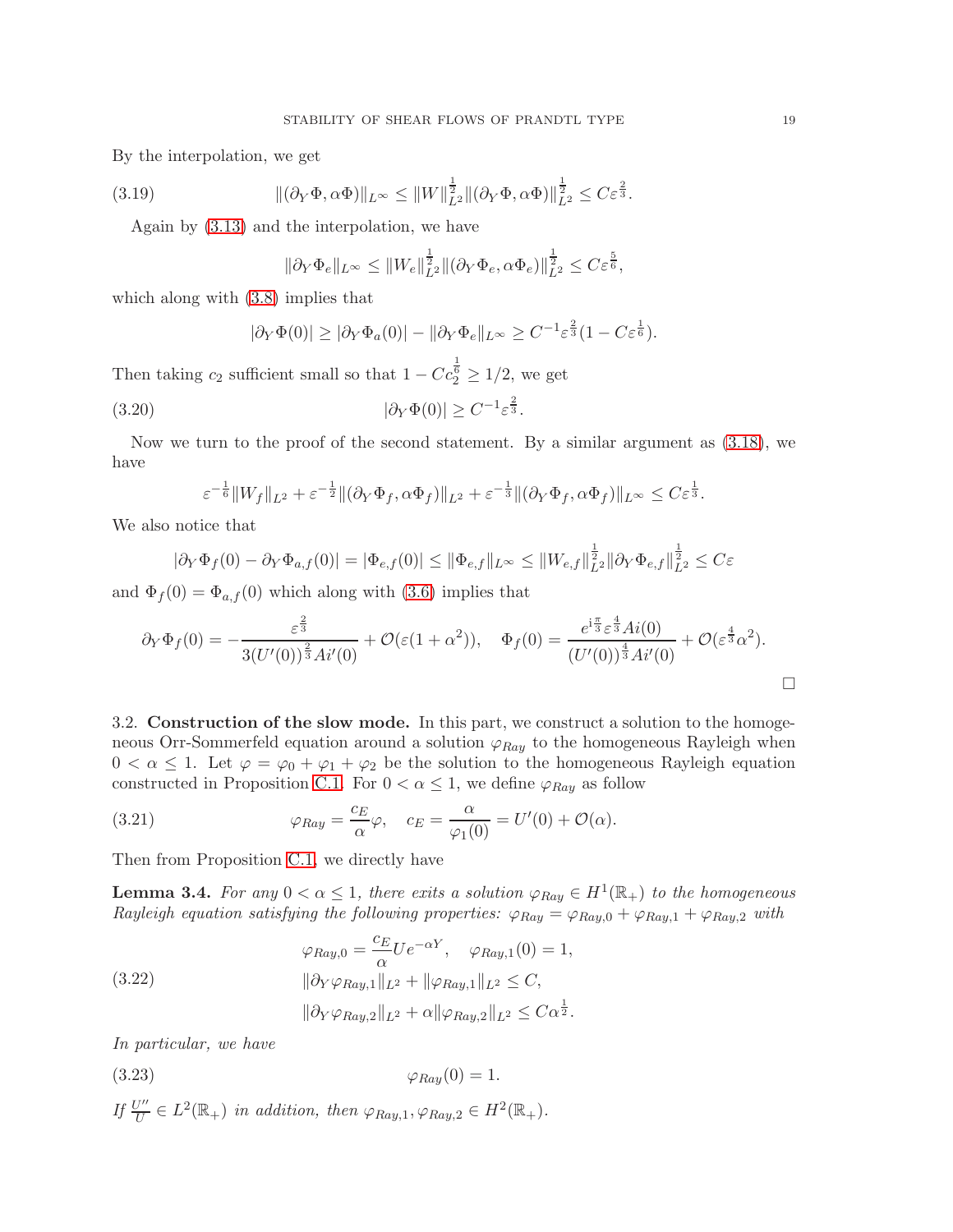By the interpolation, we get

$$\|(\partial_Y \Phi, \alpha\Phi)\|_{L^\infty} \le \|W\|_{L^2}^{\frac{1}{2}} \|(\partial_Y \Phi, \alpha\Phi)\|_{L^2}^{\frac{1}{2}} \le C\varepsilon^{\frac{2}{3}}. \tag{3.19}$$

Again by (3.13) and the interpolation, we have

$$\|\partial_Y \Phi_e\|_{L^\infty} \le \|W_e\|_{L^2}^{\frac{1}{2}} \|(\partial_Y \Phi_e, \alpha\Phi_e)\|_{L^2}^{\frac{1}{2}} \le C\varepsilon^{\frac{5}{6}},$$

which along with (3.8) implies that

$$|\partial_Y \Phi(0)| \ge |\partial_Y \Phi_a(0)| - \|\partial_Y \Phi_e\|_{L^\infty} \ge C^{-1}\varepsilon^{\frac{2}{3}}(1 - C\varepsilon^{\frac{1}{6}}).$$

Then taking $c_2$ sufficient small so that $1 - Cc_2^{\frac{1}{6}} \ge 1/2$, we get

$$|\partial_Y \Phi(0)| \ge C^{-1}\varepsilon^{\frac{2}{3}}. \tag{3.20}$$

Now we turn to the proof of the second statement. By a similar argument as (3.18), we have

$$\varepsilon^{-\frac{1}{6}}\|W_f\|_{L^2} + \varepsilon^{-\frac{1}{2}}\|(\partial_Y \Phi_f, \alpha\Phi_f)\|_{L^2} + \varepsilon^{-\frac{1}{3}}\|(\partial_Y \Phi_f, \alpha\Phi_f)\|_{L^\infty} \le C\varepsilon^{\frac{1}{3}}.$$

We also notice that

$$|\partial_Y \Phi_f(0) - \partial_Y \Phi_{a,f}(0)| = |\Phi_{e,f}(0)| \le \|\Phi_{e,f}\|_{L^\infty} \le \|W_{e,f}\|_{L^2}^{\frac{1}{2}} \|\partial_Y \Phi_{e,f}\|_{L^2}^{\frac{1}{2}} \le C\varepsilon$$

and $\Phi_f(0) = \Phi_{a,f}(0)$ which along with (3.6) implies that

$$\partial_Y \Phi_f(0) = -\frac{\varepsilon^{\frac{2}{3}}}{3(U'(0))^{\frac{2}{3}} Ai'(0)} + \mathcal{O}(\varepsilon(1+\alpha^2)), \quad \Phi_f(0) = \frac{e^{\mathrm{i}\frac{\pi}{3}}\varepsilon^{\frac{4}{3}} Ai(0)}{(U'(0))^{\frac{4}{3}} Ai'(0)} + \mathcal{O}(\varepsilon^{\frac{4}{3}}\alpha^2).$$

□

3.2. **Construction of the slow mode.** In this part, we construct a solution to the homogeneous Orr-Sommerfeld equation around a solution $\varphi_{Ray}$ to the homogeneous Rayleigh when $0 < \alpha \le 1$. Let $\varphi = \varphi_0 + \varphi_1 + \varphi_2$ be the solution to the homogeneous Rayleigh equation constructed in Proposition C.1. For $0 < \alpha \le 1$, we define $\varphi_{Ray}$ as follow

$$\varphi_{Ray} = \frac{c_E}{\alpha}\varphi, \quad c_E = \frac{\alpha}{\varphi_1(0)} = U'(0) + \mathcal{O}(\alpha). \tag{3.21}$$

Then from Proposition C.1, we directly have

**Lemma 3.4.** *For any $0 < \alpha \le 1$, there exits a solution $\varphi_{Ray} \in H^1(\mathbb{R}_+)$ to the homogeneous Rayleigh equation satisfying the following properties: $\varphi_{Ray} = \varphi_{Ray,0} + \varphi_{Ray,1} + \varphi_{Ray,2}$ with*

$$\begin{aligned}
&\varphi_{Ray,0} = \frac{c_E}{\alpha} U e^{-\alpha Y}, \quad \varphi_{Ray,1}(0) = 1, \\
&\|\partial_Y \varphi_{Ray,1}\|_{L^2} + \|\varphi_{Ray,1}\|_{L^2} \le C, \\
&\|\partial_Y \varphi_{Ray,2}\|_{L^2} + \alpha\|\varphi_{Ray,2}\|_{L^2} \le C\alpha^{\frac{1}{2}}.
\end{aligned} \tag{3.22}$$

*In particular, we have*

$$\varphi_{Ray}(0) = 1. \tag{3.23}$$

*If $\frac{U''}{U} \in L^2(\mathbb{R}_+)$ in addition, then $\varphi_{Ray,1}, \varphi_{Ray,2} \in H^2(\mathbb{R}_+)$.*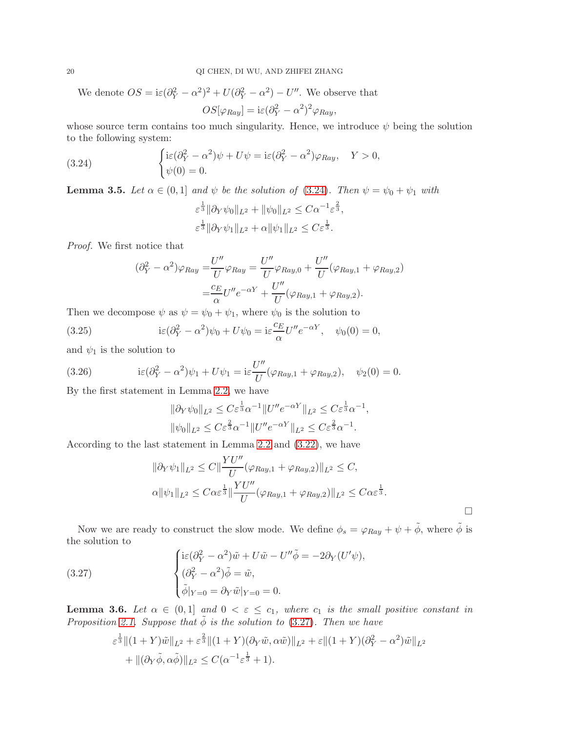We denote $OS = \mathrm{i}\varepsilon(\partial_Y^2-\alpha^2)^2 + U(\partial_Y^2-\alpha^2) - U''$. We observe that

$$OS[\varphi_{Ray}] = \mathrm{i}\varepsilon(\partial_Y^2-\alpha^2)^2\varphi_{Ray},$$

whose source term contains too much singularity. Hence, we introduce $\psi$ being the solution to the following system:

$$\begin{cases} \mathrm{i}\varepsilon(\partial_Y^2-\alpha^2)\psi + U\psi = \mathrm{i}\varepsilon(\partial_Y^2-\alpha^2)\varphi_{Ray}, \quad Y>0, \\ \psi(0)=0. \end{cases} \tag{3.24}$$

**Lemma 3.5.** *Let $\alpha\in(0,1]$ and $\psi$ be the solution of (3.24). Then $\psi=\psi_0+\psi_1$ with*

$$\varepsilon^{\frac13}\|\partial_Y\psi_0\|_{L^2} + \|\psi_0\|_{L^2} \le C\alpha^{-1}\varepsilon^{\frac23},$$
$$\varepsilon^{\frac13}\|\partial_Y\psi_1\|_{L^2} + \alpha\|\psi_1\|_{L^2} \le C\varepsilon^{\frac13}.$$

*Proof.* We first notice that

$$\begin{aligned}(\partial_Y^2-\alpha^2)\varphi_{Ray} =& \frac{U''}{U}\varphi_{Ray} = \frac{U''}{U}\varphi_{Ray,0} + \frac{U''}{U}(\varphi_{Ray,1}+\varphi_{Ray,2}) \\ =& \frac{c_E}{\alpha}U''e^{-\alpha Y} + \frac{U''}{U}(\varphi_{Ray,1}+\varphi_{Ray,2}).\end{aligned}$$

Then we decompose $\psi$ as $\psi=\psi_0+\psi_1$, where $\psi_0$ is the solution to

$$\mathrm{i}\varepsilon(\partial_Y^2-\alpha^2)\psi_0 + U\psi_0 = \mathrm{i}\varepsilon\frac{c_E}{\alpha}U''e^{-\alpha Y}, \quad \psi_0(0)=0, \tag{3.25}$$

and $\psi_1$ is the solution to

$$\mathrm{i}\varepsilon(\partial_Y^2-\alpha^2)\psi_1 + U\psi_1 = \mathrm{i}\varepsilon\frac{U''}{U}(\varphi_{Ray,1}+\varphi_{Ray,2}), \quad \psi_2(0)=0. \tag{3.26}$$

By the first statement in Lemma 2.2, we have

$$\|\partial_Y\psi_0\|_{L^2} \le C\varepsilon^{\frac13}\alpha^{-1}\|U''e^{-\alpha Y}\|_{L^2} \le C\varepsilon^{\frac13}\alpha^{-1},$$
$$\|\psi_0\|_{L^2} \le C\varepsilon^{\frac23}\alpha^{-1}\|U''e^{-\alpha Y}\|_{L^2} \le C\varepsilon^{\frac23}\alpha^{-1}.$$

According to the last statement in Lemma 2.2 and (3.22), we have

$$\|\partial_Y\psi_1\|_{L^2} \le C\|\frac{YU''}{U}(\varphi_{Ray,1}+\varphi_{Ray,2})\|_{L^2} \le C,$$
$$\alpha\|\psi_1\|_{L^2} \le C\alpha\varepsilon^{\frac13}\|\frac{YU''}{U}(\varphi_{Ray,1}+\varphi_{Ray,2})\|_{L^2} \le C\alpha\varepsilon^{\frac13}.$$

$\square$

Now we are ready to construct the slow mode. We define $\phi_s = \varphi_{Ray}+\psi+\tilde\phi$, where $\tilde\phi$ is the solution to

$$\begin{cases} \mathrm{i}\varepsilon(\partial_Y^2-\alpha^2)\tilde w + U\tilde w - U''\tilde\phi = -2\partial_Y(U'\psi), \\ (\partial_Y^2-\alpha^2)\tilde\phi = \tilde w, \\ \tilde\phi|_{Y=0} = \partial_Y\tilde w|_{Y=0} = 0. \end{cases} \tag{3.27}$$

**Lemma 3.6.** *Let $\alpha\in(0,1]$ and $0<\varepsilon\le c_1$, where $c_1$ is the small positive constant in Proposition 2.1. Suppose that $\tilde\phi$ is the solution to (3.27). Then we have*

$$\begin{aligned}&\varepsilon^{\frac13}\|(1+Y)\tilde w\|_{L^2} + \varepsilon^{\frac23}\|(1+Y)(\partial_Y\tilde w,\alpha\tilde w)\|_{L^2} + \varepsilon\|(1+Y)(\partial_Y^2-\alpha^2)\tilde w\|_{L^2} \\ &+ \|(\partial_Y\tilde\phi,\alpha\tilde\phi)\|_{L^2} \le C(\alpha^{-1}\varepsilon^{\frac13}+1).\end{aligned}$$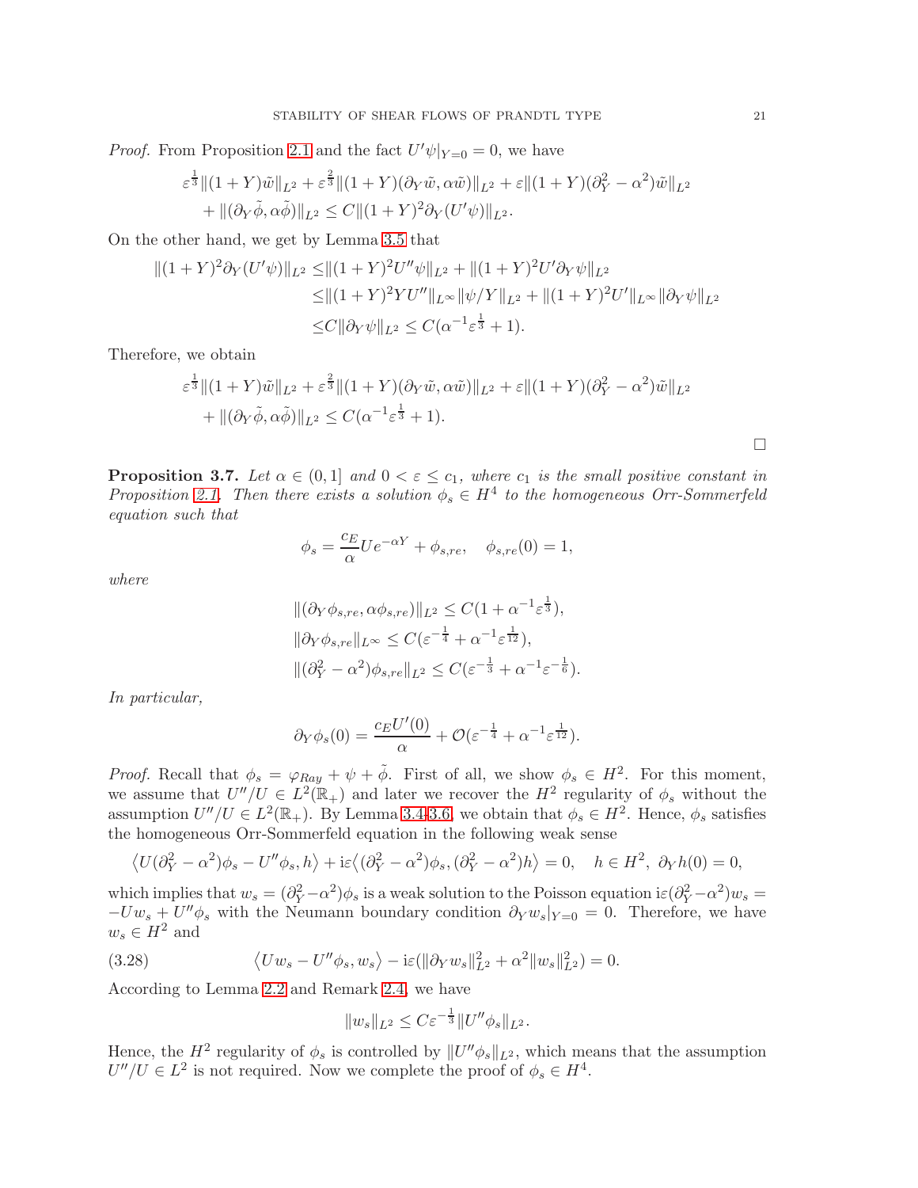*Proof.* From Proposition 2.1 and the fact $U'\psi|_{Y=0} = 0$, we have

$$
\begin{aligned}
&\varepsilon^{\frac{1}{3}}\|(1+Y)\tilde{w}\|_{L^2} + \varepsilon^{\frac{2}{3}}\|(1+Y)(\partial_Y \tilde{w}, \alpha\tilde{w})\|_{L^2} + \varepsilon\|(1+Y)(\partial_Y^2 - \alpha^2)\tilde{w}\|_{L^2} \\
&\quad + \|(\partial_Y \tilde{\phi}, \alpha\tilde{\phi})\|_{L^2} \leq C\|(1+Y)^2\partial_Y(U'\psi)\|_{L^2}.
\end{aligned}
$$

On the other hand, we get by Lemma 3.5 that

$$
\begin{aligned}
\|(1+Y)^2\partial_Y(U'\psi)\|_{L^2} \leq& \|(1+Y)^2U''\psi\|_{L^2} + \|(1+Y)^2U'\partial_Y\psi\|_{L^2} \\
\leq& \|(1+Y)^2YU''\|_{L^\infty}\|\psi/Y\|_{L^2} + \|(1+Y)^2U'\|_{L^\infty}\|\partial_Y\psi\|_{L^2} \\
\leq& C\|\partial_Y\psi\|_{L^2} \leq C(\alpha^{-1}\varepsilon^{\frac{1}{3}} + 1).
\end{aligned}
$$

Therefore, we obtain

$$
\begin{aligned}
&\varepsilon^{\frac{1}{3}}\|(1+Y)\tilde{w}\|_{L^2} + \varepsilon^{\frac{2}{3}}\|(1+Y)(\partial_Y \tilde{w}, \alpha\tilde{w})\|_{L^2} + \varepsilon\|(1+Y)(\partial_Y^2 - \alpha^2)\tilde{w}\|_{L^2} \\
&\quad + \|(\partial_Y \tilde{\phi}, \alpha\tilde{\phi})\|_{L^2} \leq C(\alpha^{-1}\varepsilon^{\frac{1}{3}} + 1).
\end{aligned}
$$

□

**Proposition 3.7.** *Let $\alpha \in (0, 1]$ and $0 < \varepsilon \leq c_1$, where $c_1$ is the small positive constant in Proposition 2.1. Then there exists a solution $\phi_s \in H^4$ to the homogeneous Orr-Sommerfeld equation such that*

$$
\phi_s = \frac{c_E}{\alpha}Ue^{-\alpha Y} + \phi_{s,re}, \quad \phi_{s,re}(0) = 1,
$$

*where*

$$
\begin{aligned}
&\|(\partial_Y\phi_{s,re}, \alpha\phi_{s,re})\|_{L^2} \leq C(1 + \alpha^{-1}\varepsilon^{\frac{1}{3}}), \\
&\|\partial_Y\phi_{s,re}\|_{L^\infty} \leq C(\varepsilon^{-\frac{1}{4}} + \alpha^{-1}\varepsilon^{\frac{1}{12}}), \\
&\|(\partial_Y^2 - \alpha^2)\phi_{s,re}\|_{L^2} \leq C(\varepsilon^{-\frac{1}{3}} + \alpha^{-1}\varepsilon^{-\frac{1}{6}}).
\end{aligned}
$$

*In particular,*

$$
\partial_Y\phi_s(0) = \frac{c_EU'(0)}{\alpha} + \mathcal{O}(\varepsilon^{-\frac{1}{4}} + \alpha^{-1}\varepsilon^{\frac{1}{12}}).
$$

*Proof.* Recall that $\phi_s = \varphi_{Ray} + \psi + \tilde{\phi}$. First of all, we show $\phi_s \in H^2$. For this moment, we assume that $U''/U \in L^2(\mathbb{R}_+)$ and later we recover the $H^2$ regularity of $\phi_s$ without the assumption $U''/U \in L^2(\mathbb{R}_+)$. By Lemma 3.4-3.6, we obtain that $\phi_s \in H^2$. Hence, $\phi_s$ satisfies the homogeneous Orr-Sommerfeld equation in the following weak sense

$$
\big\langle U(\partial_Y^2 - \alpha^2)\phi_s - U''\phi_s, h\big\rangle + \mathrm{i}\varepsilon\big\langle(\partial_Y^2 - \alpha^2)\phi_s, (\partial_Y^2 - \alpha^2)h\big\rangle = 0, \quad h \in H^2, \ \partial_Y h(0) = 0,
$$

which implies that $w_s = (\partial_Y^2 - \alpha^2)\phi_s$ is a weak solution to the Poisson equation $\mathrm{i}\varepsilon(\partial_Y^2 - \alpha^2)w_s = -Uw_s + U''\phi_s$ with the Neumann boundary condition $\partial_Y w_s|_{Y=0} = 0$. Therefore, we have $w_s \in H^2$ and

$$
\big\langle Uw_s - U''\phi_s, w_s\big\rangle - \mathrm{i}\varepsilon(\|\partial_Y w_s\|_{L^2}^2 + \alpha^2\|w_s\|_{L^2}^2) = 0. \tag{3.28}
$$

According to Lemma 2.2 and Remark 2.4, we have

$$
\|w_s\|_{L^2} \leq C\varepsilon^{-\frac{1}{3}}\|U''\phi_s\|_{L^2}.
$$

Hence, the $H^2$ regularity of $\phi_s$ is controlled by $\|U''\phi_s\|_{L^2}$, which means that the assumption $U''/U \in L^2$ is not required. Now we complete the proof of $\phi_s \in H^4$.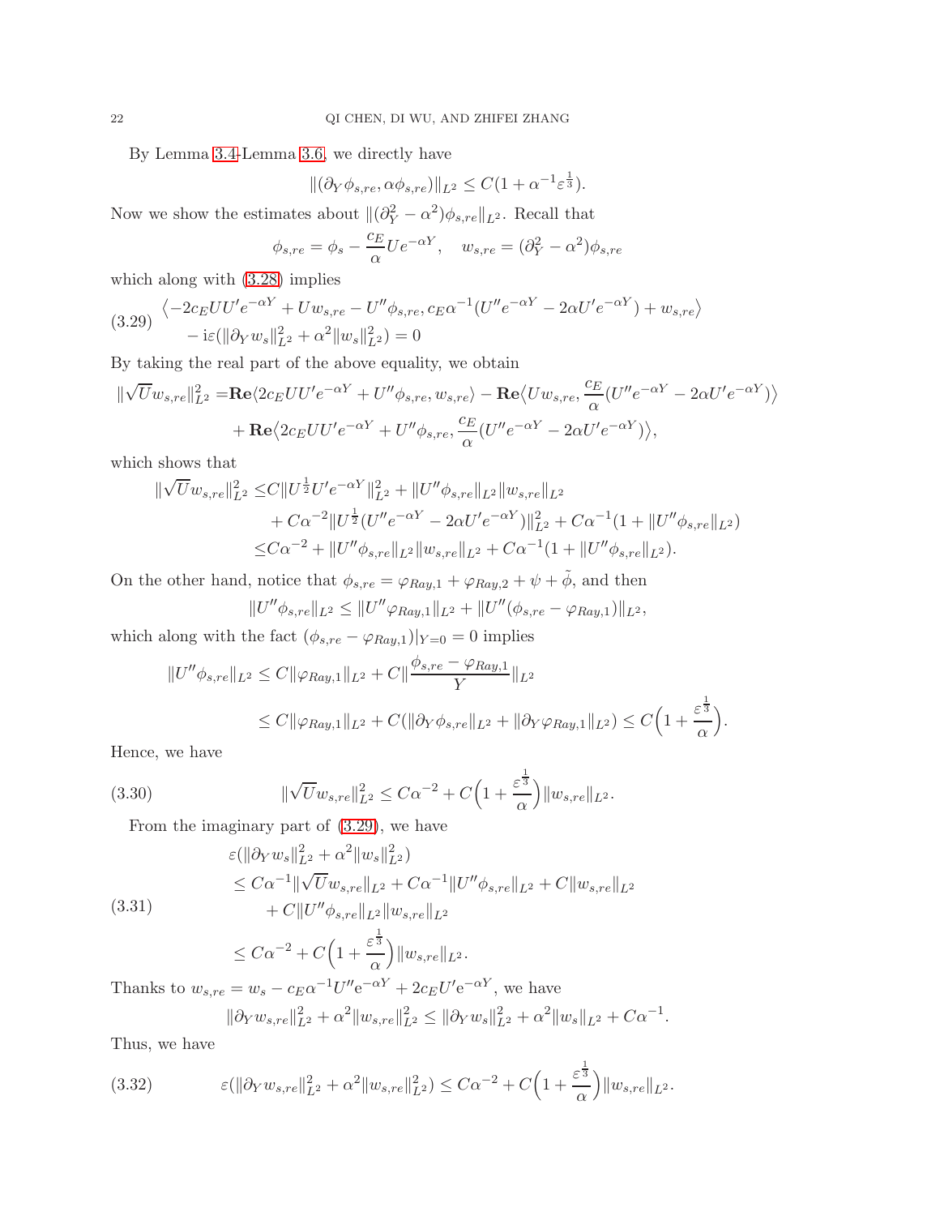By Lemma 3.4-Lemma 3.6, we directly have

$$\|(\partial_Y \phi_{s,re}, \alpha\phi_{s,re})\|_{L^2} \leq C(1+\alpha^{-1}\varepsilon^{\frac{1}{3}}).$$

Now we show the estimates about $\|(\partial_Y^2-\alpha^2)\phi_{s,re}\|_{L^2}$. Recall that

$$\phi_{s,re} = \phi_s - \frac{c_E}{\alpha}Ue^{-\alpha Y}, \quad w_{s,re} = (\partial_Y^2-\alpha^2)\phi_{s,re}$$

which along with (3.28) implies

$$\begin{aligned}(3.29)\quad &\big\langle -2c_E UU'e^{-\alpha Y} + Uw_{s,re} - U''\phi_{s,re}, c_E\alpha^{-1}(U''e^{-\alpha Y} - 2\alpha U'e^{-\alpha Y}) + w_{s,re}\big\rangle \\ &- \mathrm{i}\varepsilon(\|\partial_Y w_s\|_{L^2}^2 + \alpha^2\|w_s\|_{L^2}^2) = 0\end{aligned}$$

By taking the real part of the above equality, we obtain

$$\begin{aligned}\|\sqrt{U}w_{s,re}\|_{L^2}^2 =& \mathbf{Re}\langle 2c_E UU'e^{-\alpha Y} + U''\phi_{s,re}, w_{s,re}\rangle - \mathbf{Re}\big\langle Uw_{s,re}, \frac{c_E}{\alpha}(U''e^{-\alpha Y} - 2\alpha U'e^{-\alpha Y})\big\rangle \\ &+ \mathbf{Re}\big\langle 2c_E UU'e^{-\alpha Y} + U''\phi_{s,re}, \frac{c_E}{\alpha}(U''e^{-\alpha Y} - 2\alpha U'e^{-\alpha Y})\big\rangle,\end{aligned}$$

which shows that

$$\begin{aligned}\|\sqrt{U}w_{s,re}\|_{L^2}^2 \leq& C\|U^{\frac{1}{2}}U'e^{-\alpha Y}\|_{L^2}^2 + \|U''\phi_{s,re}\|_{L^2}\|w_{s,re}\|_{L^2} \\ &+ C\alpha^{-2}\|U^{\frac{1}{2}}(U''e^{-\alpha Y} - 2\alpha U'e^{-\alpha Y})\|_{L^2}^2 + C\alpha^{-1}(1+\|U''\phi_{s,re}\|_{L^2}) \\ \leq& C\alpha^{-2} + \|U''\phi_{s,re}\|_{L^2}\|w_{s,re}\|_{L^2} + C\alpha^{-1}(1+\|U''\phi_{s,re}\|_{L^2}).\end{aligned}$$

On the other hand, notice that $\phi_{s,re} = \varphi_{Ray,1} + \varphi_{Ray,2} + \psi + \tilde{\phi}$, and then

$$\|U''\phi_{s,re}\|_{L^2} \leq \|U''\varphi_{Ray,1}\|_{L^2} + \|U''(\phi_{s,re} - \varphi_{Ray,1})\|_{L^2},$$

which along with the fact $(\phi_{s,re} - \varphi_{Ray,1})|_{Y=0} = 0$ implies

$$\begin{aligned}\|U''\phi_{s,re}\|_{L^2} \leq& C\|\varphi_{Ray,1}\|_{L^2} + C\|\frac{\phi_{s,re} - \varphi_{Ray,1}}{Y}\|_{L^2} \\ \leq& C\|\varphi_{Ray,1}\|_{L^2} + C(\|\partial_Y\phi_{s,re}\|_{L^2} + \|\partial_Y\varphi_{Ray,1}\|_{L^2}) \leq C\Big(1+\frac{\varepsilon^{\frac{1}{3}}}{\alpha}\Big).\end{aligned}$$

Hence, we have

$$\|\sqrt{U}w_{s,re}\|_{L^2}^2 \leq C\alpha^{-2} + C\Big(1+\frac{\varepsilon^{\frac{1}{3}}}{\alpha}\Big)\|w_{s,re}\|_{L^2}. \tag{3.30}$$

From the imaginary part of (3.29), we have

$$\begin{aligned}(3.31)\quad &\varepsilon(\|\partial_Y w_s\|_{L^2}^2 + \alpha^2\|w_s\|_{L^2}^2) \\ &\leq C\alpha^{-1}\|\sqrt{U}w_{s,re}\|_{L^2} + C\alpha^{-1}\|U''\phi_{s,re}\|_{L^2} + C\|w_{s,re}\|_{L^2} \\ &\quad + C\|U''\phi_{s,re}\|_{L^2}\|w_{s,re}\|_{L^2} \\ &\leq C\alpha^{-2} + C\Big(1+\frac{\varepsilon^{\frac{1}{3}}}{\alpha}\Big)\|w_{s,re}\|_{L^2}.\end{aligned}$$

Thanks to $w_{s,re} = w_s - c_E\alpha^{-1}U''\mathrm{e}^{-\alpha Y} + 2c_E U'\mathrm{e}^{-\alpha Y}$, we have

$$\|\partial_Y w_{s,re}\|_{L^2}^2 + \alpha^2\|w_{s,re}\|_{L^2}^2 \leq \|\partial_Y w_s\|_{L^2}^2 + \alpha^2\|w_s\|_{L^2} + C\alpha^{-1}.$$

Thus, we have

$$\varepsilon(\|\partial_Y w_{s,re}\|_{L^2}^2 + \alpha^2\|w_{s,re}\|_{L^2}^2) \leq C\alpha^{-2} + C\Big(1+\frac{\varepsilon^{\frac{1}{3}}}{\alpha}\Big)\|w_{s,re}\|_{L^2}. \tag{3.32}$$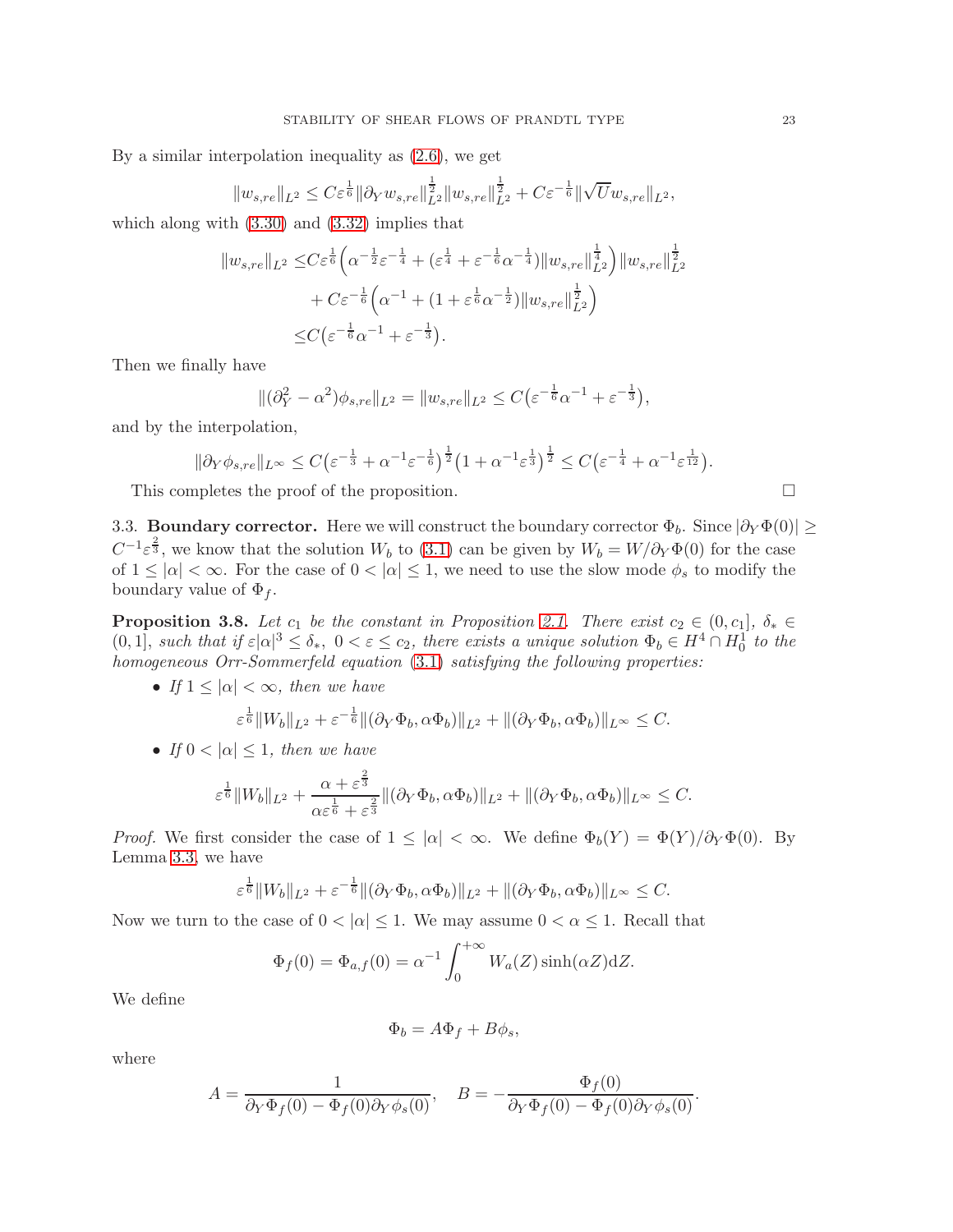By a similar interpolation inequality as (2.6), we get

$$\|w_{s,re}\|_{L^2} \leq C\varepsilon^{\frac{1}{6}}\|\partial_Y w_{s,re}\|_{L^2}^{\frac{1}{2}}\|w_{s,re}\|_{L^2}^{\frac{1}{2}} + C\varepsilon^{-\frac{1}{6}}\|\sqrt{U}w_{s,re}\|_{L^2},$$

which along with (3.30) and (3.32) implies that

$$\begin{aligned}
\|w_{s,re}\|_{L^2} \leq & C\varepsilon^{\frac{1}{6}}\Big(\alpha^{-\frac{1}{2}}\varepsilon^{-\frac{1}{4}} + (\varepsilon^{\frac{1}{4}} + \varepsilon^{-\frac{1}{6}}\alpha^{-\frac{1}{4}})\|w_{s,re}\|_{L^2}^{\frac{1}{4}}\Big)\|w_{s,re}\|_{L^2}^{\frac{1}{2}} \\
& + C\varepsilon^{-\frac{1}{6}}\Big(\alpha^{-1} + (1 + \varepsilon^{\frac{1}{6}}\alpha^{-\frac{1}{2}})\|w_{s,re}\|_{L^2}^{\frac{1}{2}}\Big) \\
\leq & C\big(\varepsilon^{-\frac{1}{6}}\alpha^{-1} + \varepsilon^{-\frac{1}{3}}\big).
\end{aligned}$$

Then we finally have

$$\|(\partial_Y^2 - \alpha^2)\phi_{s,re}\|_{L^2} = \|w_{s,re}\|_{L^2} \leq C\big(\varepsilon^{-\frac{1}{6}}\alpha^{-1} + \varepsilon^{-\frac{1}{3}}\big),$$

and by the interpolation,

$$\|\partial_Y \phi_{s,re}\|_{L^\infty} \leq C\big(\varepsilon^{-\frac{1}{3}} + \alpha^{-1}\varepsilon^{-\frac{1}{6}}\big)^{\frac{1}{2}}\big(1 + \alpha^{-1}\varepsilon^{\frac{1}{3}}\big)^{\frac{1}{2}} \leq C\big(\varepsilon^{-\frac{1}{4}} + \alpha^{-1}\varepsilon^{\frac{1}{12}}\big).$$

This completes the proof of the proposition. □

## 3.3. Boundary corrector.

Here we will construct the boundary corrector $\Phi_b$. Since $|\partial_Y \Phi(0)| \geq C^{-1}\varepsilon^{\frac{2}{3}}$, we know that the solution $W_b$ to (3.1) can be given by $W_b = W/\partial_Y\Phi(0)$ for the case of $1 \leq |\alpha| < \infty$. For the case of $0 < |\alpha| \leq 1$, we need to use the slow mode $\phi_s$ to modify the boundary value of $\Phi_f$.

**Proposition 3.8.** *Let $c_1$ be the constant in Proposition 2.1. There exist $c_2 \in (0, c_1]$, $\delta_* \in (0, 1]$, such that if $\varepsilon|\alpha|^3 \leq \delta_*$, $0 < \varepsilon \leq c_2$, there exists a unique solution $\Phi_b \in H^4 \cap H_0^1$ to the homogeneous Orr-Sommerfeld equation (3.1) satisfying the following properties:*

- *If $1 \leq |\alpha| < \infty$, then we have*
$$\varepsilon^{\frac{1}{6}}\|W_b\|_{L^2} + \varepsilon^{-\frac{1}{6}}\|(\partial_Y\Phi_b, \alpha\Phi_b)\|_{L^2} + \|(\partial_Y\Phi_b, \alpha\Phi_b)\|_{L^\infty} \leq C.$$
- *If $0 < |\alpha| \leq 1$, then we have*
$$\varepsilon^{\frac{1}{6}}\|W_b\|_{L^2} + \frac{\alpha + \varepsilon^{\frac{2}{3}}}{\alpha\varepsilon^{\frac{1}{6}} + \varepsilon^{\frac{2}{3}}}\|(\partial_Y\Phi_b, \alpha\Phi_b)\|_{L^2} + \|(\partial_Y\Phi_b, \alpha\Phi_b)\|_{L^\infty} \leq C.$$

*Proof.* We first consider the case of $1 \leq |\alpha| < \infty$. We define $\Phi_b(Y) = \Phi(Y)/\partial_Y\Phi(0)$. By Lemma 3.3, we have

$$\varepsilon^{\frac{1}{6}}\|W_b\|_{L^2} + \varepsilon^{-\frac{1}{6}}\|(\partial_Y\Phi_b, \alpha\Phi_b)\|_{L^2} + \|(\partial_Y\Phi_b, \alpha\Phi_b)\|_{L^\infty} \leq C.$$

Now we turn to the case of $0 < |\alpha| \leq 1$. We may assume $0 < \alpha \leq 1$. Recall that

$$\Phi_f(0) = \Phi_{a,f}(0) = \alpha^{-1}\int_0^{+\infty} W_a(Z)\sinh(\alpha Z)\mathrm{d}Z.$$

We define

$$\Phi_b = A\Phi_f + B\phi_s,$$

where

$$A = \frac{1}{\partial_Y\Phi_f(0) - \Phi_f(0)\partial_Y\phi_s(0)}, \quad B = -\frac{\Phi_f(0)}{\partial_Y\Phi_f(0) - \Phi_f(0)\partial_Y\phi_s(0)}.$$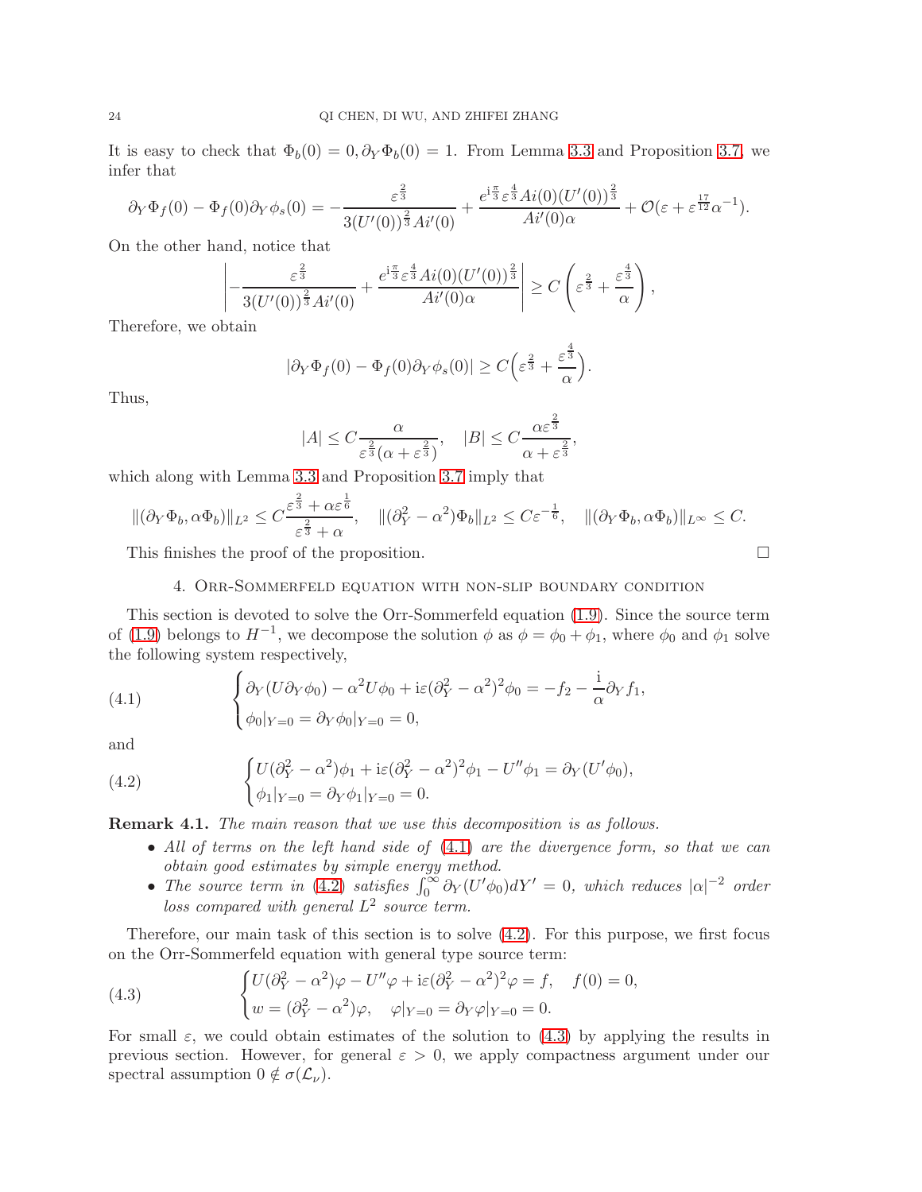It is easy to check that $\Phi_b(0)=0, \partial_Y\Phi_b(0)=1$. From Lemma 3.3 and Proposition 3.7, we infer that

$$\partial_Y\Phi_f(0)-\Phi_f(0)\partial_Y\phi_s(0) = -\frac{\varepsilon^{\frac{2}{3}}}{3(U'(0))^{\frac{2}{3}}Ai'(0)} + \frac{e^{\mathrm{i}\frac{\pi}{3}}\varepsilon^{\frac{4}{3}}Ai(0)(U'(0))^{\frac{2}{3}}}{Ai'(0)\alpha} + \mathcal{O}(\varepsilon+\varepsilon^{\frac{17}{12}}\alpha^{-1}).$$

On the other hand, notice that

$$\left|-\frac{\varepsilon^{\frac{2}{3}}}{3(U'(0))^{\frac{2}{3}}Ai'(0)} + \frac{e^{\mathrm{i}\frac{\pi}{3}}\varepsilon^{\frac{4}{3}}Ai(0)(U'(0))^{\frac{2}{3}}}{Ai'(0)\alpha}\right| \geq C\left(\varepsilon^{\frac{2}{3}}+\frac{\varepsilon^{\frac{4}{3}}}{\alpha}\right),$$

Therefore, we obtain

$$|\partial_Y\Phi_f(0)-\Phi_f(0)\partial_Y\phi_s(0)| \geq C\Big(\varepsilon^{\frac{2}{3}}+\frac{\varepsilon^{\frac{4}{3}}}{\alpha}\Big).$$

Thus,

$$|A| \leq C\frac{\alpha}{\varepsilon^{\frac{2}{3}}(\alpha+\varepsilon^{\frac{2}{3}})}, \quad |B| \leq C\frac{\alpha\varepsilon^{\frac{2}{3}}}{\alpha+\varepsilon^{\frac{2}{3}}},$$

which along with Lemma 3.3 and Proposition 3.7 imply that

$$\|(\partial_Y\Phi_b,\alpha\Phi_b)\|_{L^2} \leq C\frac{\varepsilon^{\frac{2}{3}}+\alpha\varepsilon^{\frac{1}{6}}}{\varepsilon^{\frac{2}{3}}+\alpha}, \quad \|(\partial_Y^2-\alpha^2)\Phi_b\|_{L^2} \leq C\varepsilon^{-\frac{1}{6}}, \quad \|(\partial_Y\Phi_b,\alpha\Phi_b)\|_{L^\infty} \leq C.$$

This finishes the proof of the proposition. □

## 4. Orr-Sommerfeld equation with non-slip boundary condition

This section is devoted to solve the Orr-Sommerfeld equation (1.9). Since the source term of (1.9) belongs to $H^{-1}$, we decompose the solution $\phi$ as $\phi=\phi_0+\phi_1$, where $\phi_0$ and $\phi_1$ solve the following system respectively,

$$\begin{cases}\partial_Y(U\partial_Y\phi_0)-\alpha^2U\phi_0+\mathrm{i}\varepsilon(\partial_Y^2-\alpha^2)^2\phi_0 = -f_2-\dfrac{\mathrm{i}}{\alpha}\partial_Y f_1,\\ \phi_0|_{Y=0}=\partial_Y\phi_0|_{Y=0}=0,\end{cases} \tag{4.1}$$

and

$$\begin{cases}U(\partial_Y^2-\alpha^2)\phi_1+\mathrm{i}\varepsilon(\partial_Y^2-\alpha^2)^2\phi_1-U''\phi_1=\partial_Y(U'\phi_0),\\ \phi_1|_{Y=0}=\partial_Y\phi_1|_{Y=0}=0.\end{cases} \tag{4.2}$$

**Remark 4.1.** *The main reason that we use this decomposition is as follows.*

- *All of terms on the left hand side of (4.1) are the divergence form, so that we can obtain good estimates by simple energy method.*
- *The source term in (4.2) satisfies $\int_0^\infty\partial_Y(U'\phi_0)dY'=0$, which reduces $|\alpha|^{-2}$ order loss compared with general $L^2$ source term.*

Therefore, our main task of this section is to solve (4.2). For this purpose, we first focus on the Orr-Sommerfeld equation with general type source term:

$$\begin{cases}U(\partial_Y^2-\alpha^2)\varphi-U''\varphi+\mathrm{i}\varepsilon(\partial_Y^2-\alpha^2)^2\varphi=f, \quad f(0)=0,\\ w=(\partial_Y^2-\alpha^2)\varphi, \quad \varphi|_{Y=0}=\partial_Y\varphi|_{Y=0}=0.\end{cases} \tag{4.3}$$

For small $\varepsilon$, we could obtain estimates of the solution to (4.3) by applying the results in previous section. However, for general $\varepsilon>0$, we apply compactness argument under our spectral assumption $0\notin\sigma(\mathcal{L}_\nu)$.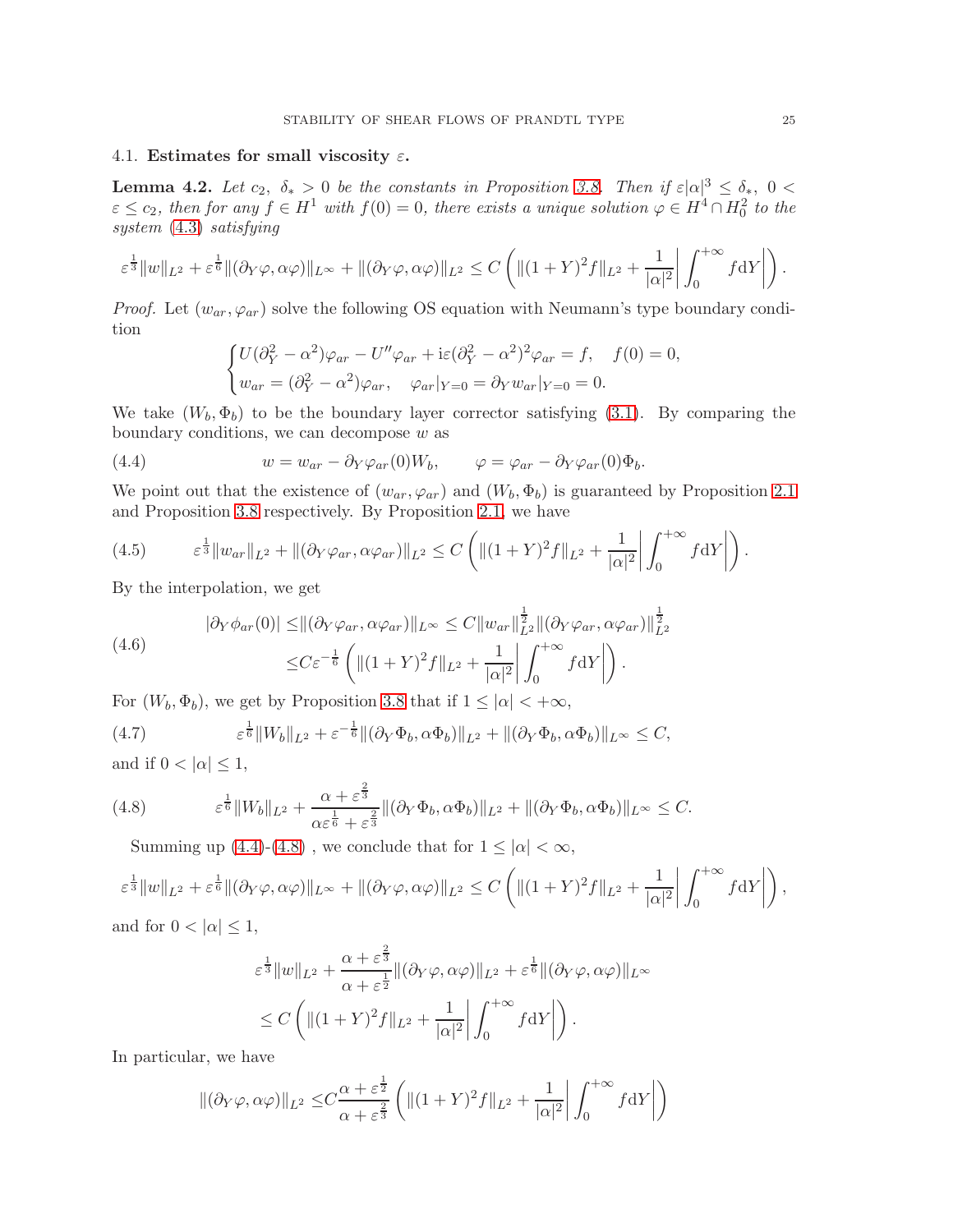### 4.1. Estimates for small viscosity $\varepsilon$.

**Lemma 4.2.** *Let $c_2,\ \delta_* > 0$ be the constants in Proposition 3.8. Then if $\varepsilon|\alpha|^3 \le \delta_*,\ 0 < \varepsilon \le c_2$, then for any $f \in H^1$ with $f(0) = 0$, there exists a unique solution $\varphi \in H^4 \cap H_0^2$ to the system (4.3) satisfying*

$$\varepsilon^{\frac{1}{3}}\|w\|_{L^2} + \varepsilon^{\frac{1}{6}}\|(\partial_Y\varphi, \alpha\varphi)\|_{L^\infty} + \|(\partial_Y\varphi, \alpha\varphi)\|_{L^2} \le C\left(\|(1+Y)^2 f\|_{L^2} + \frac{1}{|\alpha|^2}\left|\int_0^{+\infty} f \mathrm{d}Y\right|\right).$$

*Proof.* Let $(w_{ar}, \varphi_{ar})$ solve the following OS equation with Neumann's type boundary condition

$$\begin{cases} U(\partial_Y^2 - \alpha^2)\varphi_{ar} - U''\varphi_{ar} + \mathrm{i}\varepsilon(\partial_Y^2 - \alpha^2)^2\varphi_{ar} = f, \quad f(0) = 0, \\ w_{ar} = (\partial_Y^2 - \alpha^2)\varphi_{ar}, \quad \varphi_{ar}|_{Y=0} = \partial_Y w_{ar}|_{Y=0} = 0. \end{cases}$$

We take $(W_b, \Phi_b)$ to be the boundary layer corrector satisfying (3.1). By comparing the boundary conditions, we can decompose $w$ as

$$w = w_{ar} - \partial_Y\varphi_{ar}(0)W_b, \qquad \varphi = \varphi_{ar} - \partial_Y\varphi_{ar}(0)\Phi_b. \tag{4.4}$$

We point out that the existence of $(w_{ar}, \varphi_{ar})$ and $(W_b, \Phi_b)$ is guaranteed by Proposition 2.1 and Proposition 3.8 respectively. By Proposition 2.1, we have

$$\varepsilon^{\frac{1}{3}}\|w_{ar}\|_{L^2} + \|(\partial_Y\varphi_{ar}, \alpha\varphi_{ar})\|_{L^2} \le C\left(\|(1+Y)^2 f\|_{L^2} + \frac{1}{|\alpha|^2}\left|\int_0^{+\infty} f \mathrm{d}Y\right|\right). \tag{4.5}$$

By the interpolation, we get

$$\begin{aligned} |\partial_Y\phi_{ar}(0)| \le &\|(\partial_Y\varphi_{ar}, \alpha\varphi_{ar})\|_{L^\infty} \le C\|w_{ar}\|_{L^2}^{\frac{1}{2}}\|(\partial_Y\varphi_{ar}, \alpha\varphi_{ar})\|_{L^2}^{\frac{1}{2}} \\ \le &C\varepsilon^{-\frac{1}{6}}\left(\|(1+Y)^2 f\|_{L^2} + \frac{1}{|\alpha|^2}\left|\int_0^{+\infty} f \mathrm{d}Y\right|\right). \end{aligned} \tag{4.6}$$

For $(W_b, \Phi_b)$, we get by Proposition 3.8 that if $1 \le |\alpha| < +\infty$,

$$\varepsilon^{\frac{1}{6}}\|W_b\|_{L^2} + \varepsilon^{-\frac{1}{6}}\|(\partial_Y\Phi_b, \alpha\Phi_b)\|_{L^2} + \|(\partial_Y\Phi_b, \alpha\Phi_b)\|_{L^\infty} \le C, \tag{4.7}$$

and if $0 < |\alpha| \le 1$,

$$\varepsilon^{\frac{1}{6}}\|W_b\|_{L^2} + \frac{\alpha + \varepsilon^{\frac{2}{3}}}{\alpha\varepsilon^{\frac{1}{6}} + \varepsilon^{\frac{2}{3}}}\|(\partial_Y\Phi_b, \alpha\Phi_b)\|_{L^2} + \|(\partial_Y\Phi_b, \alpha\Phi_b)\|_{L^\infty} \le C. \tag{4.8}$$

Summing up (4.4)-(4.8) , we conclude that for $1 \le |\alpha| < \infty$,

$$\varepsilon^{\frac{1}{3}}\|w\|_{L^2} + \varepsilon^{\frac{1}{6}}\|(\partial_Y\varphi, \alpha\varphi)\|_{L^\infty} + \|(\partial_Y\varphi, \alpha\varphi)\|_{L^2} \le C\left(\|(1+Y)^2 f\|_{L^2} + \frac{1}{|\alpha|^2}\left|\int_0^{+\infty} f \mathrm{d}Y\right|\right),$$

and for $0 < |\alpha| \le 1$,

$$\begin{aligned} &\varepsilon^{\frac{1}{3}}\|w\|_{L^2} + \frac{\alpha + \varepsilon^{\frac{2}{3}}}{\alpha + \varepsilon^{\frac{1}{2}}}\|(\partial_Y\varphi, \alpha\varphi)\|_{L^2} + \varepsilon^{\frac{1}{6}}\|(\partial_Y\varphi, \alpha\varphi)\|_{L^\infty} \\ &\le C\left(\|(1+Y)^2 f\|_{L^2} + \frac{1}{|\alpha|^2}\left|\int_0^{+\infty} f \mathrm{d}Y\right|\right). \end{aligned}$$

In particular, we have

$$\|(\partial_Y\varphi, \alpha\varphi)\|_{L^2} \le C\frac{\alpha + \varepsilon^{\frac{1}{2}}}{\alpha + \varepsilon^{\frac{2}{3}}}\left(\|(1+Y)^2 f\|_{L^2} + \frac{1}{|\alpha|^2}\left|\int_0^{+\infty} f \mathrm{d}Y\right|\right)$$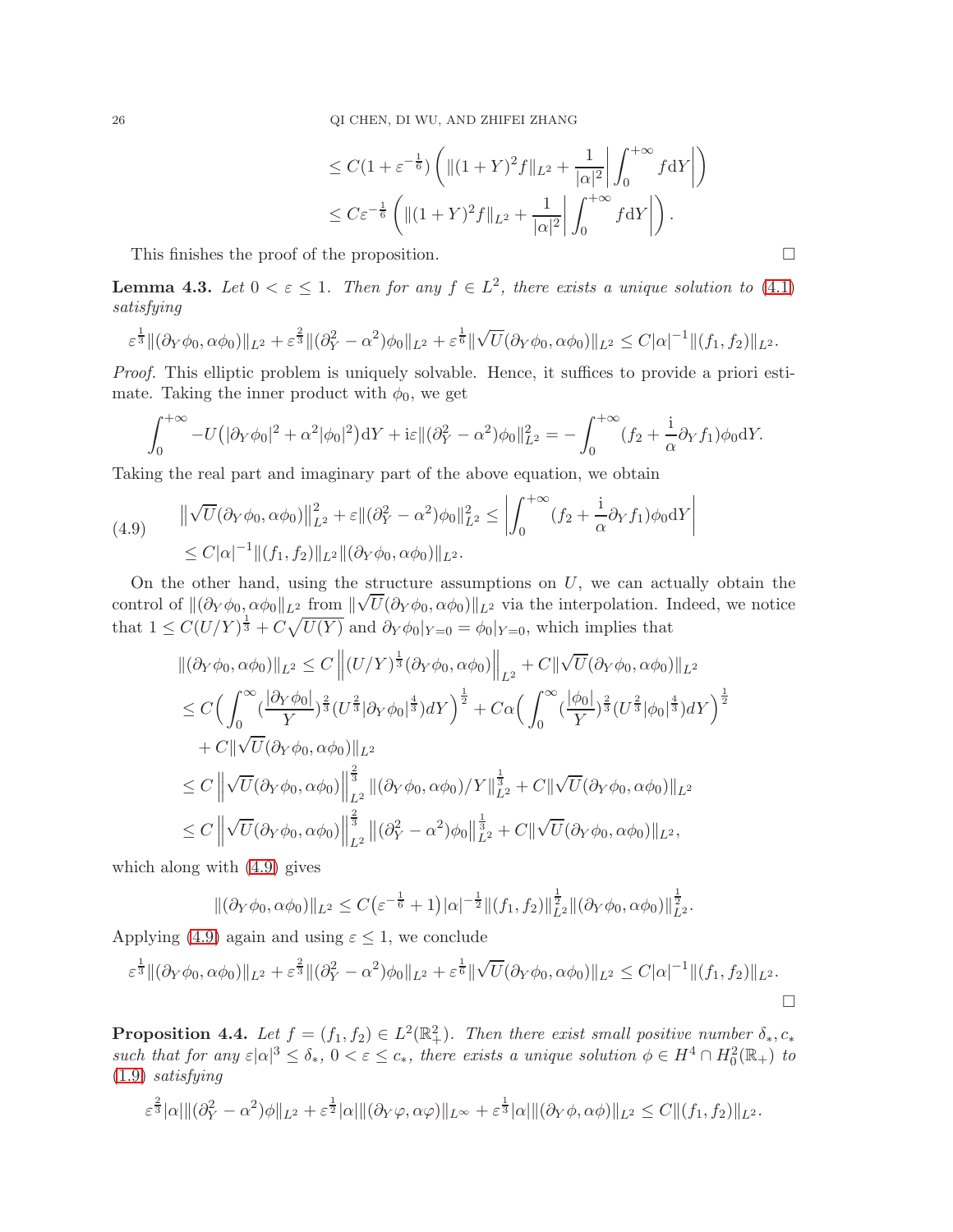$$
\begin{aligned}
&\le C(1+\varepsilon^{-\frac16})\left(\|(1+Y)^2 f\|_{L^2} + \frac{1}{|\alpha|^2}\left|\int_0^{+\infty} f \mathrm{d}Y\right|\right)\\
&\le C\varepsilon^{-\frac16}\left(\|(1+Y)^2 f\|_{L^2} + \frac{1}{|\alpha|^2}\left|\int_0^{+\infty} f \mathrm{d}Y\right|\right).
\end{aligned}
$$

This finishes the proof of the proposition. □

**Lemma 4.3.** *Let $0<\varepsilon\le 1$. Then for any $f\in L^2$, there exists a unique solution to (4.1) satisfying*

$$
\varepsilon^{\frac13}\|(\partial_Y\phi_0,\alpha\phi_0)\|_{L^2} + \varepsilon^{\frac23}\|(\partial_Y^2-\alpha^2)\phi_0\|_{L^2} + \varepsilon^{\frac16}\|\sqrt{U}(\partial_Y\phi_0,\alpha\phi_0)\|_{L^2} \le C|\alpha|^{-1}\|(f_1,f_2)\|_{L^2}.
$$

*Proof.* This elliptic problem is uniquely solvable. Hence, it suffices to provide a priori estimate. Taking the inner product with $\phi_0$, we get

$$
\int_0^{+\infty} -U\big(|\partial_Y\phi_0|^2+\alpha^2|\phi_0|^2\big)\mathrm{d}Y + \mathrm{i}\varepsilon\|(\partial_Y^2-\alpha^2)\phi_0\|_{L^2}^2 = -\int_0^{+\infty}(f_2+\frac{\mathrm{i}}{\alpha}\partial_Y f_1)\phi_0 \mathrm{d}Y.
$$

Taking the real part and imaginary part of the above equation, we obtain

$$
\begin{aligned}
&\big\|\sqrt{U}(\partial_Y\phi_0,\alpha\phi_0)\big\|_{L^2}^2 + \varepsilon\|(\partial_Y^2-\alpha^2)\phi_0\|_{L^2}^2 \le \left|\int_0^{+\infty}(f_2+\frac{\mathrm{i}}{\alpha}\partial_Y f_1)\phi_0\mathrm{d}Y\right| \\
&\le C|\alpha|^{-1}\|(f_1,f_2)\|_{L^2}\|(\partial_Y\phi_0,\alpha\phi_0)\|_{L^2}.
\end{aligned}
\tag{4.9}
$$

On the other hand, using the structure assumptions on $U$, we can actually obtain the control of $\|(\partial_Y\phi_0,\alpha\phi_0\|_{L^2}$ from $\|\sqrt{U}(\partial_Y\phi_0,\alpha\phi_0)\|_{L^2}$ via the interpolation. Indeed, we notice that $1\le C(U/Y)^{\frac13}+C\sqrt{U(Y)}$ and $\partial_Y\phi_0|_{Y=0}=\phi_0|_{Y=0}$, which implies that

$$
\begin{aligned}
\|(\partial_Y\phi_0,\alpha\phi_0)\|_{L^2} &\le C\left\|(U/Y)^{\frac13}(\partial_Y\phi_0,\alpha\phi_0)\right\|_{L^2} + C\|\sqrt{U}(\partial_Y\phi_0,\alpha\phi_0)\|_{L^2}\\
&\le C\Big(\int_0^\infty (\frac{|\partial_Y\phi_0|}{Y})^{\frac23}(U^{\frac23}|\partial_Y\phi_0|^{\frac43})dY\Big)^{\frac12} + C\alpha\Big(\int_0^\infty(\frac{|\phi_0|}{Y})^{\frac23}(U^{\frac23}|\phi_0|^{\frac43})dY\Big)^{\frac12}\\
&\quad + C\|\sqrt{U}(\partial_Y\phi_0,\alpha\phi_0)\|_{L^2}\\
&\le C\left\|\sqrt{U}(\partial_Y\phi_0,\alpha\phi_0)\right\|_{L^2}^{\frac23}\|(\partial_Y\phi_0,\alpha\phi_0)/Y\|_{L^2}^{\frac13} + C\|\sqrt{U}(\partial_Y\phi_0,\alpha\phi_0)\|_{L^2}\\
&\le C\left\|\sqrt{U}(\partial_Y\phi_0,\alpha\phi_0)\right\|_{L^2}^{\frac23}\left\|(\partial_Y^2-\alpha^2)\phi_0\right\|_{L^2}^{\frac13} + C\|\sqrt{U}(\partial_Y\phi_0,\alpha\phi_0)\|_{L^2},
\end{aligned}
$$

which along with (4.9) gives

$$
\|(\partial_Y\phi_0,\alpha\phi_0)\|_{L^2} \le C\big(\varepsilon^{-\frac16}+1\big)|\alpha|^{-\frac12}\|(f_1,f_2)\|_{L^2}^{\frac12}\|(\partial_Y\phi_0,\alpha\phi_0)\|_{L^2}^{\frac12}.
$$

Applying (4.9) again and using $\varepsilon\le 1$, we conclude

$$
\varepsilon^{\frac13}\|(\partial_Y\phi_0,\alpha\phi_0)\|_{L^2} + \varepsilon^{\frac23}\|(\partial_Y^2-\alpha^2)\phi_0\|_{L^2} + \varepsilon^{\frac16}\|\sqrt{U}(\partial_Y\phi_0,\alpha\phi_0)\|_{L^2} \le C|\alpha|^{-1}\|(f_1,f_2)\|_{L^2}.
$$

□

**Proposition 4.4.** *Let $f=(f_1,f_2)\in L^2(\mathbb{R}_+^2)$. Then there exist small positive number $\delta_*, c_*$ such that for any $\varepsilon|\alpha|^3\le\delta_*$, $0<\varepsilon\le c_*$, there exists a unique solution $\phi\in H^4\cap H_0^2(\mathbb{R}_+)$ to (1.9) satisfying*

$$
\varepsilon^{\frac23}|\alpha|\|(\partial_Y^2-\alpha^2)\phi\|_{L^2} + \varepsilon^{\frac12}|\alpha|\|(\partial_Y\varphi,\alpha\varphi)\|_{L^\infty} + \varepsilon^{\frac13}|\alpha|\|(\partial_Y\phi,\alpha\phi)\|_{L^2} \le C\|(f_1,f_2)\|_{L^2}.
$$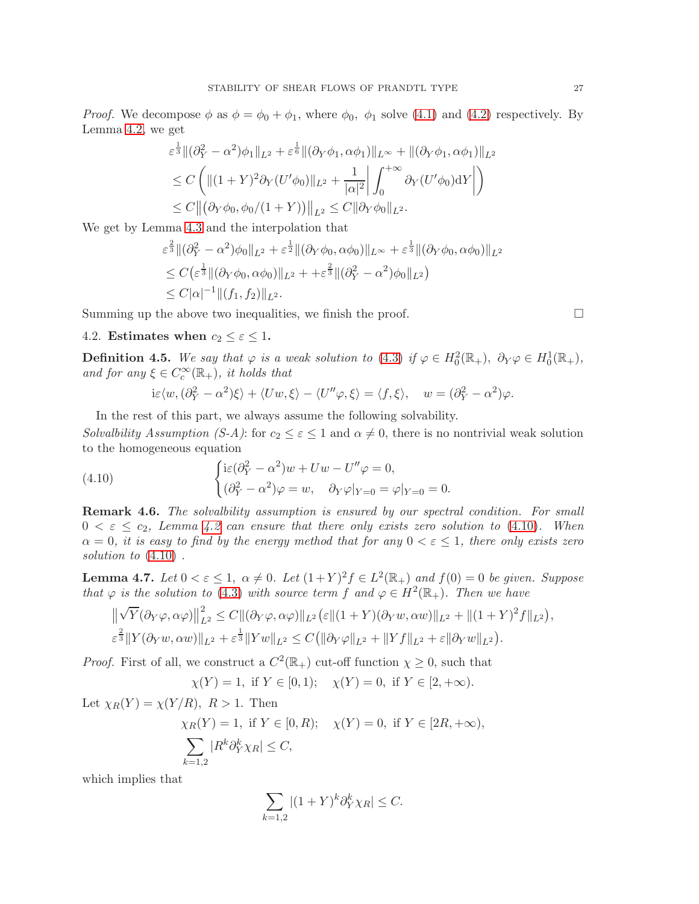*Proof.* We decompose $\phi$ as $\phi = \phi_0 + \phi_1$, where $\phi_0$, $\phi_1$ solve (4.1) and (4.2) respectively. By Lemma 4.2, we get

$$
\begin{aligned}
&\varepsilon^{\frac{1}{3}}\|(\partial_Y^2-\alpha^2)\phi_1\|_{L^2} + \varepsilon^{\frac{1}{6}}\|(\partial_Y\phi_1, \alpha\phi_1)\|_{L^\infty} + \|(\partial_Y\phi_1, \alpha\phi_1)\|_{L^2}\\
&\le C\left(\|(1+Y)^2\partial_Y(U'\phi_0)\|_{L^2} + \frac{1}{|\alpha|^2}\left|\int_0^{+\infty}\partial_Y(U'\phi_0)\mathrm{d}Y\right|\right)\\
&\le C\big\|\big(\partial_Y\phi_0, \phi_0/(1+Y)\big)\big\|_{L^2} \le C\|\partial_Y\phi_0\|_{L^2}.
\end{aligned}
$$

We get by Lemma 4.3 and the interpolation that

$$
\begin{aligned}
&\varepsilon^{\frac{2}{3}}\|(\partial_Y^2-\alpha^2)\phi_0\|_{L^2} + \varepsilon^{\frac{1}{2}}\|(\partial_Y\phi_0, \alpha\phi_0)\|_{L^\infty} + \varepsilon^{\frac{1}{3}}\|(\partial_Y\phi_0, \alpha\phi_0)\|_{L^2}\\
&\le C\big(\varepsilon^{\frac{1}{3}}\|(\partial_Y\phi_0, \alpha\phi_0)\|_{L^2} + +\varepsilon^{\frac{2}{3}}\|(\partial_Y^2-\alpha^2)\phi_0\|_{L^2}\big)\\
&\le C|\alpha|^{-1}\|(f_1, f_2)\|_{L^2}.
\end{aligned}
$$

Summing up the above two inequalities, we finish the proof. □

## 4.2. Estimates when $c_2 \le \varepsilon \le 1$.

**Definition 4.5.** *We say that $\varphi$ is a weak solution to (4.3) if $\varphi \in H_0^2(\mathbb{R}_+)$, $\partial_Y\varphi \in H_0^1(\mathbb{R}_+)$, and for any $\xi \in C_c^\infty(\mathbb{R}_+)$, it holds that*

$$
\mathrm{i}\varepsilon\langle w, (\partial_Y^2-\alpha^2)\xi\rangle + \langle Uw, \xi\rangle - \langle U''\varphi, \xi\rangle = \langle f, \xi\rangle, \quad w = (\partial_Y^2-\alpha^2)\varphi.
$$

In the rest of this part, we always assume the following solvability.

*Solvalbility Assumption (S-A)*: for $c_2 \le \varepsilon \le 1$ and $\alpha \ne 0$, there is no nontrivial weak solution to the homogeneous equation

$$
\begin{cases}
\mathrm{i}\varepsilon(\partial_Y^2-\alpha^2)w + Uw - U''\varphi = 0,\\
(\partial_Y^2-\alpha^2)\varphi = w, \quad \partial_Y\varphi|_{Y=0} = \varphi|_{Y=0} = 0.
\end{cases}
\tag{4.10}
$$

**Remark 4.6.** *The solvability assumption is ensured by our spectral condition. For small $0 < \varepsilon \le c_2$, Lemma 4.2 can ensure that there only exists zero solution to (4.10). When $\alpha = 0$, it is easy to find by the energy method that for any $0 < \varepsilon \le 1$, there only exists zero solution to (4.10) .*

**Lemma 4.7.** *Let $0 < \varepsilon \le 1$, $\alpha \ne 0$. Let $(1+Y)^2 f \in L^2(\mathbb{R}_+)$ and $f(0) = 0$ be given. Suppose that $\varphi$ is the solution to (4.3) with source term $f$ and $\varphi \in H^2(\mathbb{R}_+)$. Then we have*

$$
\begin{aligned}
&\big\|\sqrt{Y}(\partial_Y\varphi, \alpha\varphi)\big\|_{L^2}^2 \le C\|(\partial_Y\varphi, \alpha\varphi)\|_{L^2}\big(\varepsilon\|(1+Y)(\partial_Y w, \alpha w)\|_{L^2} + \|(1+Y)^2 f\|_{L^2}\big),\\
&\varepsilon^{\frac{2}{3}}\|Y(\partial_Y w, \alpha w)\|_{L^2} + \varepsilon^{\frac{1}{3}}\|Yw\|_{L^2} \le C\big(\|\partial_Y\varphi\|_{L^2} + \|Yf\|_{L^2} + \varepsilon\|\partial_Y w\|_{L^2}\big).
\end{aligned}
$$

*Proof.* First of all, we construct a $C^2(\mathbb{R}_+)$ cut-off function $\chi \ge 0$, such that

$$
\chi(Y) = 1, \text{ if } Y \in [0, 1); \quad \chi(Y) = 0, \text{ if } Y \in [2, +\infty).
$$

Let $\chi_R(Y) = \chi(Y/R)$, $R > 1$. Then

$$
\begin{aligned}
&\chi_R(Y) = 1, \text{ if } Y \in [0, R); \quad \chi(Y) = 0, \text{ if } Y \in [2R, +\infty),\\
&\sum_{k=1,2}|R^k\partial_Y^k\chi_R| \le C,
\end{aligned}
$$

which implies that

$$
\sum_{k=1,2}|(1+Y)^k\partial_Y^k\chi_R| \le C.
$$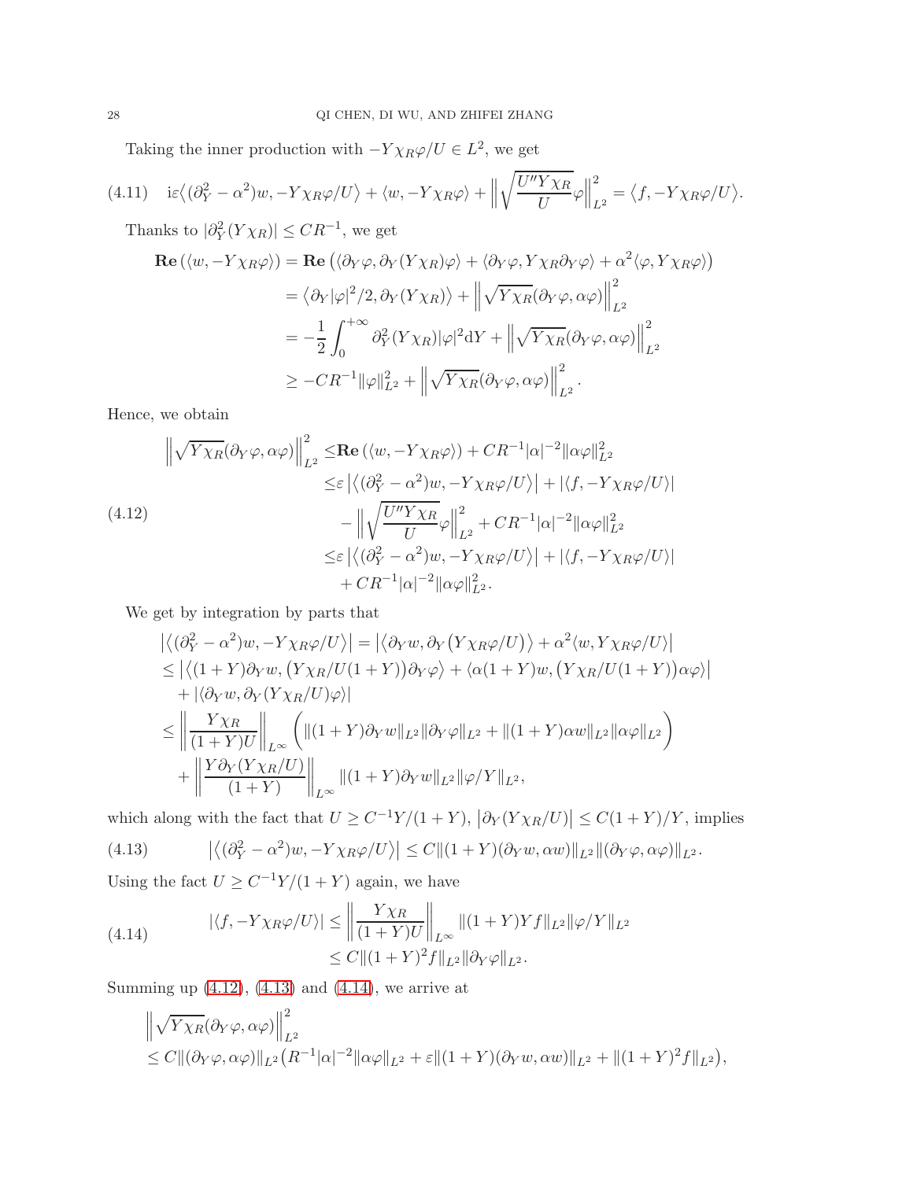Taking the inner production with $-Y\chi_R\varphi/U \in L^2$, we get

$$
\mathrm{i}\varepsilon\big\langle(\partial_Y^2-\alpha^2)w,-Y\chi_R\varphi/U\big\rangle+\langle w,-Y\chi_R\varphi\rangle+\Big\|\sqrt{\frac{U''Y\chi_R}{U}}\varphi\Big\|_{L^2}^2=\big\langle f,-Y\chi_R\varphi/U\big\rangle. \tag{4.11}
$$

Thanks to $|\partial_Y^2(Y\chi_R)|\le CR^{-1}$, we get

$$
\begin{aligned}
\mathbf{Re}\left(\langle w,-Y\chi_R\varphi\rangle\right)&=\mathbf{Re}\left(\langle\partial_Y\varphi,\partial_Y(Y\chi_R)\varphi\rangle+\langle\partial_Y\varphi,Y\chi_R\partial_Y\varphi\rangle+\alpha^2\langle\varphi,Y\chi_R\varphi\rangle\right)\\
&=\big\langle\partial_Y|\varphi|^2/2,\partial_Y(Y\chi_R)\big\rangle+\Big\|\sqrt{Y\chi_R}(\partial_Y\varphi,\alpha\varphi)\Big\|_{L^2}^2\\
&=-\frac12\int_0^{+\infty}\partial_Y^2(Y\chi_R)|\varphi|^2\mathrm{d}Y+\Big\|\sqrt{Y\chi_R}(\partial_Y\varphi,\alpha\varphi)\Big\|_{L^2}^2\\
&\ge -CR^{-1}\|\varphi\|_{L^2}^2+\Big\|\sqrt{Y\chi_R}(\partial_Y\varphi,\alpha\varphi)\Big\|_{L^2}^2.
\end{aligned}
$$

Hence, we obtain

$$
\begin{aligned}
\Big\|\sqrt{Y\chi_R}(\partial_Y\varphi,\alpha\varphi)\Big\|_{L^2}^2\le&\,\mathbf{Re}\left(\langle w,-Y\chi_R\varphi\rangle\right)+CR^{-1}|\alpha|^{-2}\|\alpha\varphi\|_{L^2}^2\\
\le&\,\varepsilon\left|\big\langle(\partial_Y^2-\alpha^2)w,-Y\chi_R\varphi/U\big\rangle\right|+|\langle f,-Y\chi_R\varphi/U\rangle|\\
&-\Big\|\sqrt{\frac{U''Y\chi_R}{U}}\varphi\Big\|_{L^2}^2+CR^{-1}|\alpha|^{-2}\|\alpha\varphi\|_{L^2}^2\\
\le&\,\varepsilon\left|\big\langle(\partial_Y^2-\alpha^2)w,-Y\chi_R\varphi/U\big\rangle\right|+|\langle f,-Y\chi_R\varphi/U\rangle|\\
&+CR^{-1}|\alpha|^{-2}\|\alpha\varphi\|_{L^2}^2.
\end{aligned} \tag{4.12}
$$

We get by integration by parts that

$$
\begin{aligned}
&\left|\big\langle(\partial_Y^2-\alpha^2)w,-Y\chi_R\varphi/U\big\rangle\right|=\left|\big\langle\partial_Y w,\partial_Y\big(Y\chi_R\varphi/U\big)\big\rangle+\alpha^2\langle w,Y\chi_R\varphi/U\rangle\right|\\
&\le\left|\big\langle(1+Y)\partial_Y w,\big(Y\chi_R/U(1+Y)\big)\partial_Y\varphi\big\rangle+\langle\alpha(1+Y)w,\big(Y\chi_R/U(1+Y)\big)\alpha\varphi\rangle\right|\\
&\quad+|\langle\partial_Y w,\partial_Y(Y\chi_R/U)\varphi\rangle|\\
&\le\Big\|\frac{Y\chi_R}{(1+Y)U}\Big\|_{L^\infty}\Big(\|(1+Y)\partial_Y w\|_{L^2}\|\partial_Y\varphi\|_{L^2}+\|(1+Y)\alpha w\|_{L^2}\|\alpha\varphi\|_{L^2}\Big)\\
&\quad+\Big\|\frac{Y\partial_Y(Y\chi_R/U)}{(1+Y)}\Big\|_{L^\infty}\|(1+Y)\partial_Y w\|_{L^2}\|\varphi/Y\|_{L^2},
\end{aligned}
$$

which along with the fact that $U\ge C^{-1}Y/(1+Y)$, $\big|\partial_Y(Y\chi_R/U)\big|\le C(1+Y)/Y$, implies

$$
\left|\big\langle(\partial_Y^2-\alpha^2)w,-Y\chi_R\varphi/U\big\rangle\right|\le C\|(1+Y)(\partial_Y w,\alpha w)\|_{L^2}\|(\partial_Y\varphi,\alpha\varphi)\|_{L^2}. \tag{4.13}
$$

Using the fact $U\ge C^{-1}Y/(1+Y)$ again, we have

$$
\begin{aligned}
|\langle f,-Y\chi_R\varphi/U\rangle|&\le\Big\|\frac{Y\chi_R}{(1+Y)U}\Big\|_{L^\infty}\|(1+Y)Yf\|_{L^2}\|\varphi/Y\|_{L^2}\\
&\le C\|(1+Y)^2f\|_{L^2}\|\partial_Y\varphi\|_{L^2}.
\end{aligned} \tag{4.14}
$$

Summing up (4.12), (4.13) and (4.14), we arrive at

$$
\begin{aligned}
&\Big\|\sqrt{Y\chi_R}(\partial_Y\varphi,\alpha\varphi)\Big\|_{L^2}^2\\
&\le C\|(\partial_Y\varphi,\alpha\varphi)\|_{L^2}\big(R^{-1}|\alpha|^{-2}\|\alpha\varphi\|_{L^2}+\varepsilon\|(1+Y)(\partial_Y w,\alpha w)\|_{L^2}+\|(1+Y)^2f\|_{L^2}\big),
\end{aligned}
$$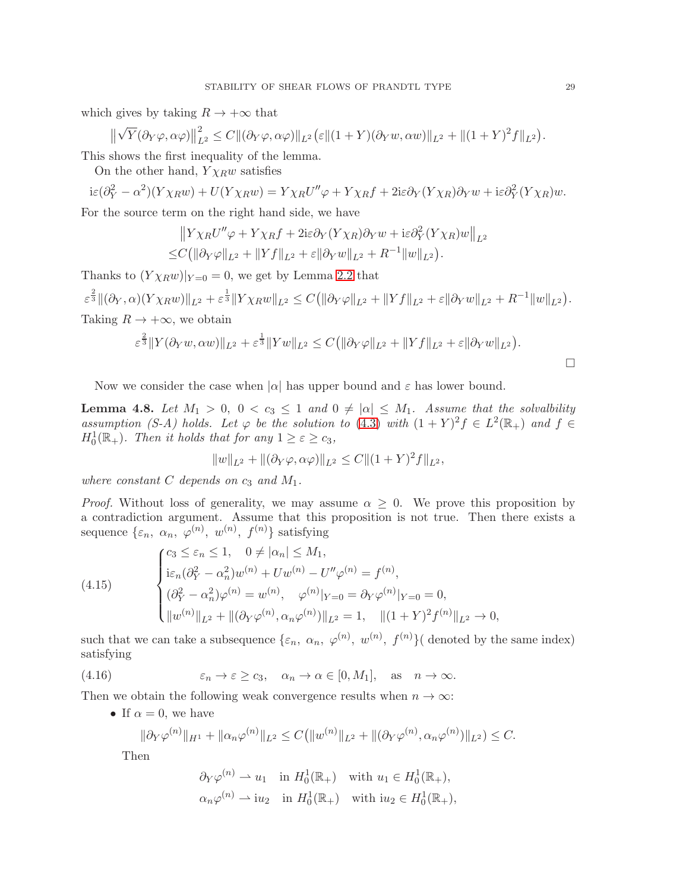which gives by taking $R \to +\infty$ that

$$\big\|\sqrt{Y}(\partial_Y\varphi, \alpha\varphi)\big\|_{L^2}^2 \le C\|(\partial_Y\varphi, \alpha\varphi)\|_{L^2}\big(\varepsilon\|(1+Y)(\partial_Y w, \alpha w)\|_{L^2} + \|(1+Y)^2 f\|_{L^2}\big).$$

This shows the first inequality of the lemma.

On the other hand, $Y\chi_R w$ satisfies

$$\mathrm{i}\varepsilon(\partial_Y^2 - \alpha^2)(Y\chi_R w) + U(Y\chi_R w) = Y\chi_R U''\varphi + Y\chi_R f + 2\mathrm{i}\varepsilon\partial_Y(Y\chi_R)\partial_Y w + \mathrm{i}\varepsilon\partial_Y^2(Y\chi_R)w.$$

For the source term on the right hand side, we have

$$\begin{aligned}
&\big\|Y\chi_R U''\varphi + Y\chi_R f + 2\mathrm{i}\varepsilon\partial_Y(Y\chi_R)\partial_Y w + \mathrm{i}\varepsilon\partial_Y^2(Y\chi_R)w\big\|_{L^2}\\
\le& C\big(\|\partial_Y\varphi\|_{L^2} + \|Yf\|_{L^2} + \varepsilon\|\partial_Y w\|_{L^2} + R^{-1}\|w\|_{L^2}\big).
\end{aligned}$$

Thanks to $(Y\chi_R w)|_{Y=0} = 0$, we get by Lemma 2.2 that

$$\varepsilon^{\frac{2}{3}}\|(\partial_Y, \alpha)(Y\chi_R w)\|_{L^2} + \varepsilon^{\frac{1}{3}}\|Y\chi_R w\|_{L^2} \le C\big(\|\partial_Y\varphi\|_{L^2} + \|Yf\|_{L^2} + \varepsilon\|\partial_Y w\|_{L^2} + R^{-1}\|w\|_{L^2}\big).$$

Taking $R \to +\infty$, we obtain

$$\varepsilon^{\frac{2}{3}}\|Y(\partial_Y w, \alpha w)\|_{L^2} + \varepsilon^{\frac{1}{3}}\|Yw\|_{L^2} \le C\big(\|\partial_Y\varphi\|_{L^2} + \|Yf\|_{L^2} + \varepsilon\|\partial_Y w\|_{L^2}\big).$$

$\square$

Now we consider the case when $|\alpha|$ has upper bound and $\varepsilon$ has lower bound.

**Lemma 4.8.** *Let $M_1 > 0$, $0 < c_3 \le 1$ and $0 \ne |\alpha| \le M_1$. Assume that the solvalbility assumption (S-A) holds. Let $\varphi$ be the solution to (4.3) with $(1+Y)^2 f \in L^2(\mathbb{R}_+)$ and $f \in H_0^1(\mathbb{R}_+)$. Then it holds that for any $1 \ge \varepsilon \ge c_3$,*

$$\|w\|_{L^2} + \|(\partial_Y\varphi, \alpha\varphi)\|_{L^2} \le C\|(1+Y)^2 f\|_{L^2},$$

*where constant $C$ depends on $c_3$ and $M_1$.*

*Proof.* Without loss of generality, we may assume $\alpha \ge 0$. We prove this proposition by a contradiction argument. Assume that this proposition is not true. Then there exists a sequence $\{\varepsilon_n,\ \alpha_n,\ \varphi^{(n)},\ w^{(n)},\ f^{(n)}\}$ satisfying

$$\begin{cases}
c_3 \le \varepsilon_n \le 1, \quad 0 \ne |\alpha_n| \le M_1,\\
\mathrm{i}\varepsilon_n(\partial_Y^2 - \alpha_n^2)w^{(n)} + Uw^{(n)} - U''\varphi^{(n)} = f^{(n)},\\
(\partial_Y^2 - \alpha_n^2)\varphi^{(n)} = w^{(n)}, \quad \varphi^{(n)}|_{Y=0} = \partial_Y\varphi^{(n)}|_{Y=0} = 0,\\
\|w^{(n)}\|_{L^2} + \|(\partial_Y\varphi^{(n)}, \alpha_n\varphi^{(n)})\|_{L^2} = 1, \quad \|(1+Y)^2 f^{(n)}\|_{L^2} \to 0,
\end{cases} \tag{4.15}$$

such that we can take a subsequence $\{\varepsilon_n,\ \alpha_n,\ \varphi^{(n)},\ w^{(n)},\ f^{(n)}\}$( denoted by the same index) satisfying

$$\varepsilon_n \to \varepsilon \ge c_3, \quad \alpha_n \to \alpha \in [0, M_1], \quad \text{as} \quad n \to \infty. \tag{4.16}$$

Then we obtain the following weak convergence results when $n \to \infty$:

- If $\alpha = 0$, we have

$$\|\partial_Y\varphi^{(n)}\|_{H^1} + \|\alpha_n\varphi^{(n)}\|_{L^2} \le C\big(\|w^{(n)}\|_{L^2} + \|(\partial_Y\varphi^{(n)}, \alpha_n\varphi^{(n)})\|_{L^2}\big) \le C.$$

  Then

$$\begin{aligned}
&\partial_Y\varphi^{(n)} \rightharpoonup u_1 \quad \text{in } H_0^1(\mathbb{R}_+) \quad \text{with } u_1 \in H_0^1(\mathbb{R}_+),\\
&\alpha_n\varphi^{(n)} \rightharpoonup \mathrm{i}u_2 \quad \text{in } H_0^1(\mathbb{R}_+) \quad \text{with } \mathrm{i}u_2 \in H_0^1(\mathbb{R}_+),
\end{aligned}$$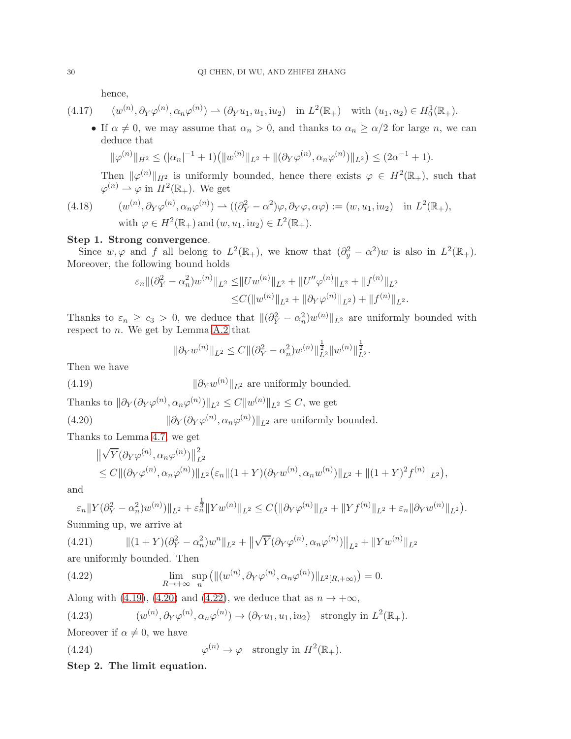hence,

$$
(w^{(n)}, \partial_Y \varphi^{(n)}, \alpha_n \varphi^{(n)}) \rightharpoonup (\partial_Y u_1, u_1, \mathrm{i} u_2) \quad \text{in } L^2(\mathbb{R}_+) \quad \text{with } (u_1, u_2) \in H_0^1(\mathbb{R}_+). \tag{4.17}
$$

- If $\alpha \neq 0$, we may assume that $\alpha_n > 0$, and thanks to $\alpha_n \geq \alpha/2$ for large $n$, we can deduce that

$$
\|\varphi^{(n)}\|_{H^2} \leq (|\alpha_n|^{-1} + 1)\big(\|w^{(n)}\|_{L^2} + \|(\partial_Y \varphi^{(n)}, \alpha_n \varphi^{(n)})\|_{L^2}\big) \leq (2\alpha^{-1} + 1).
$$

Then $\|\varphi^{(n)}\|_{H^2}$ is uniformly bounded, hence there exists $\varphi \in H^2(\mathbb{R}_+)$, such that $\varphi^{(n)} \rightharpoonup \varphi$ in $H^2(\mathbb{R}_+)$. We get

$$
\begin{aligned}
&(w^{(n)}, \partial_Y \varphi^{(n)}, \alpha_n \varphi^{(n)}) \rightharpoonup ((\partial_Y^2 - \alpha^2)\varphi, \partial_Y \varphi, \alpha\varphi) := (w, u_1, \mathrm{i} u_2) \quad \text{in } L^2(\mathbb{R}_+), \\
&\text{with } \varphi \in H^2(\mathbb{R}_+) \text{ and } (w, u_1, \mathrm{i} u_2) \in L^2(\mathbb{R}_+).
\end{aligned} \tag{4.18}
$$

**Step 1. Strong convergence.**

Since $w, \varphi$ and $f$ all belong to $L^2(\mathbb{R}_+)$, we know that $(\partial_y^2 - \alpha^2)w$ is also in $L^2(\mathbb{R}_+)$. Moreover, the following bound holds

$$
\begin{aligned}
\varepsilon_n \|(\partial_Y^2 - \alpha_n^2) w^{(n)}\|_{L^2} \leq& \|U w^{(n)}\|_{L^2} + \|U'' \varphi^{(n)}\|_{L^2} + \|f^{(n)}\|_{L^2} \\
\leq& C(\|w^{(n)}\|_{L^2} + \|\partial_Y \varphi^{(n)}\|_{L^2}) + \|f^{(n)}\|_{L^2}.
\end{aligned}
$$

Thanks to $\varepsilon_n \geq c_3 > 0$, we deduce that $\|(\partial_Y^2 - \alpha_n^2) w^{(n)}\|_{L^2}$ are uniformly bounded with respect to $n$. We get by Lemma A.2 that

$$
\|\partial_Y w^{(n)}\|_{L^2} \leq C \|(\partial_Y^2 - \alpha_n^2) w^{(n)}\|_{L^2}^{\frac{1}{2}} \|w^{(n)}\|_{L^2}^{\frac{1}{2}}.
$$

Then we have

$$
\|\partial_Y w^{(n)}\|_{L^2} \text{ are uniformly bounded.} \tag{4.19}
$$

Thanks to $\|\partial_Y (\partial_Y \varphi^{(n)}, \alpha_n \varphi^{(n)})\|_{L^2} \leq C \|w^{(n)}\|_{L^2} \leq C$, we get

$$
\|\partial_Y (\partial_Y \varphi^{(n)}, \alpha_n \varphi^{(n)})\|_{L^2} \text{ are uniformly bounded.} \tag{4.20}
$$

Thanks to Lemma 4.7, we get

$$
\begin{aligned}
&\big\|\sqrt{Y}(\partial_Y \varphi^{(n)}, \alpha_n \varphi^{(n)})\big\|_{L^2}^2 \\
&\leq C \|(\partial_Y \varphi^{(n)}, \alpha_n \varphi^{(n)})\|_{L^2} \big(\varepsilon_n \|(1+Y)(\partial_Y w^{(n)}, \alpha_n w^{(n)})\|_{L^2} + \|(1+Y)^2 f^{(n)}\|_{L^2}\big),
\end{aligned}
$$

and

$$
\varepsilon_n \|Y(\partial_Y^2 - \alpha_n^2) w^{(n)}\|_{L^2} + \varepsilon_n^{\frac{1}{3}} \|Y w^{(n)}\|_{L^2} \leq C\big(\|\partial_Y \varphi^{(n)}\|_{L^2} + \|Y f^{(n)}\|_{L^2} + \varepsilon_n \|\partial_Y w^{(n)}\|_{L^2}\big).
$$

Summing up, we arrive at

$$
\|(1+Y)(\partial_Y^2 - \alpha_n^2) w^n\|_{L^2} + \big\|\sqrt{Y}(\partial_Y \varphi^{(n)}, \alpha_n \varphi^{(n)})\big\|_{L^2} + \|Y w^{(n)}\|_{L^2} \tag{4.21}
$$

are uniformly bounded. Then

$$
\lim_{R \to +\infty} \sup_n \big(\|(w^{(n)}, \partial_Y \varphi^{(n)}, \alpha_n \varphi^{(n)})\|_{L^2[R, +\infty)}\big) = 0. \tag{4.22}
$$

Along with (4.19), (4.20) and (4.22), we deduce that as $n \to +\infty$,

$$
(w^{(n)}, \partial_Y \varphi^{(n)}, \alpha_n \varphi^{(n)}) \to (\partial_Y u_1, u_1, \mathrm{i} u_2) \quad \text{strongly in } L^2(\mathbb{R}_+). \tag{4.23}
$$

Moreover if $\alpha \neq 0$, we have

$$
\varphi^{(n)} \to \varphi \quad \text{strongly in } H^2(\mathbb{R}_+). \tag{4.24}
$$

**Step 2. The limit equation.**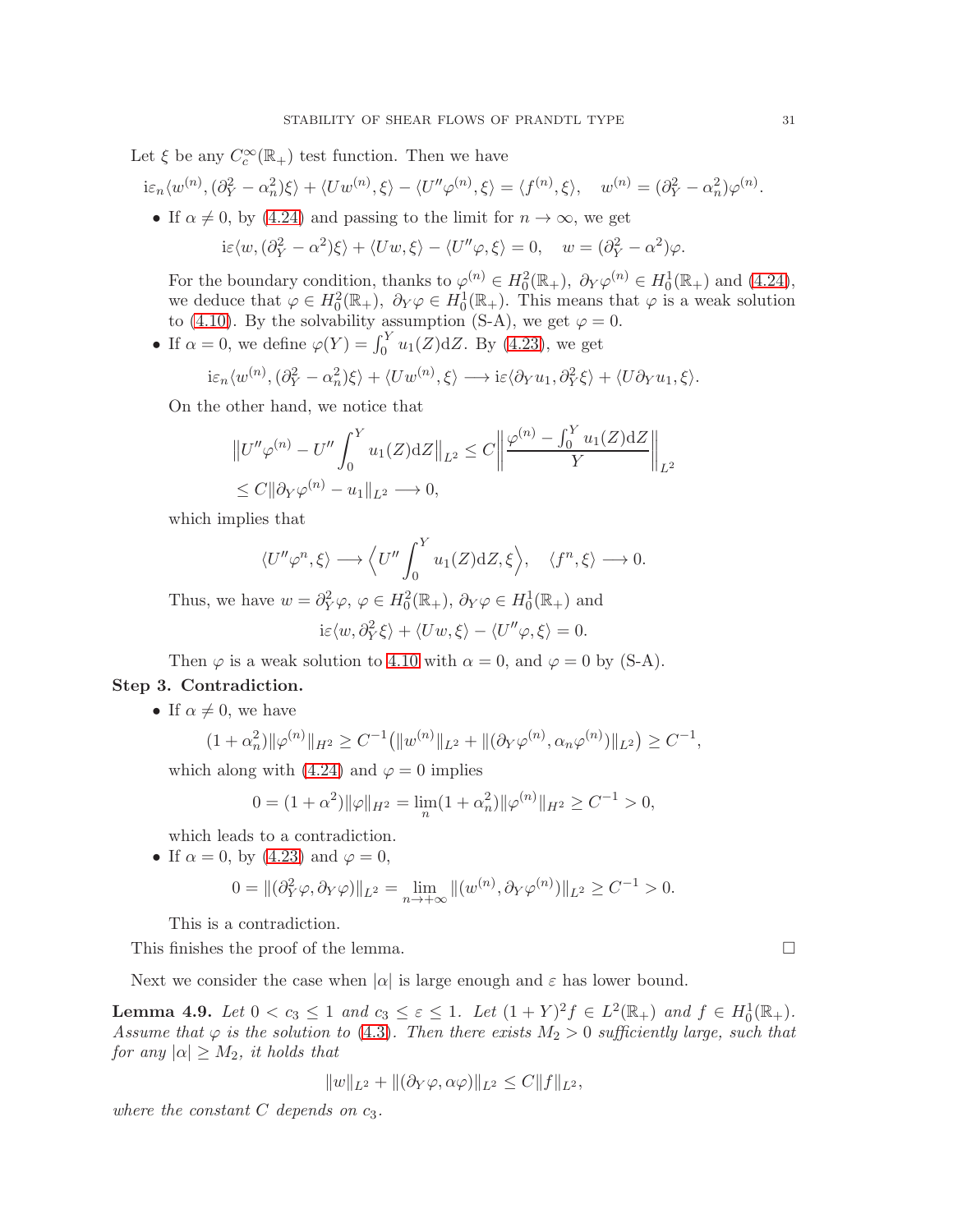Let $\xi$ be any $C_c^\infty(\mathbb{R}_+)$ test function. Then we have

$$\mathrm{i}\varepsilon_n\langle w^{(n)}, (\partial_Y^2-\alpha_n^2)\xi\rangle + \langle Uw^{(n)},\xi\rangle - \langle U''\varphi^{(n)},\xi\rangle = \langle f^{(n)},\xi\rangle, \quad w^{(n)} = (\partial_Y^2-\alpha_n^2)\varphi^{(n)}.$$

- If $\alpha \neq 0$, by (4.24) and passing to the limit for $n\to\infty$, we get

$$\mathrm{i}\varepsilon\langle w, (\partial_Y^2-\alpha^2)\xi\rangle + \langle Uw,\xi\rangle - \langle U''\varphi,\xi\rangle = 0, \quad w = (\partial_Y^2-\alpha^2)\varphi.$$

  For the boundary condition, thanks to $\varphi^{(n)}\in H_0^2(\mathbb{R}_+),\ \partial_Y\varphi^{(n)}\in H_0^1(\mathbb{R}_+)$ and (4.24), we deduce that $\varphi\in H_0^2(\mathbb{R}_+),\ \partial_Y\varphi\in H_0^1(\mathbb{R}_+)$. This means that $\varphi$ is a weak solution to (4.10). By the solvability assumption (S-A), we get $\varphi=0$.
- If $\alpha=0$, we define $\varphi(Y)=\int_0^Y u_1(Z)\mathrm{d}Z$. By (4.23), we get

$$\mathrm{i}\varepsilon_n\langle w^{(n)}, (\partial_Y^2-\alpha_n^2)\xi\rangle + \langle Uw^{(n)},\xi\rangle \longrightarrow \mathrm{i}\varepsilon\langle \partial_Y u_1, \partial_Y^2\xi\rangle + \langle U\partial_Y u_1,\xi\rangle.$$

  On the other hand, we notice that

$$\begin{aligned}\Big\|U''\varphi^{(n)} - U''\int_0^Y u_1(Z)\mathrm{d}Z\Big\|_{L^2} &\le C\Big\|\frac{\varphi^{(n)}-\int_0^Y u_1(Z)\mathrm{d}Z}{Y}\Big\|_{L^2}\\ &\le C\|\partial_Y\varphi^{(n)}-u_1\|_{L^2}\longrightarrow 0,\end{aligned}$$

  which implies that

$$\langle U''\varphi^n,\xi\rangle \longrightarrow \Big\langle U''\int_0^Y u_1(Z)\mathrm{d}Z,\xi\Big\rangle,\quad \langle f^n,\xi\rangle\longrightarrow 0.$$

  Thus, we have $w=\partial_Y^2\varphi,\ \varphi\in H_0^2(\mathbb{R}_+),\ \partial_Y\varphi\in H_0^1(\mathbb{R}_+)$ and

$$\mathrm{i}\varepsilon\langle w,\partial_Y^2\xi\rangle + \langle Uw,\xi\rangle - \langle U''\varphi,\xi\rangle = 0.$$

  Then $\varphi$ is a weak solution to 4.10 with $\alpha=0$, and $\varphi=0$ by (S-A).

**Step 3. Contradiction.**

- If $\alpha\neq 0$, we have

$$(1+\alpha_n^2)\|\varphi^{(n)}\|_{H^2}\ge C^{-1}\big(\|w^{(n)}\|_{L^2} + \|(\partial_Y\varphi^{(n)},\alpha_n\varphi^{(n)})\|_{L^2}\big)\ge C^{-1},$$

  which along with (4.24) and $\varphi=0$ implies

$$0=(1+\alpha^2)\|\varphi\|_{H^2} = \lim_n(1+\alpha_n^2)\|\varphi^{(n)}\|_{H^2}\ge C^{-1}>0,$$

  which leads to a contradiction.
- If $\alpha=0$, by (4.23) and $\varphi=0$,

$$0=\|(\partial_Y^2\varphi,\partial_Y\varphi)\|_{L^2} = \lim_{n\to+\infty}\|(w^{(n)},\partial_Y\varphi^{(n)})\|_{L^2}\ge C^{-1}>0.$$

  This is a contradiction.

This finishes the proof of the lemma. $\square$

Next we consider the case when $|\alpha|$ is large enough and $\varepsilon$ has lower bound.

**Lemma 4.9.** *Let $0<c_3\le 1$ and $c_3\le\varepsilon\le 1$. Let $(1+Y)^2f\in L^2(\mathbb{R}_+)$ and $f\in H_0^1(\mathbb{R}_+)$. Assume that $\varphi$ is the solution to (4.3). Then there exists $M_2>0$ sufficiently large, such that for any $|\alpha|\ge M_2$, it holds that*

$$\|w\|_{L^2} + \|(\partial_Y\varphi,\alpha\varphi)\|_{L^2}\le C\|f\|_{L^2},$$

*where the constant $C$ depends on $c_3$.*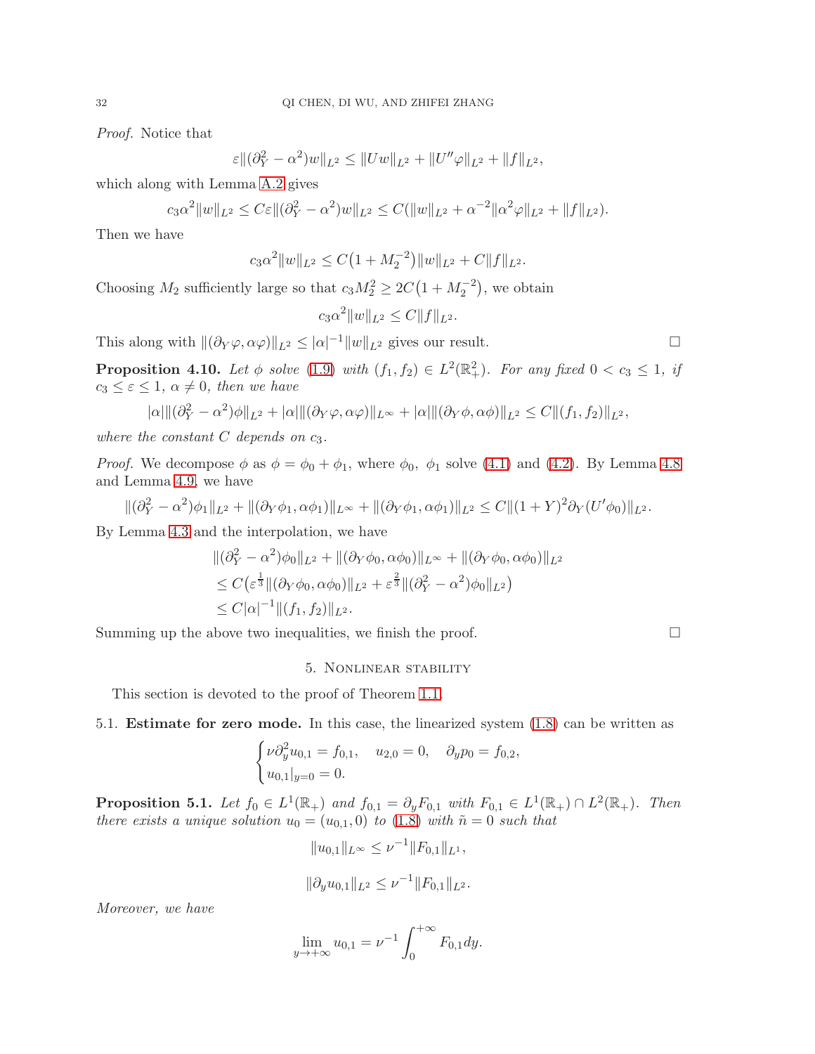*Proof.* Notice that

$$\varepsilon\|(\partial_Y^2-\alpha^2)w\|_{L^2}\le \|Uw\|_{L^2}+\|U''\varphi\|_{L^2}+\|f\|_{L^2},$$

which along with Lemma A.2 gives

$$c_3\alpha^2\|w\|_{L^2}\le C\varepsilon\|(\partial_Y^2-\alpha^2)w\|_{L^2}\le C(\|w\|_{L^2}+\alpha^{-2}\|\alpha^2\varphi\|_{L^2}+\|f\|_{L^2}).$$

Then we have

$$c_3\alpha^2\|w\|_{L^2}\le C\big(1+M_2^{-2}\big)\|w\|_{L^2}+C\|f\|_{L^2}.$$

Choosing $M_2$ sufficiently large so that $c_3M_2^2\ge 2C\big(1+M_2^{-2}\big)$, we obtain

$$c_3\alpha^2\|w\|_{L^2}\le C\|f\|_{L^2}.$$

This along with $\|(\partial_Y\varphi,\alpha\varphi)\|_{L^2}\le|\alpha|^{-1}\|w\|_{L^2}$ gives our result. □

**Proposition 4.10.** *Let $\phi$ solve (1.9) with $(f_1,f_2)\in L^2(\mathbb{R}^2_+)$. For any fixed $0<c_3\le 1$, if $c_3\le\varepsilon\le 1$, $\alpha\neq 0$, then we have*

$$|\alpha|\|(\partial_Y^2-\alpha^2)\phi\|_{L^2}+|\alpha|\|(\partial_Y\varphi,\alpha\varphi)\|_{L^\infty}+|\alpha|\|(\partial_Y\phi,\alpha\phi)\|_{L^2}\le C\|(f_1,f_2)\|_{L^2},$$

*where the constant $C$ depends on $c_3$.*

*Proof.* We decompose $\phi$ as $\phi=\phi_0+\phi_1$, where $\phi_0,\ \phi_1$ solve (4.1) and (4.2). By Lemma 4.8 and Lemma 4.9, we have

$$\|(\partial_Y^2-\alpha^2)\phi_1\|_{L^2}+\|(\partial_Y\phi_1,\alpha\phi_1)\|_{L^\infty}+\|(\partial_Y\phi_1,\alpha\phi_1)\|_{L^2}\le C\|(1+Y)^2\partial_Y(U'\phi_0)\|_{L^2}.$$

By Lemma 4.3 and the interpolation, we have

$$\begin{aligned}
&\|(\partial_Y^2-\alpha^2)\phi_0\|_{L^2}+\|(\partial_Y\phi_0,\alpha\phi_0)\|_{L^\infty}+\|(\partial_Y\phi_0,\alpha\phi_0)\|_{L^2}\\
&\le C\big(\varepsilon^{\frac13}\|(\partial_Y\phi_0,\alpha\phi_0)\|_{L^2}+\varepsilon^{\frac23}\|(\partial_Y^2-\alpha^2)\phi_0\|_{L^2}\big)\\
&\le C|\alpha|^{-1}\|(f_1,f_2)\|_{L^2}.
\end{aligned}$$

Summing up the above two inequalities, we finish the proof. □

## 5. Nonlinear stability

This section is devoted to the proof of Theorem 1.1.

### 5.1. Estimate for zero mode.

In this case, the linearized system (1.8) can be written as

$$\begin{cases}\nu\partial_y^2u_{0,1}=f_{0,1}, \quad u_{2,0}=0, \quad \partial_yp_0=f_{0,2},\\ u_{0,1}|_{y=0}=0.\end{cases}$$

**Proposition 5.1.** *Let $f_0\in L^1(\mathbb{R}_+)$ and $f_{0,1}=\partial_yF_{0,1}$ with $F_{0,1}\in L^1(\mathbb{R}_+)\cap L^2(\mathbb{R}_+)$. Then there exists a unique solution $u_0=(u_{0,1},0)$ to (1.8) with $\tilde{n}=0$ such that*

$$\|u_{0,1}\|_{L^\infty}\le\nu^{-1}\|F_{0,1}\|_{L^1},$$

$$\|\partial_yu_{0,1}\|_{L^2}\le\nu^{-1}\|F_{0,1}\|_{L^2}.$$

*Moreover, we have*

$$\lim_{y\to+\infty}u_{0,1}=\nu^{-1}\int_0^{+\infty}F_{0,1}dy.$$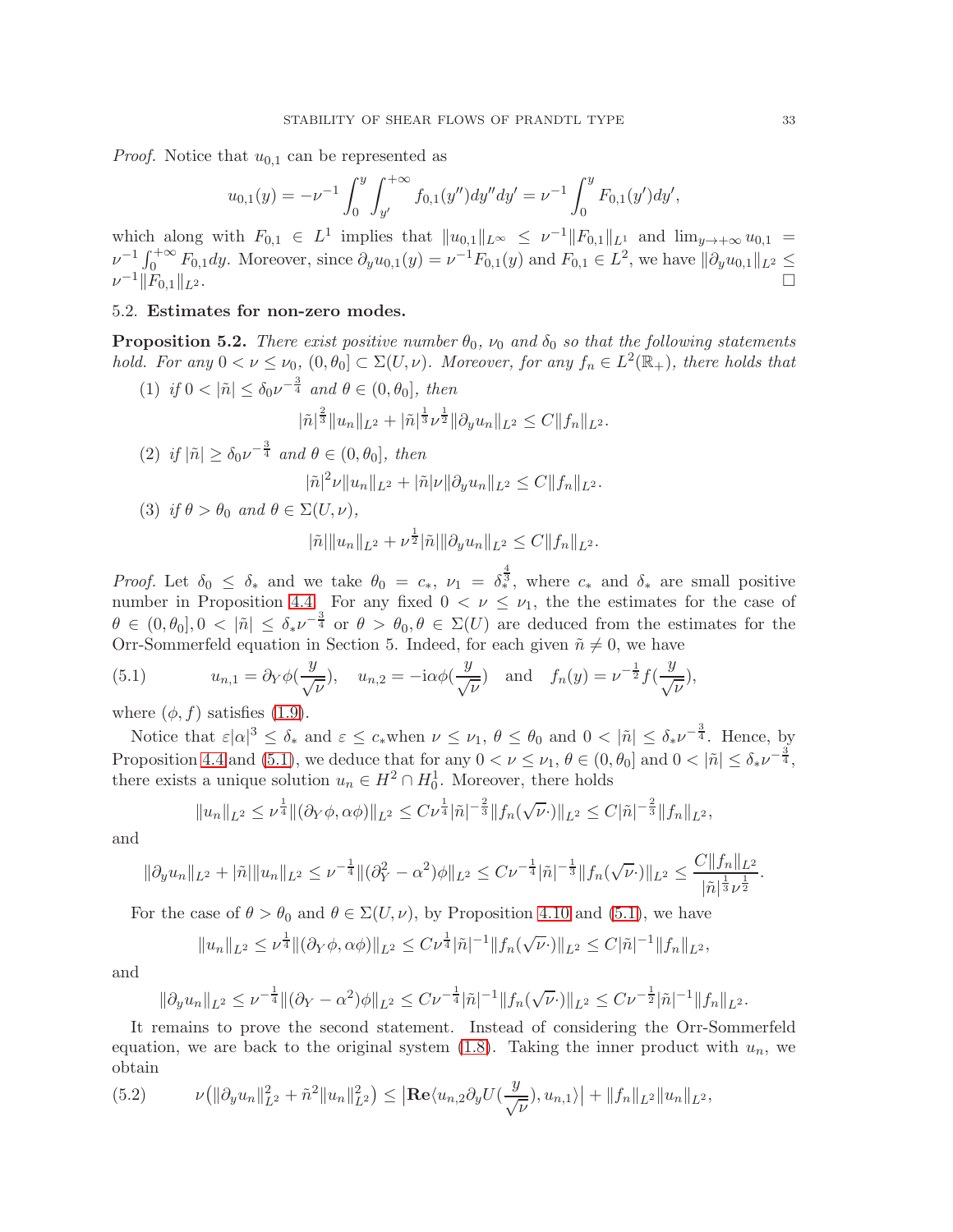*Proof.* Notice that $u_{0,1}$ can be represented as

$$u_{0,1}(y) = -\nu^{-1}\int_0^y\int_{y'}^{+\infty} f_{0,1}(y'')dy''dy' = \nu^{-1}\int_0^y F_{0,1}(y')dy',$$

which along with $F_{0,1}\in L^1$ implies that $\|u_{0,1}\|_{L^\infty}\le \nu^{-1}\|F_{0,1}\|_{L^1}$ and $\lim_{y\to+\infty}u_{0,1} = \nu^{-1}\int_0^{+\infty}F_{0,1}dy$. Moreover, since $\partial_y u_{0,1}(y) = \nu^{-1}F_{0,1}(y)$ and $F_{0,1}\in L^2$, we have $\|\partial_y u_{0,1}\|_{L^2}\le \nu^{-1}\|F_{0,1}\|_{L^2}$. $\square$

### 5.2. Estimates for non-zero modes.

**Proposition 5.2.** *There exist positive number $\theta_0$, $\nu_0$ and $\delta_0$ so that the following statements hold. For any $0<\nu\le\nu_0$, $(0,\theta_0]\subset\Sigma(U,\nu)$. Moreover, for any $f_n\in L^2(\mathbb{R}_+)$, there holds that*

1. *if $0<|\tilde{n}|\le\delta_0\nu^{-\frac34}$ and $\theta\in(0,\theta_0]$, then*
$$|\tilde{n}|^{\frac23}\|u_n\|_{L^2} + |\tilde{n}|^{\frac13}\nu^{\frac12}\|\partial_y u_n\|_{L^2}\le C\|f_n\|_{L^2}.$$
2. *if $|\tilde{n}|\ge\delta_0\nu^{-\frac34}$ and $\theta\in(0,\theta_0]$, then*
$$|\tilde{n}|^2\nu\|u_n\|_{L^2} + |\tilde{n}|\nu\|\partial_y u_n\|_{L^2}\le C\|f_n\|_{L^2}.$$
3. *if $\theta>\theta_0$ and $\theta\in\Sigma(U,\nu)$,*
$$|\tilde{n}|\|u_n\|_{L^2} + \nu^{\frac12}|\tilde{n}|\|\partial_y u_n\|_{L^2}\le C\|f_n\|_{L^2}.$$

*Proof.* Let $\delta_0\le\delta_*$ and we take $\theta_0 = c_*$, $\nu_1 = \delta_*^{\frac43}$, where $c_*$ and $\delta_*$ are small positive number in Proposition 4.4. For any fixed $0<\nu\le\nu_1$, the the estimates for the case of $\theta\in(0,\theta_0], 0<|\tilde{n}|\le\delta_*\nu^{-\frac34}$ or $\theta>\theta_0, \theta\in\Sigma(U)$ are deduced from the estimates for the Orr-Sommerfeld equation in Section 5. Indeed, for each given $\tilde{n}\neq 0$, we have

$$u_{n,1} = \partial_Y\phi(\frac{y}{\sqrt{\nu}}),\quad u_{n,2} = -\mathrm{i}\alpha\phi(\frac{y}{\sqrt{\nu}})\quad\text{and}\quad f_n(y) = \nu^{-\frac12}f(\frac{y}{\sqrt{\nu}}),\tag{5.1}$$

where $(\phi,f)$ satisfies (1.9).

Notice that $\varepsilon|\alpha|^3\le\delta_*$ and $\varepsilon\le c_*$when $\nu\le\nu_1$, $\theta\le\theta_0$ and $0<|\tilde{n}|\le\delta_*\nu^{-\frac34}$. Hence, by Proposition 4.4 and (5.1), we deduce that for any $0<\nu\le\nu_1$, $\theta\in(0,\theta_0]$ and $0<|\tilde{n}|\le\delta_*\nu^{-\frac34}$, there exists a unique solution $u_n\in H^2\cap H_0^1$. Moreover, there holds

$$\|u_n\|_{L^2}\le\nu^{\frac14}\|(\partial_Y\phi,\alpha\phi)\|_{L^2}\le C\nu^{\frac14}|\tilde{n}|^{-\frac23}\|f_n(\sqrt{\nu}\cdot)\|_{L^2}\le C|\tilde{n}|^{-\frac23}\|f_n\|_{L^2},$$

and

$$\|\partial_y u_n\|_{L^2}+|\tilde{n}|\|u_n\|_{L^2}\le\nu^{-\frac14}\|(\partial_Y^2-\alpha^2)\phi\|_{L^2}\le C\nu^{-\frac14}|\tilde{n}|^{-\frac13}\|f_n(\sqrt{\nu}\cdot)\|_{L^2}\le\frac{C\|f_n\|_{L^2}}{|\tilde{n}|^{\frac13}\nu^{\frac12}}.$$

For the case of $\theta>\theta_0$ and $\theta\in\Sigma(U,\nu)$, by Proposition 4.10 and (5.1), we have

$$\|u_n\|_{L^2}\le\nu^{\frac14}\|(\partial_Y\phi,\alpha\phi)\|_{L^2}\le C\nu^{\frac14}|\tilde{n}|^{-1}\|f_n(\sqrt{\nu}\cdot)\|_{L^2}\le C|\tilde{n}|^{-1}\|f_n\|_{L^2},$$

and

$$\|\partial_y u_n\|_{L^2}\le\nu^{-\frac14}\|(\partial_Y-\alpha^2)\phi\|_{L^2}\le C\nu^{-\frac14}|\tilde{n}|^{-1}\|f_n(\sqrt{\nu}\cdot)\|_{L^2}\le C\nu^{-\frac12}|\tilde{n}|^{-1}\|f_n\|_{L^2}.$$

It remains to prove the second statement. Instead of considering the Orr-Sommerfeld equation, we are back to the original system (1.8). Taking the inner product with $u_n$, we obtain

$$\nu\big(\|\partial_y u_n\|_{L^2}^2+\tilde{n}^2\|u_n\|_{L^2}^2\big)\le\big|\mathbf{Re}\langle u_{n,2}\partial_y U(\frac{y}{\sqrt{\nu}}),u_{n,1}\rangle\big| + \|f_n\|_{L^2}\|u_n\|_{L^2},\tag{5.2}$$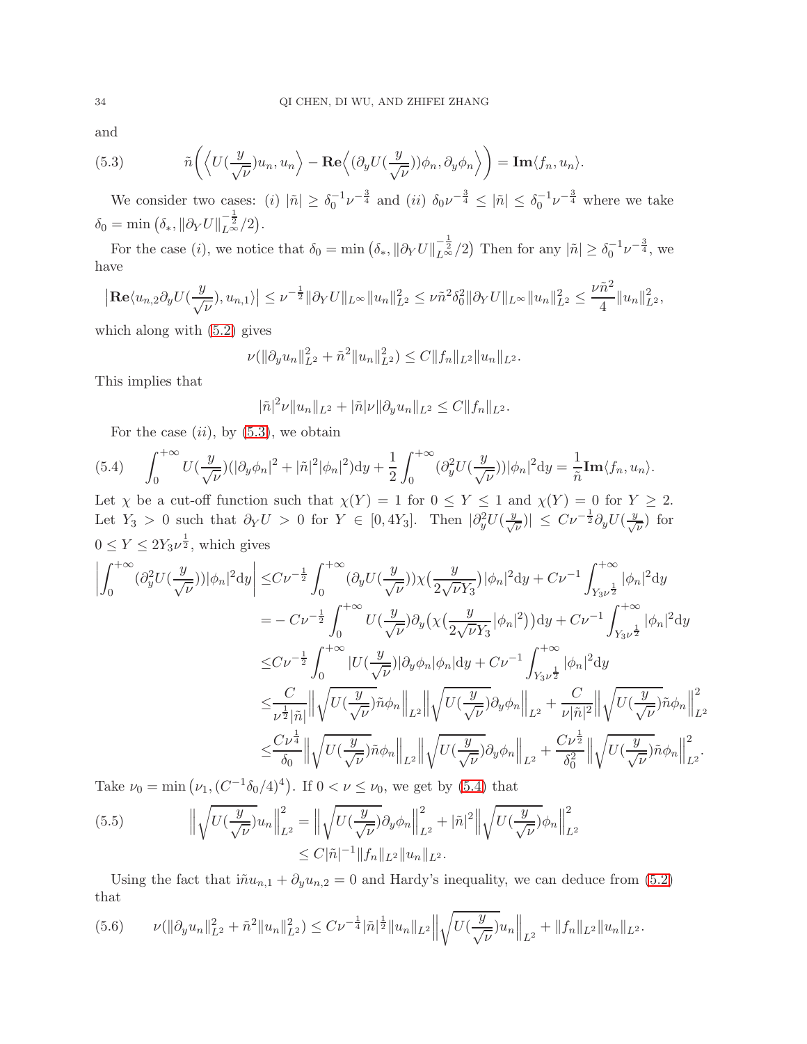and

$$
\tilde{n}\bigg(\Big\langle U(\frac{y}{\sqrt{\nu}})u_n, u_n\Big\rangle - \mathbf{Re}\Big\langle(\partial_y U(\frac{y}{\sqrt{\nu}}))\phi_n, \partial_y\phi_n\Big\rangle\bigg) = \mathbf{Im}\langle f_n, u_n\rangle. \tag{5.3}
$$

We consider two cases: $(i)$ $|\tilde{n}| \geq \delta_0^{-1}\nu^{-\frac{3}{4}}$ and $(ii)$ $\delta_0\nu^{-\frac{3}{4}} \leq |\tilde{n}| \leq \delta_0^{-1}\nu^{-\frac{3}{4}}$ where we take $\delta_0 = \min\big(\delta_*, \|\partial_Y U\|_{L^\infty}^{-\frac{1}{2}}/2\big)$.

For the case $(i)$, we notice that $\delta_0 = \min\big(\delta_*, \|\partial_Y U\|_{L^\infty}^{-\frac{1}{2}}/2\big)$ Then for any $|\tilde{n}| \geq \delta_0^{-1}\nu^{-\frac{3}{4}}$, we have

$$
\big|\mathbf{Re}\langle u_{n,2}\partial_y U(\frac{y}{\sqrt{\nu}}), u_{n,1}\rangle\big| \leq \nu^{-\frac{1}{2}}\|\partial_Y U\|_{L^\infty}\|u_n\|_{L^2}^2 \leq \nu\tilde{n}^2\delta_0^2\|\partial_Y U\|_{L^\infty}\|u_n\|_{L^2}^2 \leq \frac{\nu\tilde{n}^2}{4}\|u_n\|_{L^2}^2,
$$

which along with (5.2) gives

$$
\nu(\|\partial_y u_n\|_{L^2}^2 + \tilde{n}^2\|u_n\|_{L^2}^2) \leq C\|f_n\|_{L^2}\|u_n\|_{L^2}.
$$

This implies that

$$
|\tilde{n}|^2\nu\|u_n\|_{L^2} + |\tilde{n}|\nu\|\partial_y u_n\|_{L^2} \leq C\|f_n\|_{L^2}.
$$

For the case $(ii)$, by (5.3), we obtain

$$
\int_0^{+\infty} U(\frac{y}{\sqrt{\nu}})(|\partial_y\phi_n|^2 + |\tilde{n}|^2|\phi_n|^2)\mathrm{d}y + \frac{1}{2}\int_0^{+\infty}(\partial_y^2 U(\frac{y}{\sqrt{\nu}}))|\phi_n|^2\mathrm{d}y = \frac{1}{\tilde{n}}\mathbf{Im}\langle f_n, u_n\rangle. \tag{5.4}
$$

Let $\chi$ be a cut-off function such that $\chi(Y) = 1$ for $0 \leq Y \leq 1$ and $\chi(Y) = 0$ for $Y \geq 2$. Let $Y_3 > 0$ such that $\partial_Y U > 0$ for $Y \in [0, 4Y_3]$. Then $|\partial_y^2 U(\frac{y}{\sqrt{\nu}})| \leq C\nu^{-\frac{1}{2}}\partial_y U(\frac{y}{\sqrt{\nu}})$ for $0 \leq Y \leq 2Y_3\nu^{\frac{1}{2}}$, which gives

$$
\begin{aligned}
\bigg|\int_0^{+\infty}(\partial_y^2 U(\frac{y}{\sqrt{\nu}}))|\phi_n|^2\mathrm{d}y\bigg| \leq & C\nu^{-\frac{1}{2}}\int_0^{+\infty}(\partial_y U(\frac{y}{\sqrt{\nu}}))\chi\big(\frac{y}{2\sqrt{\nu}Y_3}\big)|\phi_n|^2\mathrm{d}y + C\nu^{-1}\int_{Y_3\nu^{\frac{1}{2}}}^{+\infty}|\phi_n|^2\mathrm{d}y \\
= & -C\nu^{-\frac{1}{2}}\int_0^{+\infty}U(\frac{y}{\sqrt{\nu}})\partial_y\big(\chi\big(\frac{y}{2\sqrt{\nu}Y_3}|\phi_n|^2\big)\big)\mathrm{d}y + C\nu^{-1}\int_{Y_3\nu^{\frac{1}{2}}}^{+\infty}|\phi_n|^2\mathrm{d}y \\
\leq & C\nu^{-\frac{1}{2}}\int_0^{+\infty}|U(\frac{y}{\sqrt{\nu}})|\partial_y\phi_n||\phi_n|\mathrm{d}y + C\nu^{-1}\int_{Y_3\nu^{\frac{1}{2}}}^{+\infty}|\phi_n|^2\mathrm{d}y \\
\leq & \frac{C}{\nu^{\frac{1}{2}}|\tilde{n}|}\Big\|\sqrt{U(\frac{y}{\sqrt{\nu}})}\tilde{n}\phi_n\Big\|_{L^2}\Big\|\sqrt{U(\frac{y}{\sqrt{\nu}})}\partial_y\phi_n\Big\|_{L^2} + \frac{C}{\nu|\tilde{n}|^2}\Big\|\sqrt{U(\frac{y}{\sqrt{\nu}})}\tilde{n}\phi_n\Big\|_{L^2}^2 \\
\leq & \frac{C\nu^{\frac{1}{4}}}{\delta_0}\Big\|\sqrt{U(\frac{y}{\sqrt{\nu}})}\tilde{n}\phi_n\Big\|_{L^2}\Big\|\sqrt{U(\frac{y}{\sqrt{\nu}})}\partial_y\phi_n\Big\|_{L^2} + \frac{C\nu^{\frac{1}{2}}}{\delta_0^2}\Big\|\sqrt{U(\frac{y}{\sqrt{\nu}})}\tilde{n}\phi_n\Big\|_{L^2}^2.
\end{aligned}
$$

Take $\nu_0 = \min\big(\nu_1, (C^{-1}\delta_0/4)^4\big)$. If $0 < \nu \leq \nu_0$, we get by (5.4) that

$$
\begin{aligned}
\Big\|\sqrt{U(\frac{y}{\sqrt{\nu}})}u_n\Big\|_{L^2}^2 = & \Big\|\sqrt{U(\frac{y}{\sqrt{\nu}})}\partial_y\phi_n\Big\|_{L^2}^2 + |\tilde{n}|^2\Big\|\sqrt{U(\frac{y}{\sqrt{\nu}})}\phi_n\Big\|_{L^2}^2 \\
\leq & C|\tilde{n}|^{-1}\|f_n\|_{L^2}\|u_n\|_{L^2}.
\end{aligned} \tag{5.5}
$$

Using the fact that $\mathrm{i}\tilde{n}u_{n,1} + \partial_y u_{n,2} = 0$ and Hardy's inequality, we can deduce from (5.2) that

$$
\nu(\|\partial_y u_n\|_{L^2}^2 + \tilde{n}^2\|u_n\|_{L^2}^2) \leq C\nu^{-\frac{1}{4}}|\tilde{n}|^{\frac{1}{2}}\|u_n\|_{L^2}\Big\|\sqrt{U(\frac{y}{\sqrt{\nu}})}u_n\Big\|_{L^2} + \|f_n\|_{L^2}\|u_n\|_{L^2}. \tag{5.6}
$$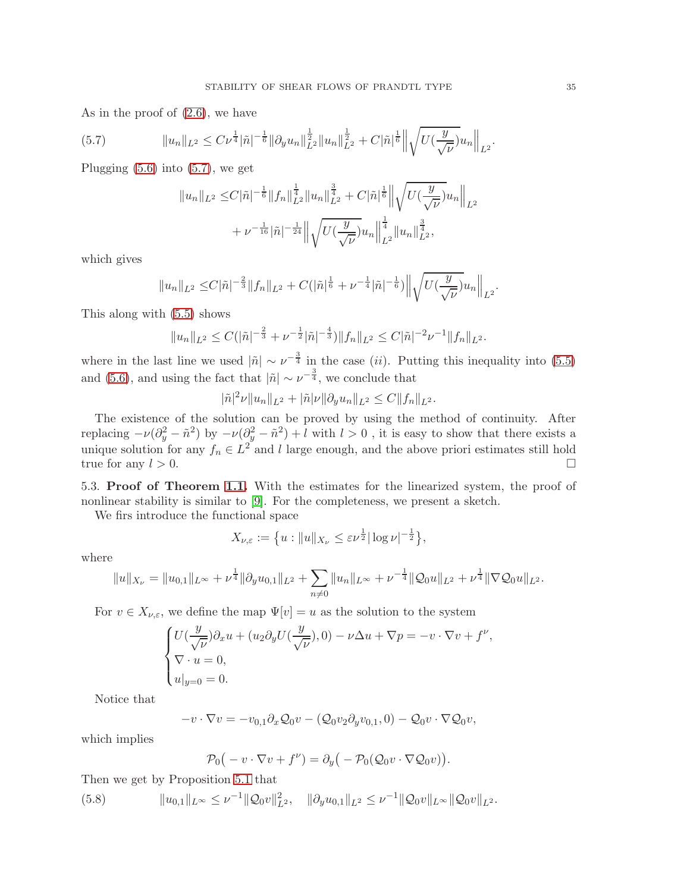As in the proof of (2.6), we have

$$\|u_n\|_{L^2} \le C\nu^{\frac14}|\tilde n|^{-\frac16}\|\partial_y u_n\|_{L^2}^{\frac12}\|u_n\|_{L^2}^{\frac12} + C|\tilde n|^{\frac16}\Big\|\sqrt{U(\tfrac{y}{\sqrt\nu})}u_n\Big\|_{L^2}. \tag{5.7}$$

Plugging (5.6) into (5.7), we get

$$\begin{aligned}\|u_n\|_{L^2} \le& C|\tilde n|^{-\frac16}\|f_n\|_{L^2}^{\frac14}\|u_n\|_{L^2}^{\frac34} + C|\tilde n|^{\frac16}\Big\|\sqrt{U(\tfrac{y}{\sqrt\nu})}u_n\Big\|_{L^2}\\ &+\nu^{-\frac1{16}}|\tilde n|^{-\frac1{24}}\Big\|\sqrt{U(\tfrac{y}{\sqrt\nu})}u_n\Big\|_{L^2}^{\frac14}\|u_n\|_{L^2}^{\frac34},\end{aligned}$$

which gives

$$\|u_n\|_{L^2} \le C|\tilde n|^{-\frac23}\|f_n\|_{L^2} + C(|\tilde n|^{\frac16}+\nu^{-\frac14}|\tilde n|^{-\frac16})\Big\|\sqrt{U(\tfrac{y}{\sqrt\nu})}u_n\Big\|_{L^2}.$$

This along with (5.5) shows

$$\|u_n\|_{L^2} \le C(|\tilde n|^{-\frac23}+\nu^{-\frac12}|\tilde n|^{-\frac43})\|f_n\|_{L^2} \le C|\tilde n|^{-2}\nu^{-1}\|f_n\|_{L^2}.$$

where in the last line we used $|\tilde n|\sim \nu^{-\frac34}$ in the case $(ii)$. Putting this inequality into (5.5) and (5.6), and using the fact that $|\tilde n|\sim\nu^{-\frac34}$, we conclude that

$$|\tilde n|^2\nu\|u_n\|_{L^2} + |\tilde n|\nu\|\partial_y u_n\|_{L^2} \le C\|f_n\|_{L^2}.$$

The existence of the solution can be proved by using the method of continuity. After replacing $-\nu(\partial_y^2-\tilde n^2)$ by $-\nu(\partial_y^2-\tilde n^2)+l$ with $l>0$ , it is easy to show that there exists a unique solution for any $f_n\in L^2$ and $l$ large enough, and the above priori estimates still hold true for any $l>0$. $\square$

5.3. **Proof of Theorem 1.1.** With the estimates for the linearized system, the proof of nonlinear stability is similar to [9]. For the completeness, we present a sketch.

We firs introduce the functional space

$$X_{\nu,\varepsilon} := \big\{u : \|u\|_{X_\nu} \le \varepsilon\nu^{\frac12}|\log\nu|^{-\frac12}\big\},$$

where

$$\|u\|_{X_\nu} = \|u_{0,1}\|_{L^\infty} + \nu^{\frac14}\|\partial_y u_{0,1}\|_{L^2} + \sum_{n\neq 0}\|u_n\|_{L^\infty} + \nu^{-\frac14}\|\mathcal{Q}_0 u\|_{L^2} + \nu^{\frac14}\|\nabla\mathcal{Q}_0 u\|_{L^2}.$$

For $v\in X_{\nu,\varepsilon}$, we define the map $\Psi[v]=u$ as the solution to the system

$$\begin{cases} U(\frac{y}{\sqrt\nu})\partial_x u + (u_2\partial_y U(\frac{y}{\sqrt\nu}),0) - \nu\Delta u + \nabla p = -v\cdot\nabla v + f^\nu,\\ \nabla\cdot u = 0,\\ u|_{y=0}=0.\end{cases}$$

Notice that

$$-v\cdot\nabla v = -v_{0,1}\partial_x\mathcal{Q}_0 v - (\mathcal{Q}_0 v_2\partial_y v_{0,1},0) - \mathcal{Q}_0 v\cdot\nabla\mathcal{Q}_0 v,$$

which implies

$$\mathcal{P}_0\big(-v\cdot\nabla v + f^\nu\big) = \partial_y\big(-\mathcal{P}_0(\mathcal{Q}_0 v\cdot\nabla\mathcal{Q}_0 v)\big).$$

Then we get by Proposition 5.1 that

$$\|u_{0,1}\|_{L^\infty} \le \nu^{-1}\|\mathcal{Q}_0 v\|_{L^2}^2,\quad \|\partial_y u_{0,1}\|_{L^2} \le \nu^{-1}\|\mathcal{Q}_0 v\|_{L^\infty}\|\mathcal{Q}_0 v\|_{L^2}. \tag{5.8}$$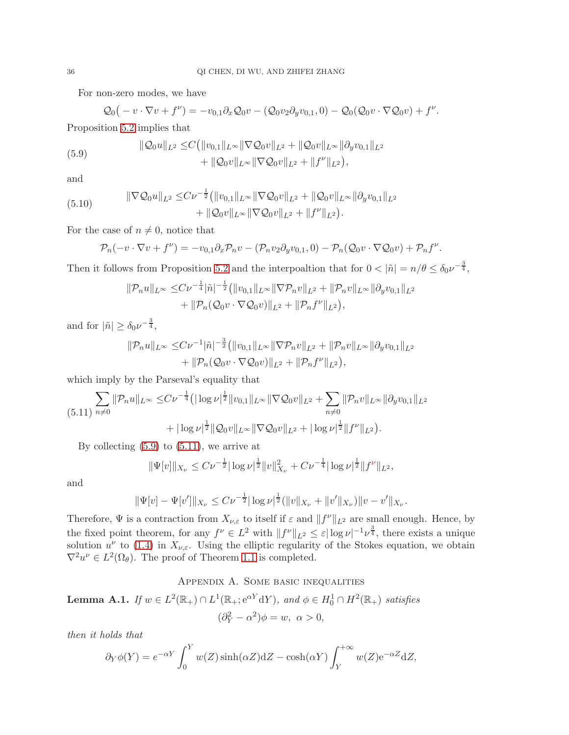For non-zero modes, we have

$$\mathcal{Q}_0\big( - v\cdot\nabla v + f^\nu\big) = -v_{0,1}\partial_x \mathcal{Q}_0 v - (\mathcal{Q}_0 v_2 \partial_y v_{0,1}, 0) - \mathcal{Q}_0(\mathcal{Q}_0 v\cdot \nabla \mathcal{Q}_0 v) + f^\nu.$$

Proposition 5.2 implies that

$$\begin{aligned}\|\mathcal{Q}_0 u\|_{L^2} \leq & C\big(\|v_{0,1}\|_{L^\infty}\|\nabla \mathcal{Q}_0 v\|_{L^2} + \|\mathcal{Q}_0 v\|_{L^\infty}\|\partial_y v_{0,1}\|_{L^2} \\ & + \|\mathcal{Q}_0 v\|_{L^\infty}\|\nabla\mathcal{Q}_0 v\|_{L^2} + \|f^\nu\|_{L^2}\big),\end{aligned} \tag{5.9}$$

and

$$\begin{aligned}\|\nabla\mathcal{Q}_0 u\|_{L^2} \leq & C\nu^{-\frac{1}{2}}\big(\|v_{0,1}\|_{L^\infty}\|\nabla \mathcal{Q}_0 v\|_{L^2} + \|\mathcal{Q}_0 v\|_{L^\infty}\|\partial_y v_{0,1}\|_{L^2} \\ & + \|\mathcal{Q}_0 v\|_{L^\infty}\|\nabla\mathcal{Q}_0 v\|_{L^2} + \|f^\nu\|_{L^2}\big).\end{aligned} \tag{5.10}$$

For the case of $n\neq 0$, notice that

$$\mathcal{P}_n(-v\cdot\nabla v + f^\nu) = -v_{0,1}\partial_x \mathcal{P}_n v - (\mathcal{P}_n v_2\partial_y v_{0,1}, 0) - \mathcal{P}_n(\mathcal{Q}_0 v\cdot\nabla\mathcal{Q}_0 v) + \mathcal{P}_n f^\nu.$$

Then it follows from Proposition 5.2 and the interpoaltion that for $0<|\tilde{n}| = n/\theta \leq \delta_0\nu^{-\frac{3}{4}}$,

$$\begin{aligned}\|\mathcal{P}_n u\|_{L^\infty} \leq & C\nu^{-\frac{1}{4}}|\tilde{n}|^{-\frac{1}{2}}\big(\|v_{0,1}\|_{L^\infty}\|\nabla\mathcal{P}_n v\|_{L^2} + \|\mathcal{P}_n v\|_{L^\infty}\|\partial_y v_{0,1}\|_{L^2} \\ & + \|\mathcal{P}_n(\mathcal{Q}_0 v\cdot\nabla\mathcal{Q}_0 v)\|_{L^2} + \|\mathcal{P}_n f^\nu\|_{L^2}\big),\end{aligned}$$

and for $|\tilde{n}| \geq \delta_0\nu^{-\frac{3}{4}}$,

$$\begin{aligned}\|\mathcal{P}_n u\|_{L^\infty} \leq & C\nu^{-1}|\tilde{n}|^{-\frac{3}{2}}\big(\|v_{0,1}\|_{L^\infty}\|\nabla\mathcal{P}_n v\|_{L^2} + \|\mathcal{P}_n v\|_{L^\infty}\|\partial_y v_{0,1}\|_{L^2} \\ & + \|\mathcal{P}_n(\mathcal{Q}_0 v\cdot\nabla\mathcal{Q}_0 v)\|_{L^2} + \|\mathcal{P}_n f^\nu\|_{L^2}\big),\end{aligned}$$

which imply by the Parseval's equality that

$$\begin{aligned}\sum_{n\neq 0}\|\mathcal{P}_n u\|_{L^\infty} \leq & C\nu^{-\frac{1}{4}}\big(|\log\nu|^{\frac{1}{2}}\|v_{0,1}\|_{L^\infty}\|\nabla\mathcal{Q}_0 v\|_{L^2} + \sum_{n\neq 0}\|\mathcal{P}_n v\|_{L^\infty}\|\partial_y v_{0,1}\|_{L^2} \\ & + |\log\nu|^{\frac{1}{2}}\|\mathcal{Q}_0 v\|_{L^\infty}\|\nabla\mathcal{Q}_0 v\|_{L^2} + |\log\nu|^{\frac{1}{2}}\|f^\nu\|_{L^2}\big).\end{aligned} \tag{5.11}$$

By collecting (5.9) to (5.11), we arrive at

$$\|\Psi[v]\|_{X_\nu} \leq C\nu^{-\frac{1}{2}}|\log\nu|^{\frac{1}{2}}\|v\|_{X_\nu}^2 + C\nu^{-\frac{1}{4}}|\log\nu|^{\frac{1}{2}}\|f^\nu\|_{L^2},$$

and

$$\|\Psi[v]-\Psi[v']\|_{X_\nu} \leq C\nu^{-\frac{1}{2}}|\log\nu|^{\frac{1}{2}}(\|v\|_{X_\nu} + \|v'\|_{X_\nu})\|v-v'\|_{X_\nu}.$$

Therefore, $\Psi$ is a contraction from $X_{\nu,\varepsilon}$ to itself if $\varepsilon$ and $\|f^\nu\|_{L^2}$ are small enough. Hence, by the fixed point theorem, for any $f^\nu \in L^2$ with $\|f^\nu\|_{L^2} \leq \varepsilon|\log\nu|^{-1}\nu^{\frac{3}{4}}$, there exists a unique solution $u^\nu$ to (1.4) in $X_{\nu,\varepsilon}$. Using the elliptic regularity of the Stokes equation, we obtain $\nabla^2 u^\nu \in L^2(\Omega_\theta)$. The proof of Theorem 1.1 is completed.

## Appendix A. Some basic inequalities

**Lemma A.1.** *If $w\in L^2(\mathbb{R}_+)\cap L^1(\mathbb{R}_+;\mathrm{e}^{\alpha Y}\mathrm{d}Y)$, and $\phi\in H_0^1\cap H^2(\mathbb{R}_+)$ satisfies*

$$(\partial_Y^2 - \alpha^2)\phi = w,\ \ \alpha>0,$$

*then it holds that*

$$\partial_Y\phi(Y) = e^{-\alpha Y}\int_0^Y w(Z)\sinh(\alpha Z)\mathrm{d}Z - \cosh(\alpha Y)\int_Y^{+\infty} w(Z)\mathrm{e}^{-\alpha Z}\mathrm{d}Z,$$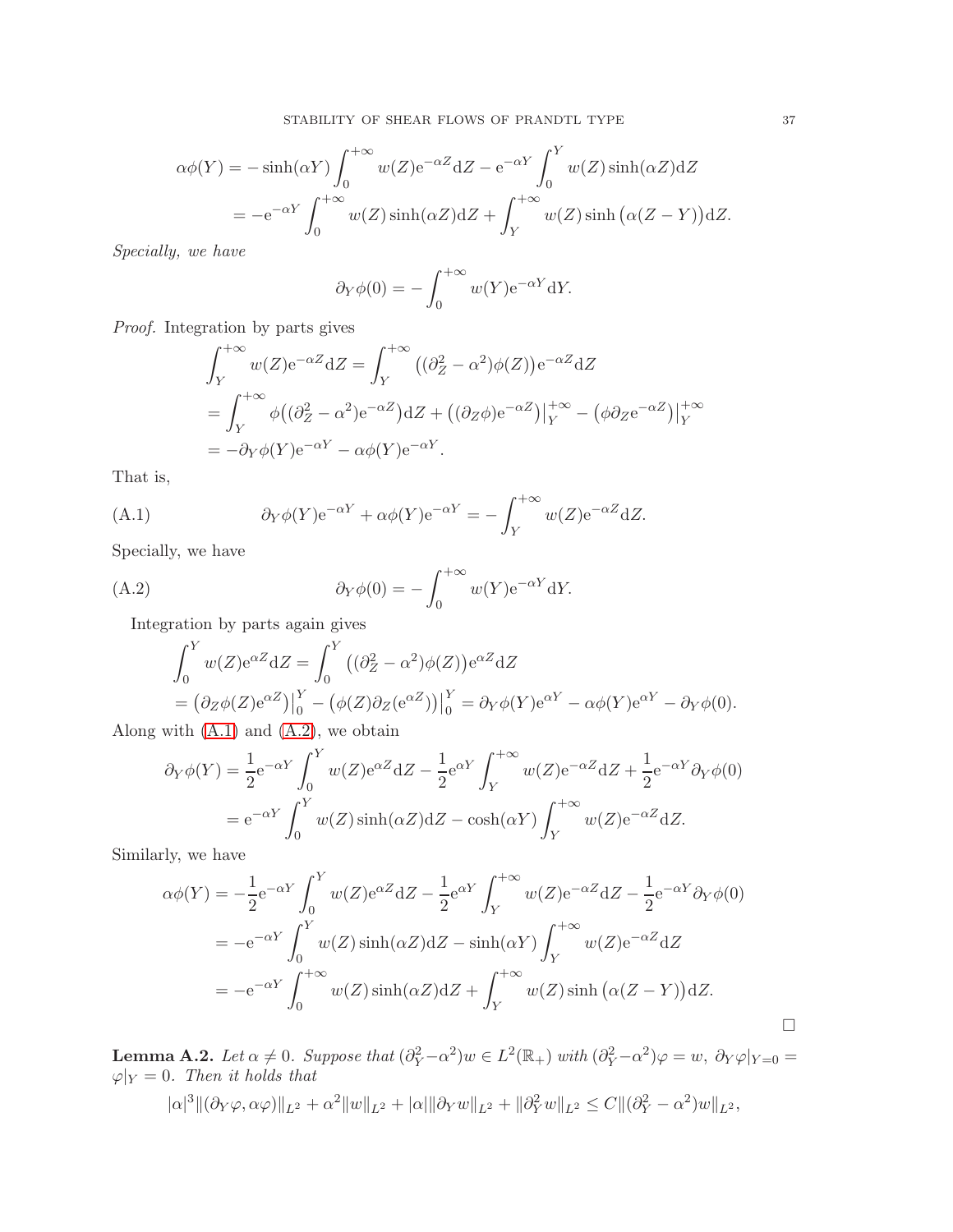$$
\begin{aligned}
\alpha\phi(Y) &= -\sinh(\alpha Y)\int_0^{+\infty} w(Z)\mathrm{e}^{-\alpha Z}\mathrm{d}Z - \mathrm{e}^{-\alpha Y}\int_0^{Y} w(Z)\sinh(\alpha Z)\mathrm{d}Z \\
&= -\mathrm{e}^{-\alpha Y}\int_0^{+\infty} w(Z)\sinh(\alpha Z)\mathrm{d}Z + \int_Y^{+\infty} w(Z)\sinh\big(\alpha(Z-Y)\big)\mathrm{d}Z.
\end{aligned}
$$

*Specially, we have*

$$
\partial_Y\phi(0) = -\int_0^{+\infty} w(Y)\mathrm{e}^{-\alpha Y}\mathrm{d}Y.
$$

*Proof.* Integration by parts gives

$$
\begin{aligned}
&\int_Y^{+\infty} w(Z)\mathrm{e}^{-\alpha Z}\mathrm{d}Z = \int_Y^{+\infty}\big((\partial_Z^2-\alpha^2)\phi(Z)\big)\mathrm{e}^{-\alpha Z}\mathrm{d}Z \\
&= \int_Y^{+\infty}\phi\big((\partial_Z^2-\alpha^2)\mathrm{e}^{-\alpha Z}\big)\mathrm{d}Z + \big((\partial_Z\phi)\mathrm{e}^{-\alpha Z}\big)\big|_Y^{+\infty} - \big(\phi\partial_Z\mathrm{e}^{-\alpha Z}\big)\big|_Y^{+\infty} \\
&= -\partial_Y\phi(Y)\mathrm{e}^{-\alpha Y} - \alpha\phi(Y)\mathrm{e}^{-\alpha Y}.
\end{aligned}
$$

That is,

$$
\partial_Y\phi(Y)\mathrm{e}^{-\alpha Y} + \alpha\phi(Y)\mathrm{e}^{-\alpha Y} = -\int_Y^{+\infty} w(Z)\mathrm{e}^{-\alpha Z}\mathrm{d}Z. \tag{A.1}
$$

Specially, we have

$$
\partial_Y\phi(0) = -\int_0^{+\infty} w(Y)\mathrm{e}^{-\alpha Y}\mathrm{d}Y. \tag{A.2}
$$

Integration by parts again gives

$$
\begin{aligned}
&\int_0^{Y} w(Z)\mathrm{e}^{\alpha Z}\mathrm{d}Z = \int_0^{Y}\big((\partial_Z^2-\alpha^2)\phi(Z)\big)\mathrm{e}^{\alpha Z}\mathrm{d}Z \\
&= \big(\partial_Z\phi(Z)\mathrm{e}^{\alpha Z}\big)\big|_0^{Y} - \big(\phi(Z)\partial_Z(\mathrm{e}^{\alpha Z})\big)\big|_0^{Y} = \partial_Y\phi(Y)\mathrm{e}^{\alpha Y} - \alpha\phi(Y)\mathrm{e}^{\alpha Y} - \partial_Y\phi(0).
\end{aligned}
$$

Along with (A.1) and (A.2), we obtain

$$
\begin{aligned}
\partial_Y\phi(Y) &= \frac{1}{2}\mathrm{e}^{-\alpha Y}\int_0^{Y} w(Z)\mathrm{e}^{\alpha Z}\mathrm{d}Z - \frac{1}{2}\mathrm{e}^{\alpha Y}\int_Y^{+\infty} w(Z)\mathrm{e}^{-\alpha Z}\mathrm{d}Z + \frac{1}{2}\mathrm{e}^{-\alpha Y}\partial_Y\phi(0) \\
&= \mathrm{e}^{-\alpha Y}\int_0^{Y} w(Z)\sinh(\alpha Z)\mathrm{d}Z - \cosh(\alpha Y)\int_Y^{+\infty} w(Z)\mathrm{e}^{-\alpha Z}\mathrm{d}Z.
\end{aligned}
$$

Similarly, we have

$$
\begin{aligned}
\alpha\phi(Y) &= -\frac{1}{2}\mathrm{e}^{-\alpha Y}\int_0^{Y} w(Z)\mathrm{e}^{\alpha Z}\mathrm{d}Z - \frac{1}{2}\mathrm{e}^{\alpha Y}\int_Y^{+\infty} w(Z)\mathrm{e}^{-\alpha Z}\mathrm{d}Z - \frac{1}{2}\mathrm{e}^{-\alpha Y}\partial_Y\phi(0) \\
&= -\mathrm{e}^{-\alpha Y}\int_0^{Y} w(Z)\sinh(\alpha Z)\mathrm{d}Z - \sinh(\alpha Y)\int_Y^{+\infty} w(Z)\mathrm{e}^{-\alpha Z}\mathrm{d}Z \\
&= -\mathrm{e}^{-\alpha Y}\int_0^{+\infty} w(Z)\sinh(\alpha Z)\mathrm{d}Z + \int_Y^{+\infty} w(Z)\sinh\big(\alpha(Z-Y)\big)\mathrm{d}Z.
\end{aligned}
$$

□

**Lemma A.2.** *Let $\alpha \neq 0$. Suppose that $(\partial_Y^2-\alpha^2)w \in L^2(\mathbb{R}_+)$ with $(\partial_Y^2-\alpha^2)\varphi = w$, $\partial_Y\varphi|_{Y=0} = \varphi|_Y = 0$. Then it holds that*

$$
|\alpha|^3\|(\partial_Y\varphi,\alpha\varphi)\|_{L^2} + \alpha^2\|w\|_{L^2} + |\alpha|\|\partial_Y w\|_{L^2} + \|\partial_Y^2 w\|_{L^2} \leq C\|(\partial_Y^2-\alpha^2)w\|_{L^2},
$$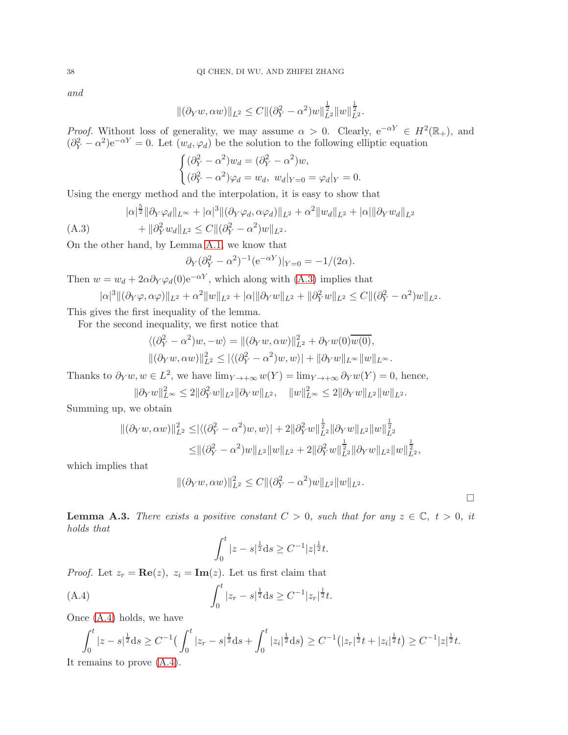*and*

$$\|(\partial_Y w, \alpha w)\|_{L^2} \le C\|(\partial_Y^2 - \alpha^2)w\|_{L^2}^{\frac12}\|w\|_{L^2}^{\frac12}.$$

*Proof.* Without loss of generality, we may assume $\alpha > 0$. Clearly, $\mathrm{e}^{-\alpha Y} \in H^2(\mathbb{R}_+)$, and $(\partial_Y^2 - \alpha^2)\mathrm{e}^{-\alpha Y} = 0$. Let $(w_d, \varphi_d)$ be the solution to the following elliptic equation

$$\begin{cases} (\partial_Y^2 - \alpha^2)w_d = (\partial_Y^2 - \alpha^2)w, \\ (\partial_Y^2 - \alpha^2)\varphi_d = w_d, \ w_d|_{Y=0} = \varphi_d|_Y = 0. \end{cases}$$

Using the energy method and the interpolation, it is easy to show that

$$\begin{aligned} |\alpha|^{\frac52}\|\partial_Y\varphi_d\|_{L^\infty} + |\alpha|^3\|(\partial_Y\varphi_d, \alpha\varphi_d)\|_{L^2} + \alpha^2\|w_d\|_{L^2} + |\alpha|\|\partial_Y w_d\|_{L^2} \\ + \|\partial_Y^2 w_d\|_{L^2} \le C\|(\partial_Y^2 - \alpha^2)w\|_{L^2}. \end{aligned} \tag{A.3}$$

On the other hand, by Lemma A.1, we know that

$$\partial_Y(\partial_Y^2 - \alpha^2)^{-1}(\mathrm{e}^{-\alpha Y})|_{Y=0} = -1/(2\alpha).$$

Then $w = w_d + 2\alpha\partial_Y\varphi_d(0)\mathrm{e}^{-\alpha Y}$, which along with (A.3) implies that

$$|\alpha|^3\|(\partial_Y\varphi, \alpha\varphi)\|_{L^2} + \alpha^2\|w\|_{L^2} + |\alpha|\|\partial_Y w\|_{L^2} + \|\partial_Y^2 w\|_{L^2} \le C\|(\partial_Y^2 - \alpha^2)w\|_{L^2}.$$

This gives the first inequality of the lemma.

For the second inequality, we first notice that

$$\begin{aligned} \langle(\partial_Y^2 - \alpha^2)w, -w\rangle &= \|(\partial_Y w, \alpha w)\|_{L^2}^2 + \partial_Y w(0)\overline{w(0)}, \\ \|(\partial_Y w, \alpha w)\|_{L^2}^2 &\le |\langle(\partial_Y^2 - \alpha^2)w, w\rangle| + \|\partial_Y w\|_{L^\infty}\|w\|_{L^\infty}. \end{aligned}$$

Thanks to $\partial_Y w, w \in L^2$, we have $\lim_{Y\to+\infty} w(Y) = \lim_{Y\to+\infty}\partial_Y w(Y) = 0$, hence,

$$\|\partial_Y w\|_{L^\infty}^2 \le 2\|\partial_Y^2 w\|_{L^2}\|\partial_Y w\|_{L^2}, \quad \|w\|_{L^\infty}^2 \le 2\|\partial_Y w\|_{L^2}\|w\|_{L^2}.$$

Summing up, we obtain

$$\begin{aligned} \|(\partial_Y w, \alpha w)\|_{L^2}^2 \le& |\langle(\partial_Y^2 - \alpha^2)w, w\rangle| + 2\|\partial_Y^2 w\|_{L^2}^{\frac12}\|\partial_Y w\|_{L^2}\|w\|_{L^2}^{\frac12} \\ \le& \|(\partial_Y^2 - \alpha^2)w\|_{L^2}\|w\|_{L^2} + 2\|\partial_Y^2 w\|_{L^2}^{\frac12}\|\partial_Y w\|_{L^2}\|w\|_{L^2}^{\frac12}, \end{aligned}$$

which implies that

$$\|(\partial_Y w, \alpha w)\|_{L^2}^2 \le C\|(\partial_Y^2 - \alpha^2)w\|_{L^2}\|w\|_{L^2}.$$

$\square$

**Lemma A.3.** *There exists a positive constant $C > 0$, such that for any $z \in \mathbb{C}$, $t > 0$, it holds that*

$$\int_0^t |z - s|^{\frac12}\mathrm{d}s \ge C^{-1}|z|^{\frac12}t.$$

*Proof.* Let $z_r = \mathbf{Re}(z)$, $z_i = \mathbf{Im}(z)$. Let us first claim that

$$\int_0^t |z_r - s|^{\frac12}\mathrm{d}s \ge C^{-1}|z_r|^{\frac12}t. \tag{A.4}$$

Once (A.4) holds, we have

$$\int_0^t |z - s|^{\frac12}\mathrm{d}s \ge C^{-1}\big(\int_0^t |z_r - s|^{\frac12}\mathrm{d}s + \int_0^t |z_i|^{\frac12}\mathrm{d}s\big) \ge C^{-1}\big(|z_r|^{\frac12}t + |z_i|^{\frac12}t\big) \ge C^{-1}|z|^{\frac12}t.$$

It remains to prove (A.4).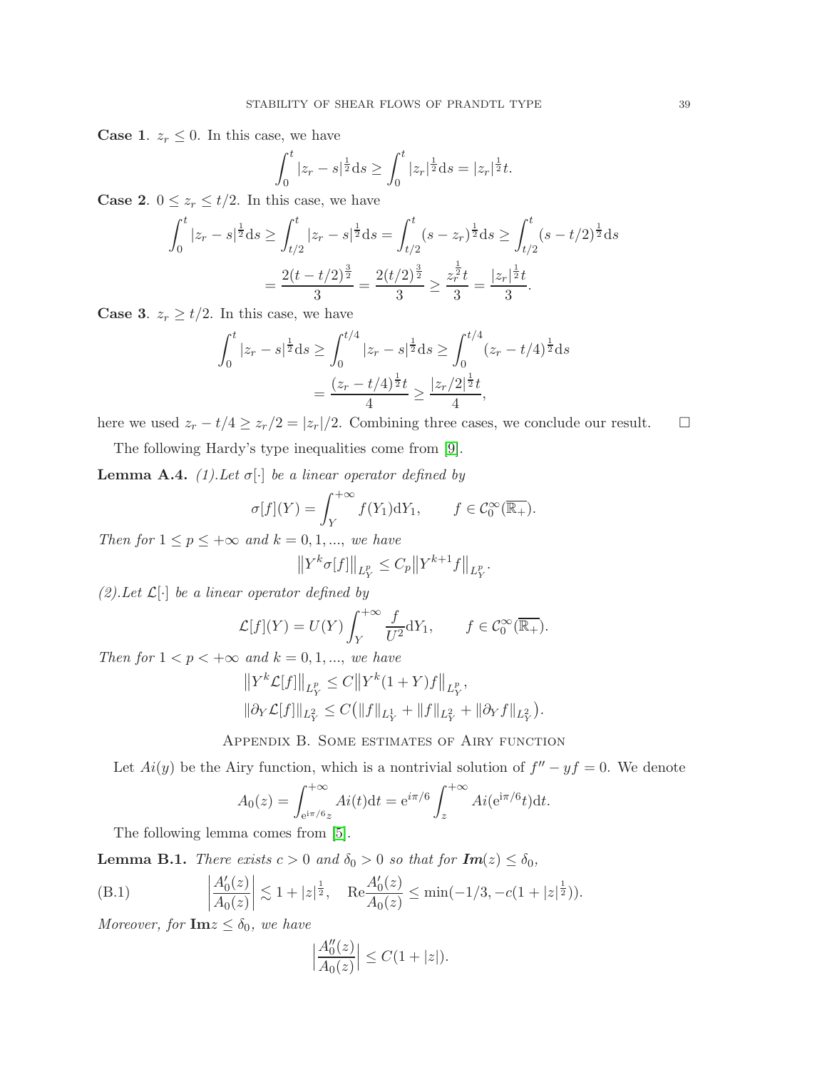**Case 1**. $z_r \leq 0$. In this case, we have

$$\int_0^t |z_r - s|^{\frac{1}{2}} \mathrm{d}s \geq \int_0^t |z_r|^{\frac{1}{2}} \mathrm{d}s = |z_r|^{\frac{1}{2}} t.$$

**Case 2**. $0 \leq z_r \leq t/2$. In this case, we have

$$\begin{aligned}
\int_0^t |z_r - s|^{\frac{1}{2}} \mathrm{d}s &\geq \int_{t/2}^t |z_r - s|^{\frac{1}{2}} \mathrm{d}s = \int_{t/2}^t (s - z_r)^{\frac{1}{2}} \mathrm{d}s \geq \int_{t/2}^t (s - t/2)^{\frac{1}{2}} \mathrm{d}s \\
&= \frac{2(t - t/2)^{\frac{3}{2}}}{3} = \frac{2(t/2)^{\frac{3}{2}}}{3} \geq \frac{z_r^{\frac{1}{2}} t}{3} = \frac{|z_r|^{\frac{1}{2}} t}{3}.
\end{aligned}$$

**Case 3**. $z_r \geq t/2$. In this case, we have

$$\begin{aligned}
\int_0^t |z_r - s|^{\frac{1}{2}} \mathrm{d}s &\geq \int_0^{t/4} |z_r - s|^{\frac{1}{2}} \mathrm{d}s \geq \int_0^{t/4} (z_r - t/4)^{\frac{1}{2}} \mathrm{d}s \\
&= \frac{(z_r - t/4)^{\frac{1}{2}} t}{4} \geq \frac{|z_r/2|^{\frac{1}{2}} t}{4},
\end{aligned}$$

here we used $z_r - t/4 \geq z_r/2 = |z_r|/2$. Combining three cases, we conclude our result. $\square$

The following Hardy's type inequalities come from [9].

**Lemma A.4.** *(1).Let $\sigma[\cdot]$ be a linear operator defined by*

$$\sigma[f](Y) = \int_Y^{+\infty} f(Y_1) \mathrm{d}Y_1, \qquad f \in \mathcal{C}_0^\infty(\overline{\mathbb{R}_+}).$$

*Then for $1 \leq p \leq +\infty$ and $k = 0, 1, ...,$ we have*

$$\big\| Y^k \sigma[f] \big\|_{L_Y^p} \leq C_p \big\| Y^{k+1} f \big\|_{L_Y^p}.$$

*(2).Let $\mathcal{L}[\cdot]$ be a linear operator defined by*

$$\mathcal{L}[f](Y) = U(Y) \int_Y^{+\infty} \frac{f}{U^2} \mathrm{d}Y_1, \qquad f \in \mathcal{C}_0^\infty(\overline{\mathbb{R}_+}).$$

*Then for $1 < p < +\infty$ and $k = 0, 1, ...,$ we have*

$$\begin{aligned}
&\big\| Y^k \mathcal{L}[f] \big\|_{L_Y^p} \leq C \big\| Y^k (1 + Y) f \big\|_{L_Y^p}, \\
&\| \partial_Y \mathcal{L}[f] \|_{L_Y^2} \leq C \big( \|f\|_{L_Y^1} + \|f\|_{L_Y^2} + \|\partial_Y f\|_{L_Y^2} \big).
\end{aligned}$$

## Appendix B. Some estimates of Airy function

Let $Ai(y)$ be the Airy function, which is a nontrivial solution of $f'' - yf = 0$. We denote

$$A_0(z) = \int_{\mathrm{e}^{\mathrm{i}\pi/6} z}^{+\infty} Ai(t) \mathrm{d}t = \mathrm{e}^{i\pi/6} \int_z^{+\infty} Ai(\mathrm{e}^{\mathrm{i}\pi/6} t) \mathrm{d}t.$$

The following lemma comes from [5].

**Lemma B.1.** *There exists $c > 0$ and $\delta_0 > 0$ so that for $\textbf{Im}(z) \leq \delta_0$,*

$$\left| \frac{A_0'(z)}{A_0(z)} \right| \lesssim 1 + |z|^{\frac{1}{2}}, \quad \mathrm{Re} \frac{A_0'(z)}{A_0(z)} \leq \min(-1/3, -c(1 + |z|^{\frac{1}{2}})). \tag{B.1}$$

*Moreover, for $\mathbf{Im} z \leq \delta_0$, we have*

$$\Big| \frac{A_0''(z)}{A_0(z)} \Big| \leq C(1 + |z|).$$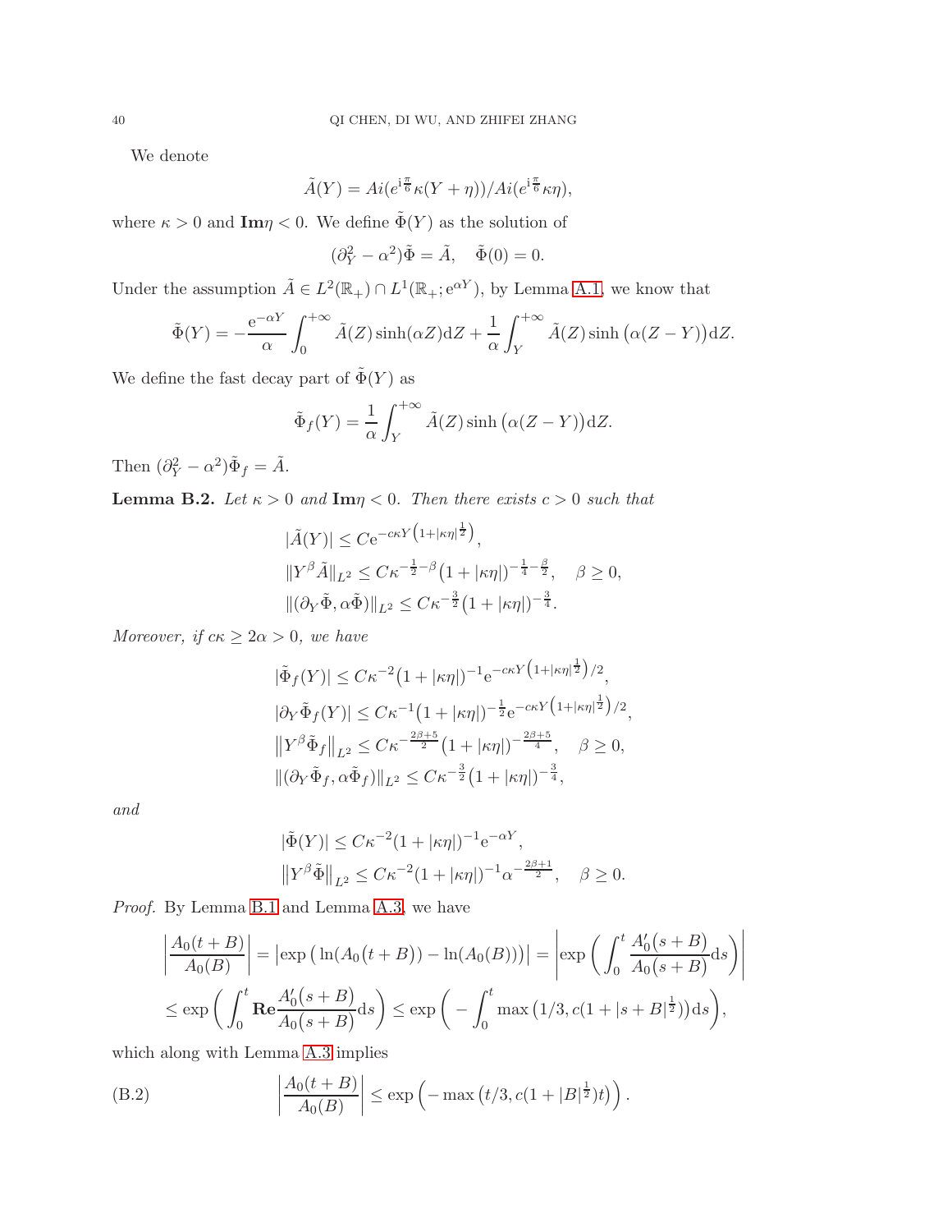We denote

$$\tilde{A}(Y) = Ai(e^{\mathrm{i}\frac{\pi}{6}}\kappa(Y+\eta))/Ai(e^{\mathrm{i}\frac{\pi}{6}}\kappa\eta),$$

where $\kappa > 0$ and $\mathbf{Im}\eta < 0$. We define $\tilde{\Phi}(Y)$ as the solution of

$$(\partial_Y^2 - \alpha^2)\tilde{\Phi} = \tilde{A}, \quad \tilde{\Phi}(0) = 0.$$

Under the assumption $\tilde{A} \in L^2(\mathbb{R}_+) \cap L^1(\mathbb{R}_+; \mathrm{e}^{\alpha Y})$, by Lemma A.1, we know that

$$\tilde{\Phi}(Y) = -\frac{\mathrm{e}^{-\alpha Y}}{\alpha}\int_0^{+\infty} \tilde{A}(Z)\sinh(\alpha Z)\mathrm{d}Z + \frac{1}{\alpha}\int_Y^{+\infty} \tilde{A}(Z)\sinh\big(\alpha(Z-Y)\big)\mathrm{d}Z.$$

We define the fast decay part of $\tilde{\Phi}(Y)$ as

$$\tilde{\Phi}_f(Y) = \frac{1}{\alpha}\int_Y^{+\infty} \tilde{A}(Z)\sinh\big(\alpha(Z-Y)\big)\mathrm{d}Z.$$

Then $(\partial_Y^2 - \alpha^2)\tilde{\Phi}_f = \tilde{A}$.

**Lemma B.2.** *Let $\kappa > 0$ and $\mathbf{Im}\eta < 0$. Then there exists $c > 0$ such that*

$$|\tilde{A}(Y)| \le C\mathrm{e}^{-c\kappa Y\left(1+|\kappa\eta|^{\frac{1}{2}}\right)},$$
$$\|Y^\beta \tilde{A}\|_{L^2} \le C\kappa^{-\frac{1}{2}-\beta}\big(1+|\kappa\eta|\big)^{-\frac{1}{4}-\frac{\beta}{2}}, \quad \beta \ge 0,$$
$$\|(\partial_Y\tilde{\Phi}, \alpha\tilde{\Phi})\|_{L^2} \le C\kappa^{-\frac{3}{2}}\big(1+|\kappa\eta|\big)^{-\frac{3}{4}}.$$

*Moreover, if $c\kappa \ge 2\alpha > 0$, we have*

$$|\tilde{\Phi}_f(Y)| \le C\kappa^{-2}\big(1+|\kappa\eta|\big)^{-1}\mathrm{e}^{-c\kappa Y\left(1+|\kappa\eta|^{\frac{1}{2}}\right)/2},$$
$$|\partial_Y\tilde{\Phi}_f(Y)| \le C\kappa^{-1}\big(1+|\kappa\eta|\big)^{-\frac{1}{2}}\mathrm{e}^{-c\kappa Y\left(1+|\kappa\eta|^{\frac{1}{2}}\right)/2},$$
$$\big\|Y^\beta\tilde{\Phi}_f\big\|_{L^2} \le C\kappa^{-\frac{2\beta+5}{2}}\big(1+|\kappa\eta|\big)^{-\frac{2\beta+5}{4}}, \quad \beta \ge 0,$$
$$\|(\partial_Y\tilde{\Phi}_f, \alpha\tilde{\Phi}_f)\|_{L^2} \le C\kappa^{-\frac{3}{2}}\big(1+|\kappa\eta|\big)^{-\frac{3}{4}},$$

*and*

$$|\tilde{\Phi}(Y)| \le C\kappa^{-2}(1+|\kappa\eta|)^{-1}\mathrm{e}^{-\alpha Y},$$
$$\big\|Y^\beta\tilde{\Phi}\big\|_{L^2} \le C\kappa^{-2}(1+|\kappa\eta|)^{-1}\alpha^{-\frac{2\beta+1}{2}}, \quad \beta \ge 0.$$

*Proof.* By Lemma B.1 and Lemma A.3, we have

$$\begin{aligned}
\left|\frac{A_0(t+B)}{A_0(B)}\right| &= \big|\exp\big(\ln(A_0(t+B)) - \ln(A_0(B))\big)\big| = \left|\exp\bigg(\int_0^t \frac{A_0'(s+B)}{A_0(s+B)}\mathrm{d}s\bigg)\right| \\
&\le \exp\bigg(\int_0^t \mathbf{Re}\frac{A_0'(s+B)}{A_0(s+B)}\mathrm{d}s\bigg) \le \exp\bigg(-\int_0^t \max\big(1/3, c(1+|s+B|^{\frac{1}{2}})\big)\mathrm{d}s\bigg),
\end{aligned}$$

which along with Lemma A.3 implies

$$\left|\frac{A_0(t+B)}{A_0(B)}\right| \le \exp\Big(-\max\big(t/3, c(1+|B|^{\frac{1}{2}})t\big)\Big). \tag{B.2}$$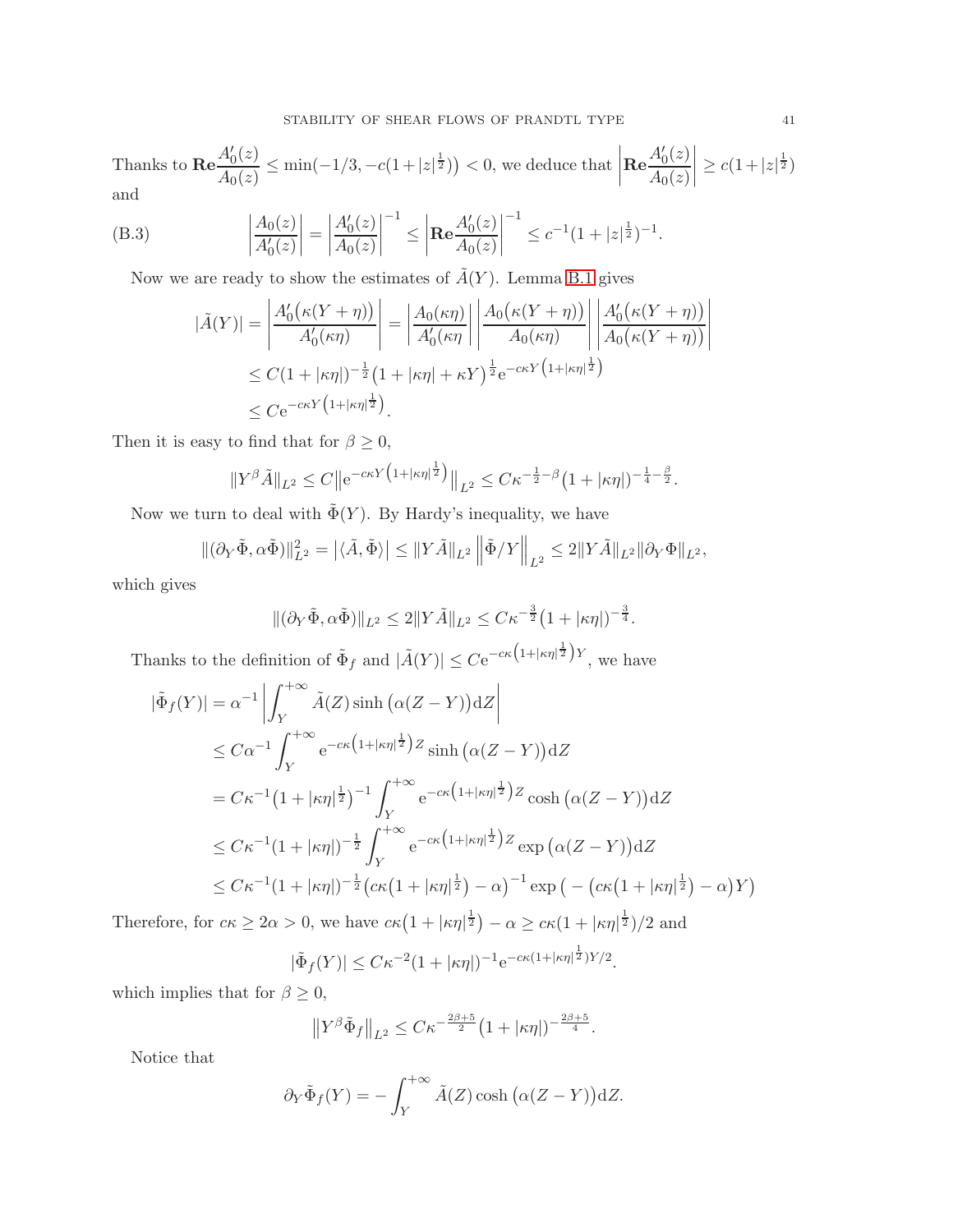Thanks to $\mathbf{Re}\dfrac{A_0'(z)}{A_0(z)} \le \min(-1/3, -c(1+|z|^{\frac12})) < 0$, we deduce that $\left|\mathbf{Re}\dfrac{A_0'(z)}{A_0(z)}\right| \ge c(1+|z|^{\frac12})$ and

$$
\left|\frac{A_0(z)}{A_0'(z)}\right| = \left|\frac{A_0'(z)}{A_0(z)}\right|^{-1} \le \left|\mathbf{Re}\frac{A_0'(z)}{A_0(z)}\right|^{-1} \le c^{-1}(1+|z|^{\frac12})^{-1}. \tag{B.3}
$$

Now we are ready to show the estimates of $\tilde{A}(Y)$. Lemma B.1 gives

$$
\begin{aligned}
|\tilde{A}(Y)| &= \left|\frac{A_0'\big(\kappa(Y+\eta)\big)}{A_0'(\kappa\eta)}\right| = \left|\frac{A_0(\kappa\eta)}{A_0'(\kappa\eta}\right| \left|\frac{A_0\big(\kappa(Y+\eta)\big)}{A_0(\kappa\eta)}\right| \left|\frac{A_0'\big(\kappa(Y+\eta)\big)}{A_0\big(\kappa(Y+\eta)\big)}\right| \\
&\le C(1+|\kappa\eta|)^{-\frac12}\big(1+|\kappa\eta|+\kappa Y\big)^{\frac12} \mathrm{e}^{-c\kappa Y\left(1+|\kappa\eta|^{\frac12}\right)} \\
&\le C\mathrm{e}^{-c\kappa Y\left(1+|\kappa\eta|^{\frac12}\right)}.
\end{aligned}
$$

Then it is easy to find that for $\beta \ge 0$,

$$
\|Y^\beta \tilde{A}\|_{L^2} \le C\big\|\mathrm{e}^{-c\kappa Y\left(1+|\kappa\eta|^{\frac12}\right)}\big\|_{L^2} \le C\kappa^{-\frac12-\beta}\big(1+|\kappa\eta|\big)^{-\frac14-\frac{\beta}{2}}.
$$

Now we turn to deal with $\tilde{\Phi}(Y)$. By Hardy's inequality, we have

$$
\|(\partial_Y\tilde{\Phi}, \alpha\tilde{\Phi})\|_{L^2}^2 = \big|\langle\tilde{A}, \tilde{\Phi}\rangle\big| \le \|Y\tilde{A}\|_{L^2}\left\|\tilde{\Phi}/Y\right\|_{L^2} \le 2\|Y\tilde{A}\|_{L^2}\|\partial_Y\Phi\|_{L^2},
$$

which gives

$$
\|(\partial_Y\tilde{\Phi}, \alpha\tilde{\Phi})\|_{L^2} \le 2\|Y\tilde{A}\|_{L^2} \le C\kappa^{-\frac32}\big(1+|\kappa\eta|\big)^{-\frac34}.
$$

Thanks to the definition of $\tilde{\Phi}_f$ and $|\tilde{A}(Y)| \le C\mathrm{e}^{-c\kappa\left(1+|\kappa\eta|^{\frac12}\right)Y}$, we have

$$
\begin{aligned}
|\tilde{\Phi}_f(Y)| &= \alpha^{-1}\left|\int_Y^{+\infty}\tilde{A}(Z)\sinh\big(\alpha(Z-Y)\big)\mathrm{d}Z\right| \\
&\le C\alpha^{-1}\int_Y^{+\infty}\mathrm{e}^{-c\kappa\left(1+|\kappa\eta|^{\frac12}\right)Z}\sinh\big(\alpha(Z-Y)\big)\mathrm{d}Z \\
&= C\kappa^{-1}\big(1+|\kappa\eta|^{\frac12}\big)^{-1}\int_Y^{+\infty}\mathrm{e}^{-c\kappa\left(1+|\kappa\eta|^{\frac12}\right)Z}\cosh\big(\alpha(Z-Y)\big)\mathrm{d}Z \\
&\le C\kappa^{-1}(1+|\kappa\eta|)^{-\frac12}\int_Y^{+\infty}\mathrm{e}^{-c\kappa\left(1+|\kappa\eta|^{\frac12}\right)Z}\exp\big(\alpha(Z-Y)\big)\mathrm{d}Z \\
&\le C\kappa^{-1}(1+|\kappa\eta|)^{-\frac12}\big(c\kappa\big(1+|\kappa\eta|^{\frac12}\big)-\alpha\big)^{-1}\exp\big(-\big(c\kappa\big(1+|\kappa\eta|^{\frac12}\big)-\alpha\big)Y\big)
\end{aligned}
$$

Therefore, for $c\kappa \ge 2\alpha > 0$, we have $c\kappa\big(1+|\kappa\eta|^{\frac12}\big)-\alpha \ge c\kappa(1+|\kappa\eta|^{\frac12})/2$ and

$$
|\tilde{\Phi}_f(Y)| \le C\kappa^{-2}(1+|\kappa\eta|)^{-1}\mathrm{e}^{-c\kappa(1+|\kappa\eta|^{\frac12})Y/2}.
$$

which implies that for $\beta \ge 0$,

$$
\big\|Y^\beta\tilde{\Phi}_f\big\|_{L^2} \le C\kappa^{-\frac{2\beta+5}{2}}\big(1+|\kappa\eta|\big)^{-\frac{2\beta+5}{4}}.
$$

Notice that

$$
\partial_Y\tilde{\Phi}_f(Y) = -\int_Y^{+\infty}\tilde{A}(Z)\cosh\big(\alpha(Z-Y)\big)\mathrm{d}Z.
$$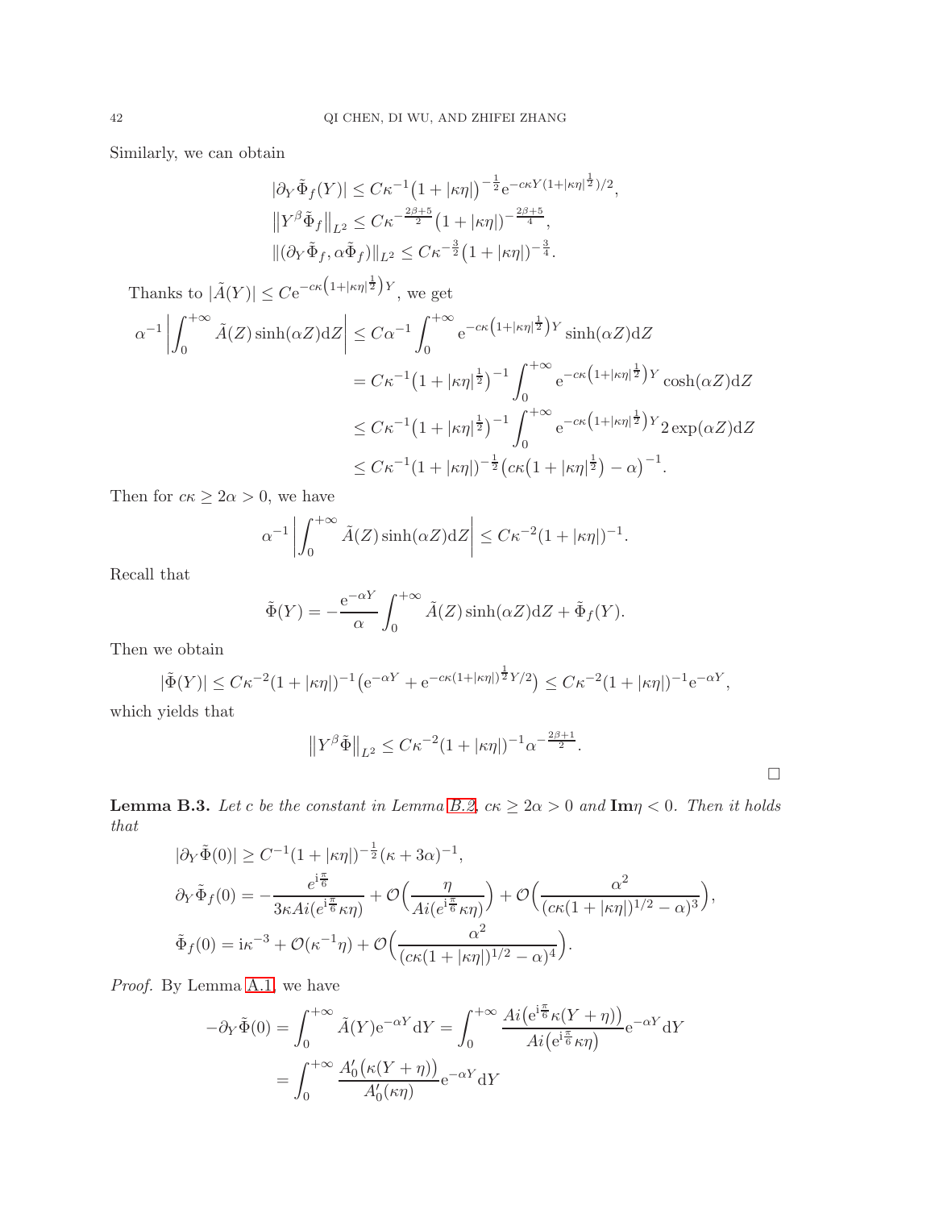Similarly, we can obtain

$$
\begin{aligned}
&|\partial_Y \tilde{\Phi}_f(Y)| \le C\kappa^{-1}\big(1+|\kappa\eta|\big)^{-\frac{1}{2}} \mathrm{e}^{-c\kappa Y(1+|\kappa\eta|^{\frac{1}{2}})/2},\\
&\big\|Y^\beta \tilde{\Phi}_f\big\|_{L^2} \le C\kappa^{-\frac{2\beta+5}{2}}\big(1+|\kappa\eta|\big)^{-\frac{2\beta+5}{4}},\\
&\|(\partial_Y \tilde{\Phi}_f, \alpha\tilde{\Phi}_f)\|_{L^2} \le C\kappa^{-\frac{3}{2}}\big(1+|\kappa\eta|\big)^{-\frac{3}{4}}.
\end{aligned}
$$

Thanks to $|\tilde{A}(Y)| \le C\mathrm{e}^{-c\kappa\left(1+|\kappa\eta|^{\frac{1}{2}}\right)Y}$, we get

$$
\begin{aligned}
\alpha^{-1}\left|\int_0^{+\infty} \tilde{A}(Z)\sinh(\alpha Z)\mathrm{d}Z\right| &\le C\alpha^{-1}\int_0^{+\infty} \mathrm{e}^{-c\kappa\left(1+|\kappa\eta|^{\frac{1}{2}}\right)Y}\sinh(\alpha Z)\mathrm{d}Z\\
&= C\kappa^{-1}\big(1+|\kappa\eta|^{\frac{1}{2}}\big)^{-1}\int_0^{+\infty} \mathrm{e}^{-c\kappa\left(1+|\kappa\eta|^{\frac{1}{2}}\right)Y}\cosh(\alpha Z)\mathrm{d}Z\\
&\le C\kappa^{-1}\big(1+|\kappa\eta|^{\frac{1}{2}}\big)^{-1}\int_0^{+\infty} \mathrm{e}^{-c\kappa\left(1+|\kappa\eta|^{\frac{1}{2}}\right)Y} 2\exp(\alpha Z)\mathrm{d}Z\\
&\le C\kappa^{-1}(1+|\kappa\eta|)^{-\frac{1}{2}}\big(c\kappa\big(1+|\kappa\eta|^{\frac{1}{2}}\big)-\alpha\big)^{-1}.
\end{aligned}
$$

Then for $c\kappa \ge 2\alpha > 0$, we have

$$
\alpha^{-1}\left|\int_0^{+\infty} \tilde{A}(Z)\sinh(\alpha Z)\mathrm{d}Z\right| \le C\kappa^{-2}(1+|\kappa\eta|)^{-1}.
$$

Recall that

$$
\tilde{\Phi}(Y) = -\frac{\mathrm{e}^{-\alpha Y}}{\alpha}\int_0^{+\infty} \tilde{A}(Z)\sinh(\alpha Z)\mathrm{d}Z + \tilde{\Phi}_f(Y).
$$

Then we obtain

$$
|\tilde{\Phi}(Y)| \le C\kappa^{-2}(1+|\kappa\eta|)^{-1}\big(\mathrm{e}^{-\alpha Y} + \mathrm{e}^{-c\kappa(1+|\kappa\eta|)^{\frac{1}{2}}Y/2}\big) \le C\kappa^{-2}(1+|\kappa\eta|)^{-1}\mathrm{e}^{-\alpha Y},
$$

which yields that

$$
\big\|Y^\beta\tilde{\Phi}\big\|_{L^2} \le C\kappa^{-2}(1+|\kappa\eta|)^{-1}\alpha^{-\frac{2\beta+1}{2}}.
$$

□

**Lemma B.3.** *Let $c$ be the constant in Lemma B.2, $c\kappa \ge 2\alpha > 0$ and $\mathbf{Im}\eta < 0$. Then it holds that*

$$
\begin{aligned}
&|\partial_Y \tilde{\Phi}(0)| \ge C^{-1}(1+|\kappa\eta|)^{-\frac{1}{2}}(\kappa+3\alpha)^{-1},\\
&\partial_Y \tilde{\Phi}_f(0) = -\frac{e^{\mathrm{i}\frac{\pi}{6}}}{3\kappa Ai(e^{\mathrm{i}\frac{\pi}{6}}\kappa\eta)} + \mathcal{O}\Big(\frac{\eta}{Ai(e^{\mathrm{i}\frac{\pi}{6}}\kappa\eta)}\Big) + \mathcal{O}\Big(\frac{\alpha^2}{(c\kappa(1+|\kappa\eta|)^{1/2}-\alpha)^3}\Big),\\
&\tilde{\Phi}_f(0) = \mathrm{i}\kappa^{-3} + \mathcal{O}(\kappa^{-1}\eta) + \mathcal{O}\Big(\frac{\alpha^2}{(c\kappa(1+|\kappa\eta|)^{1/2}-\alpha)^4}\Big).
\end{aligned}
$$

*Proof.* By Lemma A.1, we have

$$
\begin{aligned}
-\partial_Y\tilde{\Phi}(0) = \int_0^{+\infty}\tilde{A}(Y)\mathrm{e}^{-\alpha Y}\mathrm{d}Y &= \int_0^{+\infty}\frac{Ai\big(\mathrm{e}^{\mathrm{i}\frac{\pi}{6}}\kappa(Y+\eta)\big)}{Ai\big(\mathrm{e}^{\mathrm{i}\frac{\pi}{6}}\kappa\eta\big)}\mathrm{e}^{-\alpha Y}\mathrm{d}Y\\
&= \int_0^{+\infty}\frac{A_0'\big(\kappa(Y+\eta)\big)}{A_0'(\kappa\eta)}\mathrm{e}^{-\alpha Y}\mathrm{d}Y
\end{aligned}
$$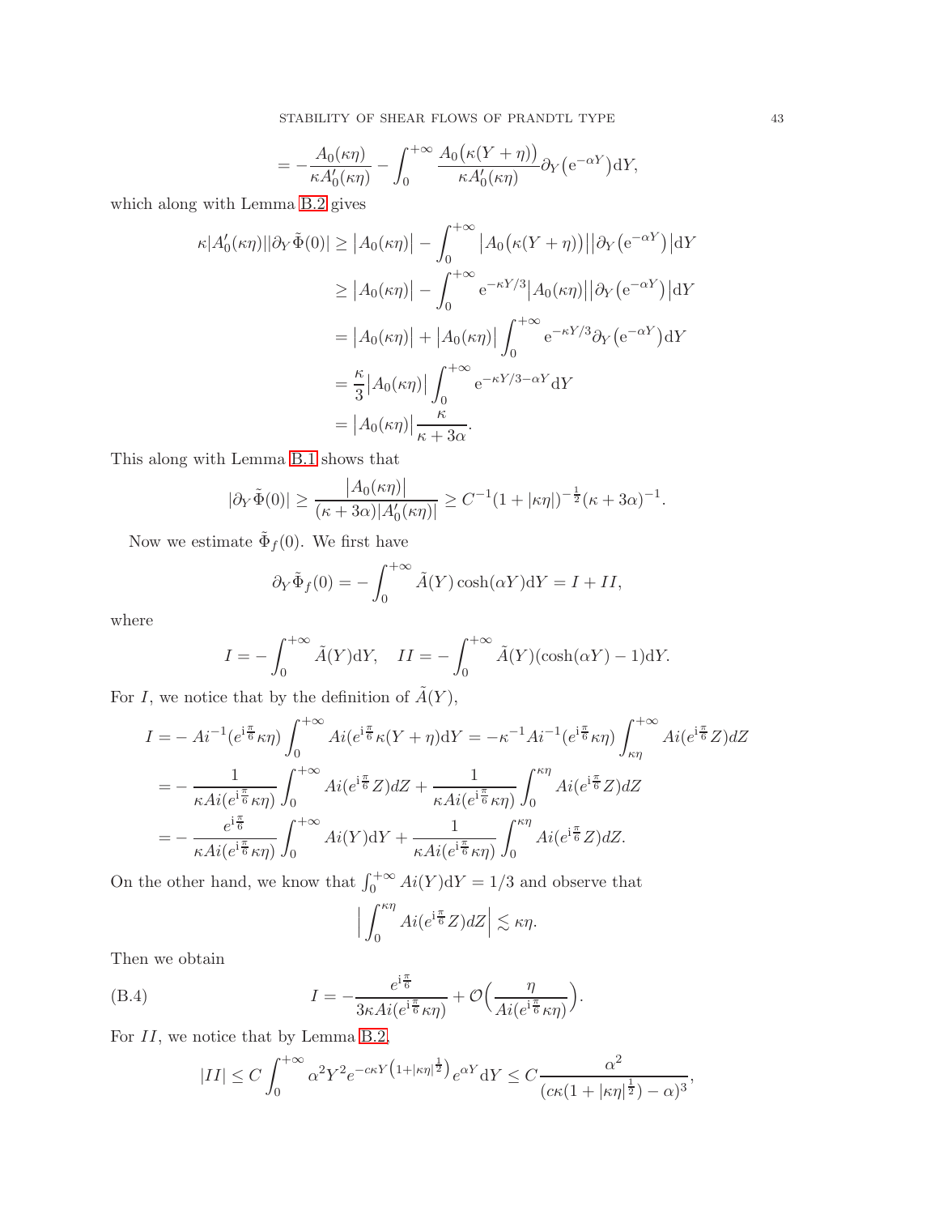$$
= -\frac{A_0(\kappa\eta)}{\kappa A_0'(\kappa\eta)} - \int_0^{+\infty} \frac{A_0\big(\kappa(Y+\eta)\big)}{\kappa A_0'(\kappa\eta)} \partial_Y\big(\mathrm{e}^{-\alpha Y}\big)\mathrm{d}Y,
$$

which along with Lemma B.2 gives

$$
\begin{aligned}
\kappa|A_0'(\kappa\eta)||\partial_Y\tilde{\Phi}(0)| &\geq \big|A_0(\kappa\eta)\big| - \int_0^{+\infty} \big|A_0\big(\kappa(Y+\eta)\big)\big|\big|\partial_Y\big(\mathrm{e}^{-\alpha Y}\big)\big|\mathrm{d}Y \\
&\geq \big|A_0(\kappa\eta)\big| - \int_0^{+\infty} \mathrm{e}^{-\kappa Y/3}\big|A_0(\kappa\eta)\big|\big|\partial_Y\big(\mathrm{e}^{-\alpha Y}\big)\big|\mathrm{d}Y \\
&= \big|A_0(\kappa\eta)\big| + \big|A_0(\kappa\eta)\big| \int_0^{+\infty} \mathrm{e}^{-\kappa Y/3}\partial_Y\big(\mathrm{e}^{-\alpha Y}\big)\mathrm{d}Y \\
&= \frac{\kappa}{3}\big|A_0(\kappa\eta)\big| \int_0^{+\infty} \mathrm{e}^{-\kappa Y/3-\alpha Y}\mathrm{d}Y \\
&= \big|A_0(\kappa\eta)\big|\frac{\kappa}{\kappa+3\alpha}.
\end{aligned}
$$

This along with Lemma B.1 shows that

$$
|\partial_Y\tilde{\Phi}(0)| \geq \frac{\big|A_0(\kappa\eta)\big|}{(\kappa+3\alpha)|A_0'(\kappa\eta)|} \geq C^{-1}(1+|\kappa\eta|)^{-\frac{1}{2}}(\kappa+3\alpha)^{-1}.
$$

Now we estimate $\tilde{\Phi}_f(0)$. We first have

$$
\partial_Y\tilde{\Phi}_f(0) = -\int_0^{+\infty} \tilde{A}(Y)\cosh(\alpha Y)\mathrm{d}Y = I + II,
$$

where

$$
I = -\int_0^{+\infty} \tilde{A}(Y)\mathrm{d}Y, \quad II = -\int_0^{+\infty} \tilde{A}(Y)(\cosh(\alpha Y)-1)\mathrm{d}Y.
$$

For $I$, we notice that by the definition of $\tilde{A}(Y)$,

$$
\begin{aligned}
I &= -Ai^{-1}(e^{\mathrm{i}\frac{\pi}{6}}\kappa\eta)\int_0^{+\infty} Ai(e^{\mathrm{i}\frac{\pi}{6}}\kappa(Y+\eta)\mathrm{d}Y = -\kappa^{-1}Ai^{-1}(e^{\mathrm{i}\frac{\pi}{6}}\kappa\eta)\int_{\kappa\eta}^{+\infty} Ai(e^{\mathrm{i}\frac{\pi}{6}}Z)dZ \\
&= -\frac{1}{\kappa Ai(e^{\mathrm{i}\frac{\pi}{6}}\kappa\eta)}\int_0^{+\infty} Ai(e^{\mathrm{i}\frac{\pi}{6}}Z)dZ + \frac{1}{\kappa Ai(e^{\mathrm{i}\frac{\pi}{6}}\kappa\eta)}\int_0^{\kappa\eta} Ai(e^{\mathrm{i}\frac{\pi}{6}}Z)dZ \\
&= -\frac{e^{\mathrm{i}\frac{\pi}{6}}}{\kappa Ai(e^{\mathrm{i}\frac{\pi}{6}}\kappa\eta)}\int_0^{+\infty} Ai(Y)\mathrm{d}Y + \frac{1}{\kappa Ai(e^{\mathrm{i}\frac{\pi}{6}}\kappa\eta)}\int_0^{\kappa\eta} Ai(e^{\mathrm{i}\frac{\pi}{6}}Z)dZ.
\end{aligned}
$$

On the other hand, we know that $\int_0^{+\infty} Ai(Y)\mathrm{d}Y = 1/3$ and observe that

$$
\Big|\int_0^{\kappa\eta} Ai(e^{\mathrm{i}\frac{\pi}{6}}Z)dZ\Big| \lesssim \kappa\eta.
$$

Then we obtain

$$
I = -\frac{e^{\mathrm{i}\frac{\pi}{6}}}{3\kappa Ai(e^{\mathrm{i}\frac{\pi}{6}}\kappa\eta)} + \mathcal{O}\Big(\frac{\eta}{Ai(e^{\mathrm{i}\frac{\pi}{6}}\kappa\eta)}\Big). \tag{B.4}
$$

For $II$, we notice that by Lemma B.2,

$$
|II| \leq C\int_0^{+\infty} \alpha^2 Y^2 e^{-c\kappa Y\big(1+|\kappa\eta|^{\frac{1}{2}}\big)}e^{\alpha Y}\mathrm{d}Y \leq C\frac{\alpha^2}{(c\kappa(1+|\kappa\eta|^{\frac{1}{2}})-\alpha)^3},
$$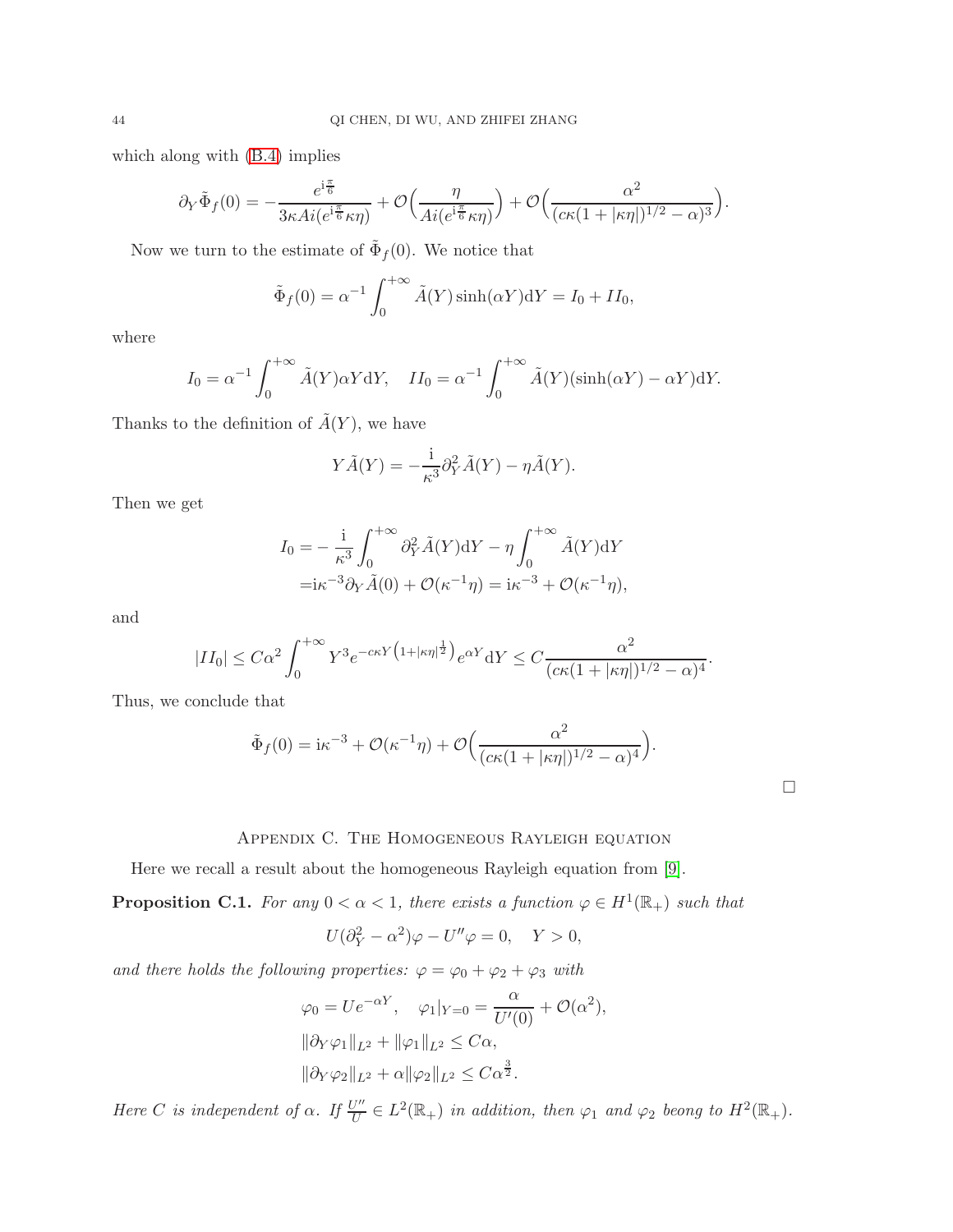which along with (B.4) implies

$$\partial_Y \tilde{\Phi}_f(0) = -\frac{e^{\mathrm{i}\frac{\pi}{6}}}{3\kappa Ai(e^{\mathrm{i}\frac{\pi}{6}}\kappa\eta)} + \mathcal{O}\Big(\frac{\eta}{Ai(e^{\mathrm{i}\frac{\pi}{6}}\kappa\eta)}\Big) + \mathcal{O}\Big(\frac{\alpha^2}{(c\kappa(1+|\kappa\eta|)^{1/2}-\alpha)^3}\Big).$$

Now we turn to the estimate of $\tilde{\Phi}_f(0)$. We notice that

$$\tilde{\Phi}_f(0) = \alpha^{-1}\int_0^{+\infty} \tilde{A}(Y)\sinh(\alpha Y)\mathrm{d}Y = I_0 + II_0,$$

where

$$I_0 = \alpha^{-1}\int_0^{+\infty} \tilde{A}(Y)\alpha Y \mathrm{d}Y, \quad II_0 = \alpha^{-1}\int_0^{+\infty} \tilde{A}(Y)(\sinh(\alpha Y) - \alpha Y)\mathrm{d}Y.$$

Thanks to the definition of $\tilde{A}(Y)$, we have

$$Y\tilde{A}(Y) = -\frac{\mathrm{i}}{\kappa^3}\partial_Y^2 \tilde{A}(Y) - \eta\tilde{A}(Y).$$

Then we get

$$\begin{aligned} I_0 =& -\frac{\mathrm{i}}{\kappa^3}\int_0^{+\infty} \partial_Y^2\tilde{A}(Y)\mathrm{d}Y - \eta\int_0^{+\infty}\tilde{A}(Y)\mathrm{d}Y \\ =& \mathrm{i}\kappa^{-3}\partial_Y\tilde{A}(0) + \mathcal{O}(\kappa^{-1}\eta) = \mathrm{i}\kappa^{-3} + \mathcal{O}(\kappa^{-1}\eta), \end{aligned}$$

and

$$|II_0| \le C\alpha^2 \int_0^{+\infty} Y^3 e^{-c\kappa Y\left(1+|\kappa\eta|^{\frac{1}{2}}\right)} e^{\alpha Y}\mathrm{d}Y \le C\frac{\alpha^2}{(c\kappa(1+|\kappa\eta|)^{1/2}-\alpha)^4}.$$

Thus, we conclude that

$$\tilde{\Phi}_f(0) = \mathrm{i}\kappa^{-3} + \mathcal{O}(\kappa^{-1}\eta) + \mathcal{O}\Big(\frac{\alpha^2}{(c\kappa(1+|\kappa\eta|)^{1/2}-\alpha)^4}\Big).$$

□

## Appendix C. The Homogeneous Rayleigh equation

Here we recall a result about the homogeneous Rayleigh equation from [9].

**Proposition C.1.** *For any $0<\alpha<1$, there exists a function $\varphi \in H^1(\mathbb{R}_+)$ such that*

$$U(\partial_Y^2 - \alpha^2)\varphi - U''\varphi = 0, \quad Y>0,$$

*and there holds the following properties: $\varphi = \varphi_0 + \varphi_2 + \varphi_3$ with*

$$\begin{aligned} &\varphi_0 = Ue^{-\alpha Y}, \quad \varphi_1|_{Y=0} = \frac{\alpha}{U'(0)} + \mathcal{O}(\alpha^2), \\ &\|\partial_Y\varphi_1\|_{L^2} + \|\varphi_1\|_{L^2} \le C\alpha, \\ &\|\partial_Y\varphi_2\|_{L^2} + \alpha\|\varphi_2\|_{L^2} \le C\alpha^{\frac{3}{2}}. \end{aligned}$$

*Here $C$ is independent of $\alpha$. If $\frac{U''}{U} \in L^2(\mathbb{R}_+)$ in addition, then $\varphi_1$ and $\varphi_2$ beong to $H^2(\mathbb{R}_+)$.*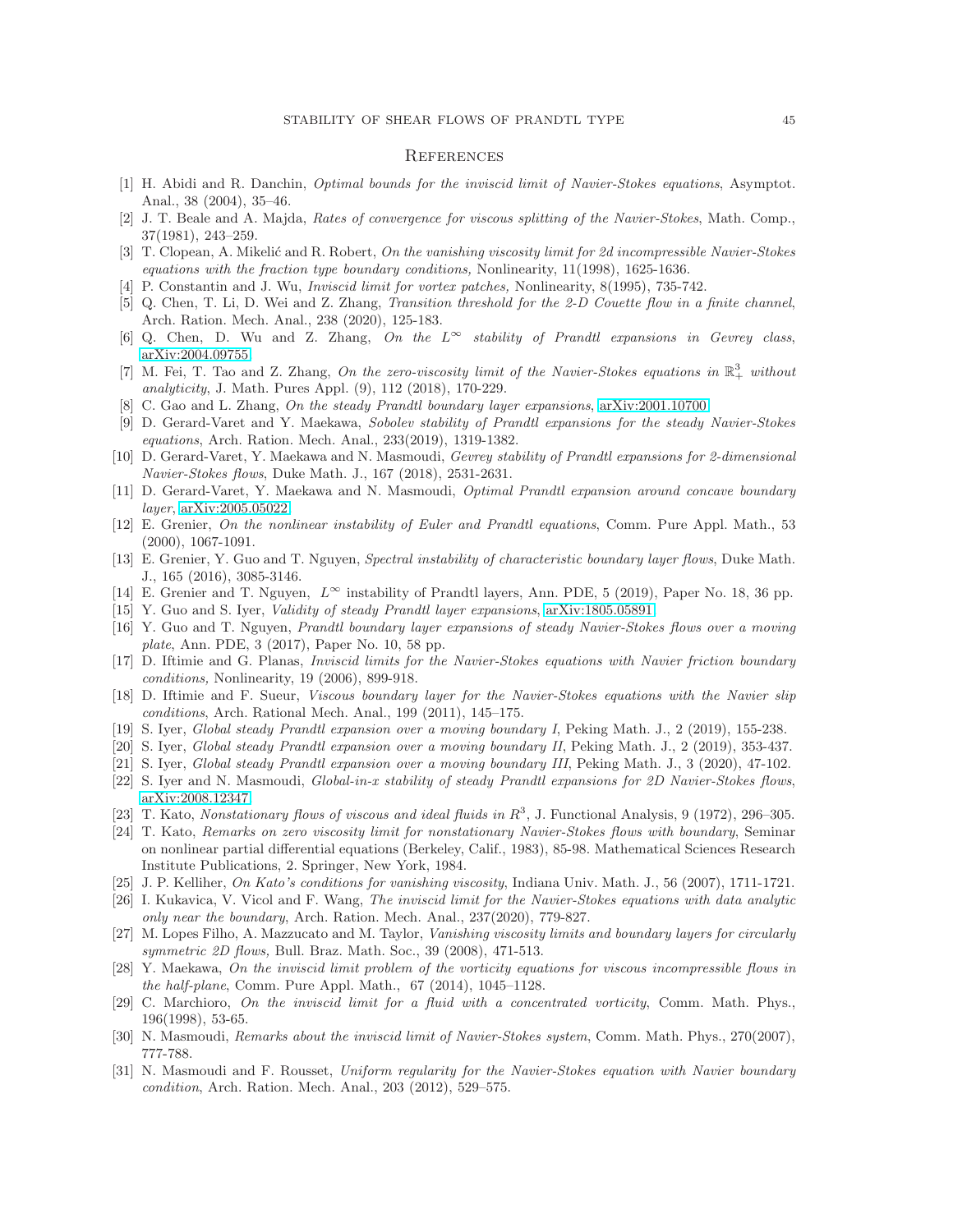## References

[1] H. Abidi and R. Danchin, *Optimal bounds for the inviscid limit of Navier-Stokes equations*, Asymptot. Anal., 38 (2004), 35–46.

[2] J. T. Beale and A. Majda, *Rates of convergence for viscous splitting of the Navier-Stokes*, Math. Comp., 37(1981), 243–259.

[3] T. Clopean, A. Mikelić and R. Robert, *On the vanishing viscosity limit for 2d incompressible Navier-Stokes equations with the fraction type boundary conditions,* Nonlinearity, 11(1998), 1625-1636.

[4] P. Constantin and J. Wu, *Inviscid limit for vortex patches,* Nonlinearity, 8(1995), 735-742.

[5] Q. Chen, T. Li, D. Wei and Z. Zhang, *Transition threshold for the 2-D Couette flow in a finite channel*, Arch. Ration. Mech. Anal., 238 (2020), 125-183.

[6] Q. Chen, D. Wu and Z. Zhang, *On the $L^\infty$ stability of Prandtl expansions in Gevrey class*, arXiv:2004.09755.

[7] M. Fei, T. Tao and Z. Zhang, *On the zero-viscosity limit of the Navier-Stokes equations in $\mathbb{R}^3_+$ without analyticity*, J. Math. Pures Appl. (9), 112 (2018), 170-229.

[8] C. Gao and L. Zhang, *On the steady Prandtl boundary layer expansions*, arXiv:2001.10700.

[9] D. Gerard-Varet and Y. Maekawa, *Sobolev stability of Prandtl expansions for the steady Navier-Stokes equations*, Arch. Ration. Mech. Anal., 233(2019), 1319-1382.

[10] D. Gerard-Varet, Y. Maekawa and N. Masmoudi, *Gevrey stability of Prandtl expansions for 2-dimensional Navier-Stokes flows*, Duke Math. J., 167 (2018), 2531-2631.

[11] D. Gerard-Varet, Y. Maekawa and N. Masmoudi, *Optimal Prandtl expansion around concave boundary layer*, arXiv:2005.05022.

[12] E. Grenier, *On the nonlinear instability of Euler and Prandtl equations*, Comm. Pure Appl. Math., 53 (2000), 1067-1091.

[13] E. Grenier, Y. Guo and T. Nguyen, *Spectral instability of characteristic boundary layer flows*, Duke Math. J., 165 (2016), 3085-3146.

[14] E. Grenier and T. Nguyen, $L^\infty$ instability of Prandtl layers, Ann. PDE, 5 (2019), Paper No. 18, 36 pp.

[15] Y. Guo and S. Iyer, *Validity of steady Prandtl layer expansions*, arXiv:1805.05891.

[16] Y. Guo and T. Nguyen, *Prandtl boundary layer expansions of steady Navier-Stokes flows over a moving plate*, Ann. PDE, 3 (2017), Paper No. 10, 58 pp.

[17] D. Iftimie and G. Planas, *Inviscid limits for the Navier-Stokes equations with Navier friction boundary conditions,* Nonlinearity, 19 (2006), 899-918.

[18] D. Iftimie and F. Sueur, *Viscous boundary layer for the Navier-Stokes equations with the Navier slip conditions*, Arch. Rational Mech. Anal., 199 (2011), 145–175.

[19] S. Iyer, *Global steady Prandtl expansion over a moving boundary I*, Peking Math. J., 2 (2019), 155-238.

[20] S. Iyer, *Global steady Prandtl expansion over a moving boundary II*, Peking Math. J., 2 (2019), 353-437.

[21] S. Iyer, *Global steady Prandtl expansion over a moving boundary III*, Peking Math. J., 3 (2020), 47-102.

[22] S. Iyer and N. Masmoudi, *Global-in-x stability of steady Prandtl expansions for 2D Navier-Stokes flows*, arXiv:2008.12347.

[23] T. Kato, *Nonstationary flows of viscous and ideal fluids in $R^3$*, J. Functional Analysis, 9 (1972), 296–305.

[24] T. Kato, *Remarks on zero viscosity limit for nonstationary Navier-Stokes flows with boundary*, Seminar on nonlinear partial differential equations (Berkeley, Calif., 1983), 85-98. Mathematical Sciences Research Institute Publications, 2. Springer, New York, 1984.

[25] J. P. Kelliher, *On Kato's conditions for vanishing viscosity*, Indiana Univ. Math. J., 56 (2007), 1711-1721.

[26] I. Kukavica, V. Vicol and F. Wang, *The inviscid limit for the Navier-Stokes equations with data analytic only near the boundary*, Arch. Ration. Mech. Anal., 237(2020), 779-827.

[27] M. Lopes Filho, A. Mazzucato and M. Taylor, *Vanishing viscosity limits and boundary layers for circularly symmetric 2D flows,* Bull. Braz. Math. Soc., 39 (2008), 471-513.

[28] Y. Maekawa, *On the inviscid limit problem of the vorticity equations for viscous incompressible flows in the half-plane*, Comm. Pure Appl. Math., 67 (2014), 1045–1128.

[29] C. Marchioro, *On the inviscid limit for a fluid with a concentrated vorticity*, Comm. Math. Phys., 196(1998), 53-65.

[30] N. Masmoudi, *Remarks about the inviscid limit of Navier-Stokes system*, Comm. Math. Phys., 270(2007), 777-788.

[31] N. Masmoudi and F. Rousset, *Uniform regularity for the Navier-Stokes equation with Navier boundary condition*, Arch. Ration. Mech. Anal., 203 (2012), 529–575.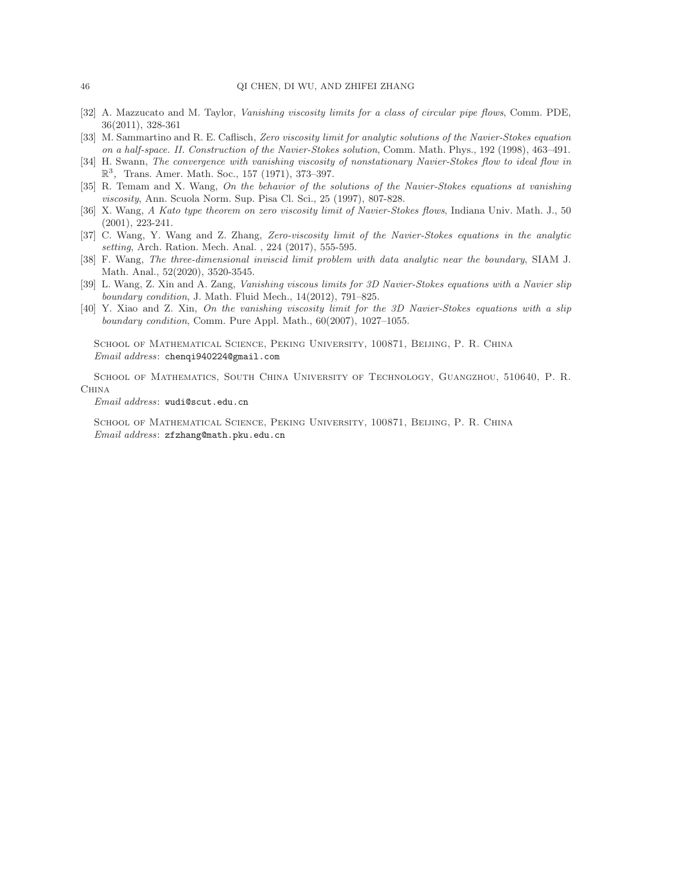[32] A. Mazzucato and M. Taylor, *Vanishing viscosity limits for a class of circular pipe flows*, Comm. PDE, 36(2011), 328-361

[33] M. Sammartino and R. E. Caflisch, *Zero viscosity limit for analytic solutions of the Navier-Stokes equation on a half-space. II. Construction of the Navier-Stokes solution*, Comm. Math. Phys., 192 (1998), 463–491.

[34] H. Swann, *The convergence with vanishing viscosity of nonstationary Navier-Stokes flow to ideal flow in* $\mathbb{R}^3$, Trans. Amer. Math. Soc., 157 (1971), 373–397.

[35] R. Temam and X. Wang, *On the behavior of the solutions of the Navier-Stokes equations at vanishing viscosity*, Ann. Scuola Norm. Sup. Pisa Cl. Sci., 25 (1997), 807-828.

[36] X. Wang, *A Kato type theorem on zero viscosity limit of Navier-Stokes flows*, Indiana Univ. Math. J., 50 (2001), 223-241.

[37] C. Wang, Y. Wang and Z. Zhang, *Zero-viscosity limit of the Navier-Stokes equations in the analytic setting*, Arch. Ration. Mech. Anal. , 224 (2017), 555-595.

[38] F. Wang, *The three-dimensional inviscid limit problem with data analytic near the boundary*, SIAM J. Math. Anal., 52(2020), 3520-3545.

[39] L. Wang, Z. Xin and A. Zang, *Vanishing viscous limits for 3D Navier-Stokes equations with a Navier slip boundary condition*, J. Math. Fluid Mech., 14(2012), 791–825.

[40] Y. Xiao and Z. Xin, *On the vanishing viscosity limit for the 3D Navier-Stokes equations with a slip boundary condition*, Comm. Pure Appl. Math., 60(2007), 1027–1055.

School of Mathematical Science, Peking University, 100871, Beijing, P. R. China
*Email address*: chenqi940224@gmail.com

School of Mathematics, South China University of Technology, Guangzhou, 510640, P. R. China
*Email address*: wudi@scut.edu.cn

School of Mathematical Science, Peking University, 100871, Beijing, P. R. China
*Email address*: zfzhang@math.pku.edu.cn